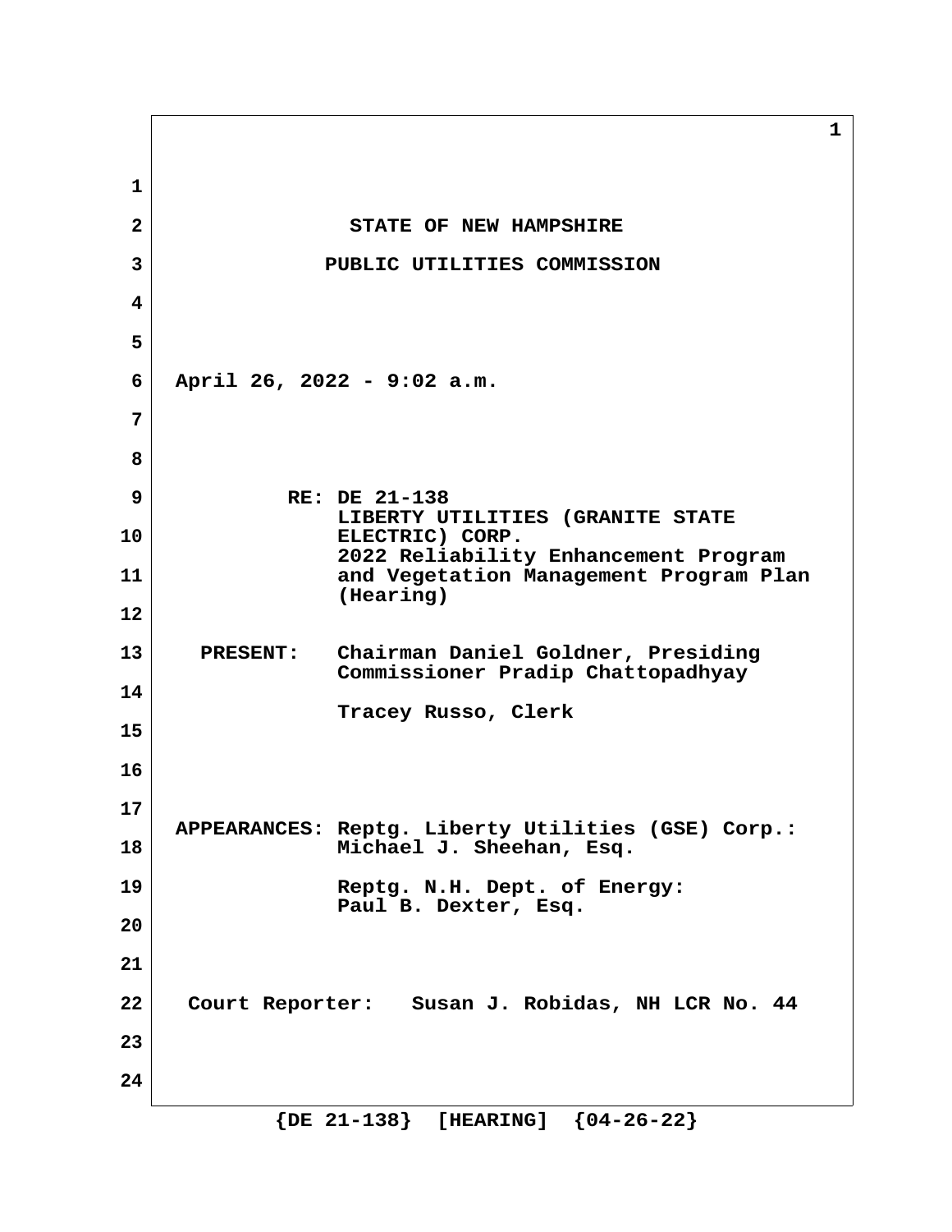STATE OF NEW HAMPSHIRE

PUBLIC UTILITIES COMMISSION

April 26, 2022 - 9:02 a.m.

RE: DE 21-138
LIBERTY UTILITIES (GRANITE STATE ELECTRIC) CORP.
2022 Reliability Enhancement Program and Vegetation Management Program Plan
(Hearing)

PRESENT: Chairman Daniel Goldner, Presiding
Commissioner Pradip Chattopadhyay

Tracey Russo, Clerk

APPEARANCES: Reptg. Liberty Utilities (GSE) Corp.:
Michael J. Sheehan, Esq.

Reptg. N.H. Dept. of Energy:
Paul B. Dexter, Esq.

Court Reporter: Susan J. Robidas, NH LCR No. 44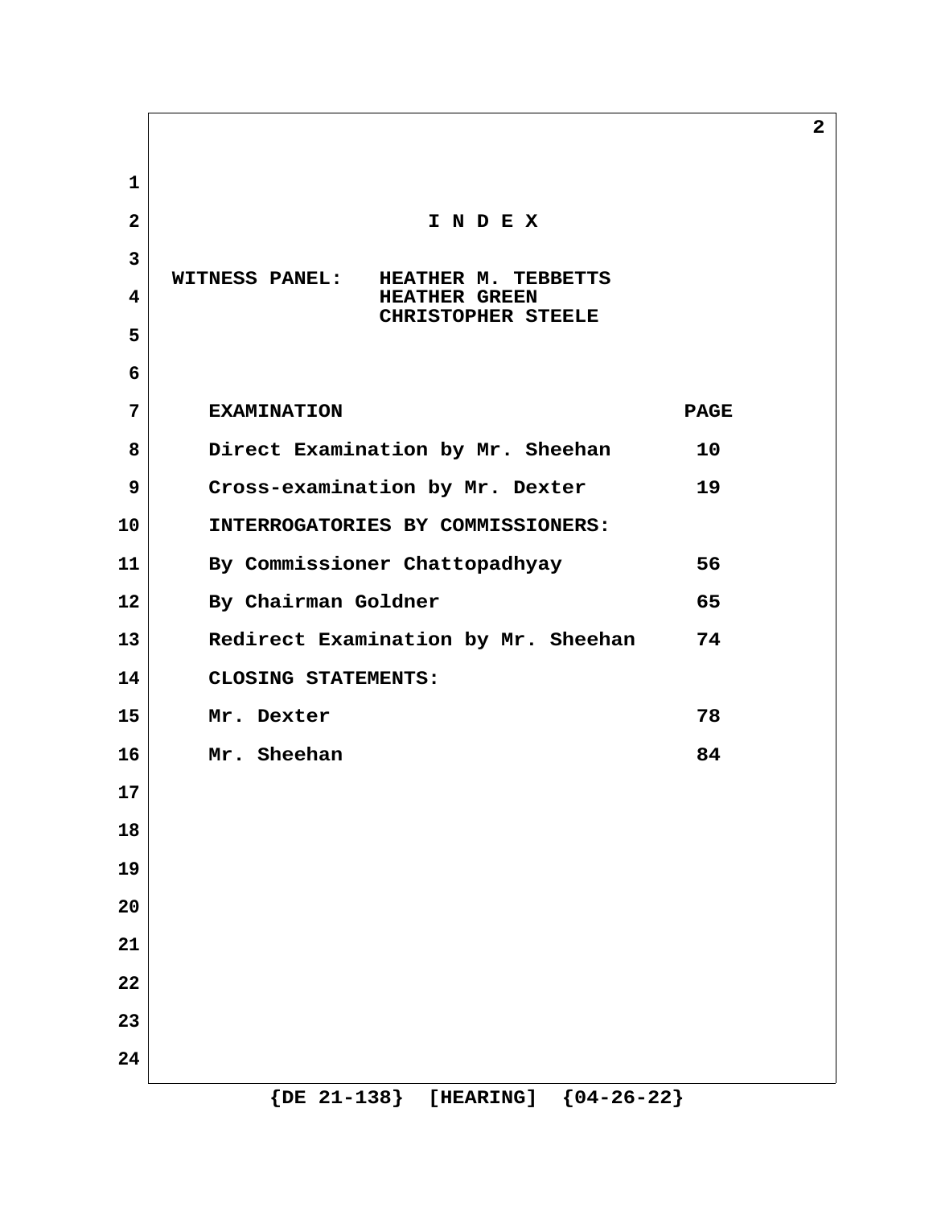# I N D E X

**WITNESS PANEL:** HEATHER M. TEBBETTS
HEATHER GREEN
CHRISTOPHER STEELE

| EXAMINATION | PAGE |
|---|---|
| Direct Examination by Mr. Sheehan | 10 |
| Cross-examination by Mr. Dexter | 19 |
| INTERROGATORIES BY COMMISSIONERS: | |
| By Commissioner Chattopadhyay | 56 |
| By Chairman Goldner | 65 |
| Redirect Examination by Mr. Sheehan | 74 |
| CLOSING STATEMENTS: | |
| Mr. Dexter | 78 |
| Mr. Sheehan | 84 |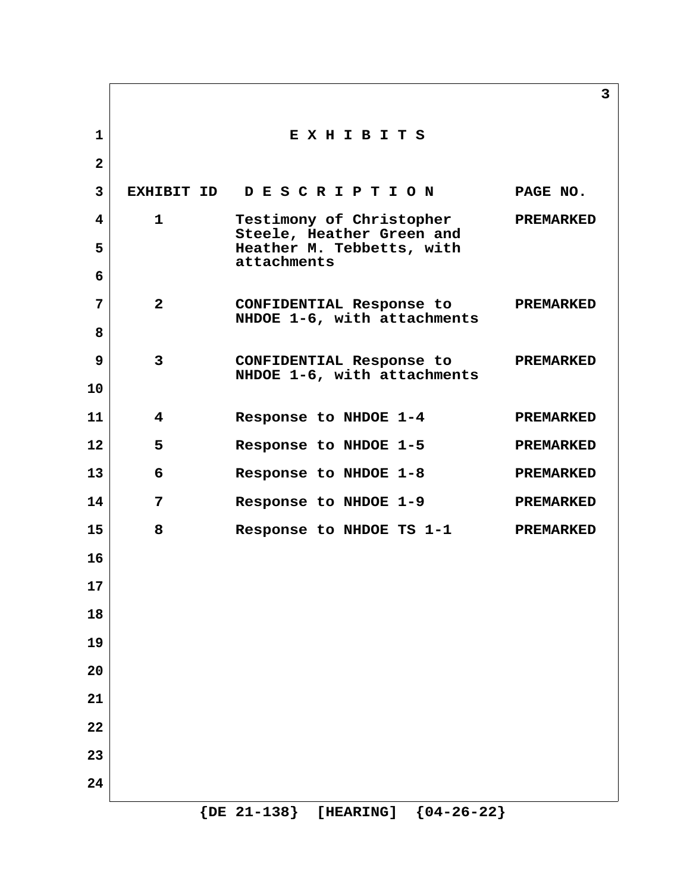# E X H I B I T S

| EXHIBIT ID | D E S C R I P T I O N | PAGE NO. |
|---|---|---|
| 1 | Testimony of Christopher Steele, Heather Green and Heather M. Tebbetts, with attachments | PREMARKED |
| 2 | CONFIDENTIAL Response to NHDOE 1-6, with attachments | PREMARKED |
| 3 | CONFIDENTIAL Response to NHDOE 1-6, with attachments | PREMARKED |
| 4 | Response to NHDOE 1-4 | PREMARKED |
| 5 | Response to NHDOE 1-5 | PREMARKED |
| 6 | Response to NHDOE 1-8 | PREMARKED |
| 7 | Response to NHDOE 1-9 | PREMARKED |
| 8 | Response to NHDOE TS 1-1 | PREMARKED |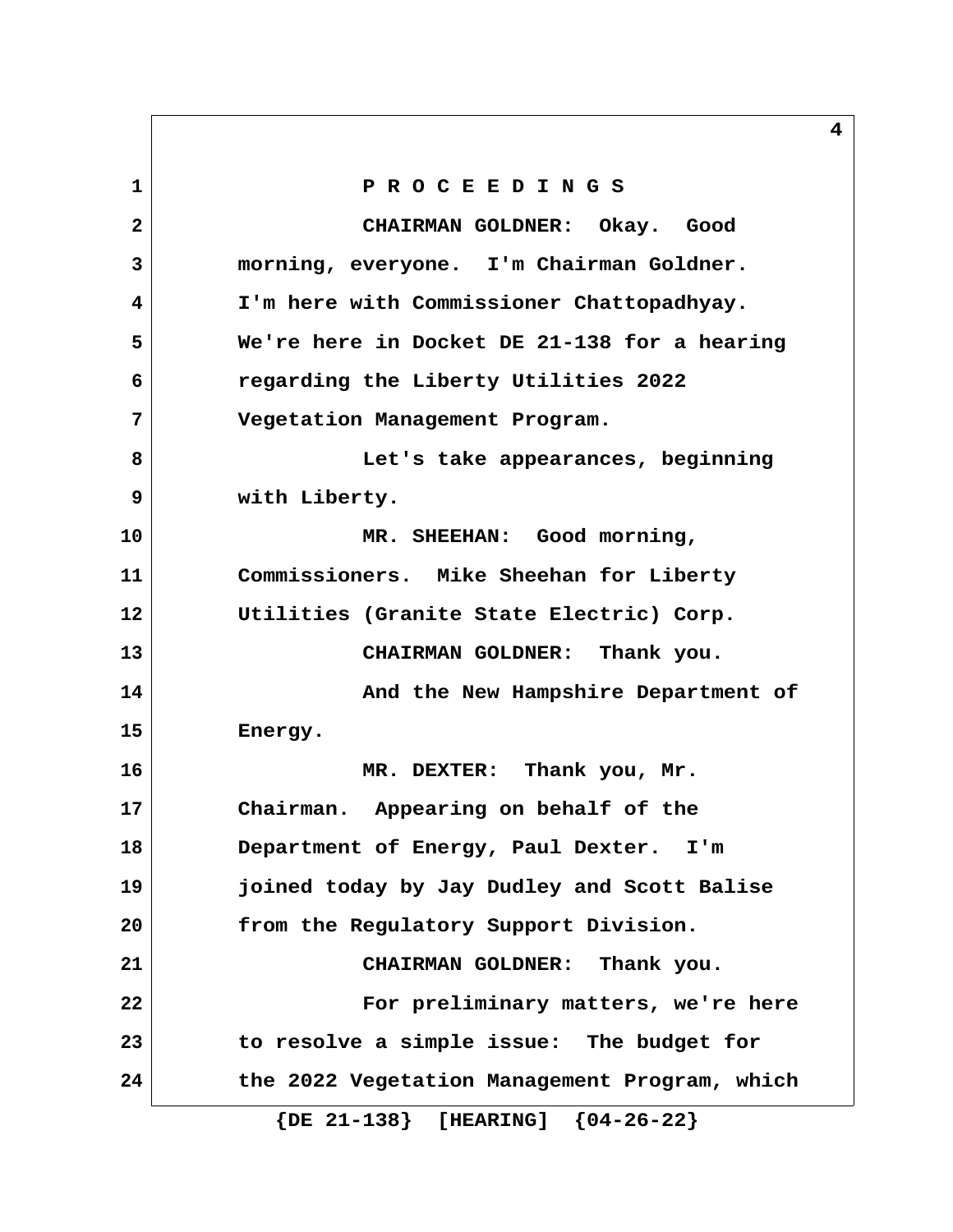P R O C E E D I N G S

CHAIRMAN GOLDNER: Okay. Good morning, everyone. I'm Chairman Goldner. I'm here with Commissioner Chattopadhyay. We're here in Docket DE 21-138 for a hearing regarding the Liberty Utilities 2022 Vegetation Management Program.

Let's take appearances, beginning with Liberty.

MR. SHEEHAN: Good morning, Commissioners. Mike Sheehan for Liberty Utilities (Granite State Electric) Corp.

CHAIRMAN GOLDNER: Thank you.

And the New Hampshire Department of Energy.

MR. DEXTER: Thank you, Mr. Chairman. Appearing on behalf of the Department of Energy, Paul Dexter. I'm joined today by Jay Dudley and Scott Balise from the Regulatory Support Division.

CHAIRMAN GOLDNER: Thank you.

For preliminary matters, we're here to resolve a simple issue: The budget for the 2022 Vegetation Management Program, which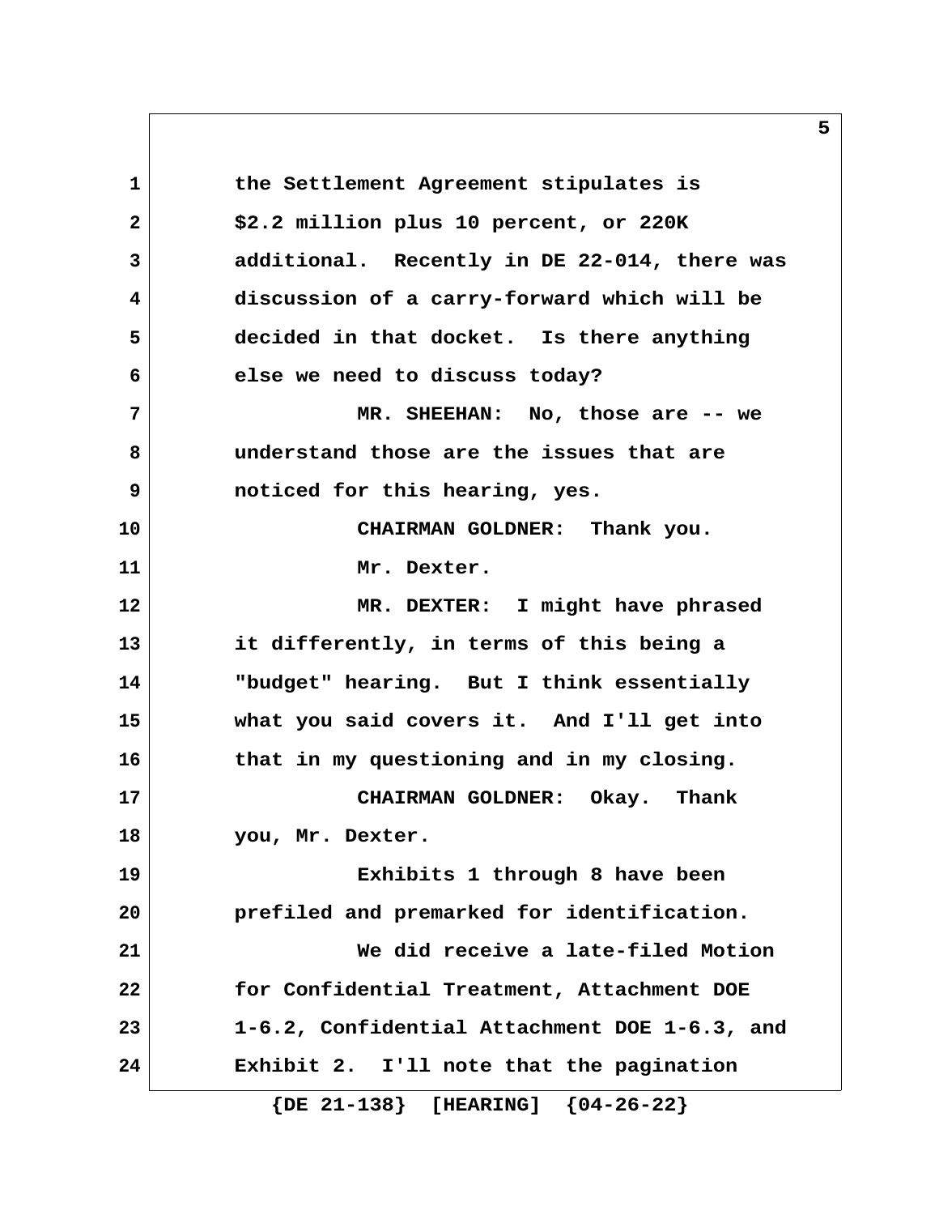the Settlement Agreement stipulates is $2.2 million plus 10 percent, or 220K additional. Recently in DE 22-014, there was discussion of a carry-forward which will be decided in that docket. Is there anything else we need to discuss today?

MR. SHEEHAN: No, those are -- we understand those are the issues that are noticed for this hearing, yes.

CHAIRMAN GOLDNER: Thank you.

Mr. Dexter.

MR. DEXTER: I might have phrased it differently, in terms of this being a "budget" hearing. But I think essentially what you said covers it. And I'll get into that in my questioning and in my closing.

CHAIRMAN GOLDNER: Okay. Thank you, Mr. Dexter.

Exhibits 1 through 8 have been prefiled and premarked for identification.

We did receive a late-filed Motion for Confidential Treatment, Attachment DOE 1-6.2, Confidential Attachment DOE 1-6.3, and Exhibit 2. I'll note that the pagination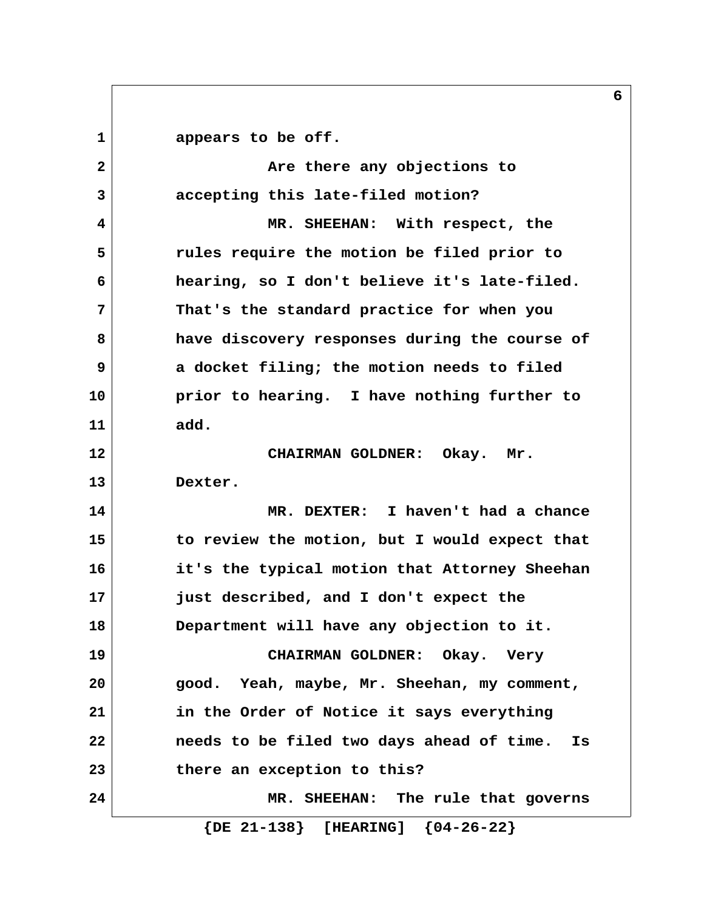appears to be off.

Are there any objections to accepting this late-filed motion?

MR. SHEEHAN: With respect, the rules require the motion be filed prior to hearing, so I don't believe it's late-filed. That's the standard practice for when you have discovery responses during the course of a docket filing; the motion needs to filed prior to hearing. I have nothing further to add.

CHAIRMAN GOLDNER: Okay. Mr. Dexter.

MR. DEXTER: I haven't had a chance to review the motion, but I would expect that it's the typical motion that Attorney Sheehan just described, and I don't expect the Department will have any objection to it.

CHAIRMAN GOLDNER: Okay. Very good. Yeah, maybe, Mr. Sheehan, my comment, in the Order of Notice it says everything needs to be filed two days ahead of time. Is there an exception to this?

MR. SHEEHAN: The rule that governs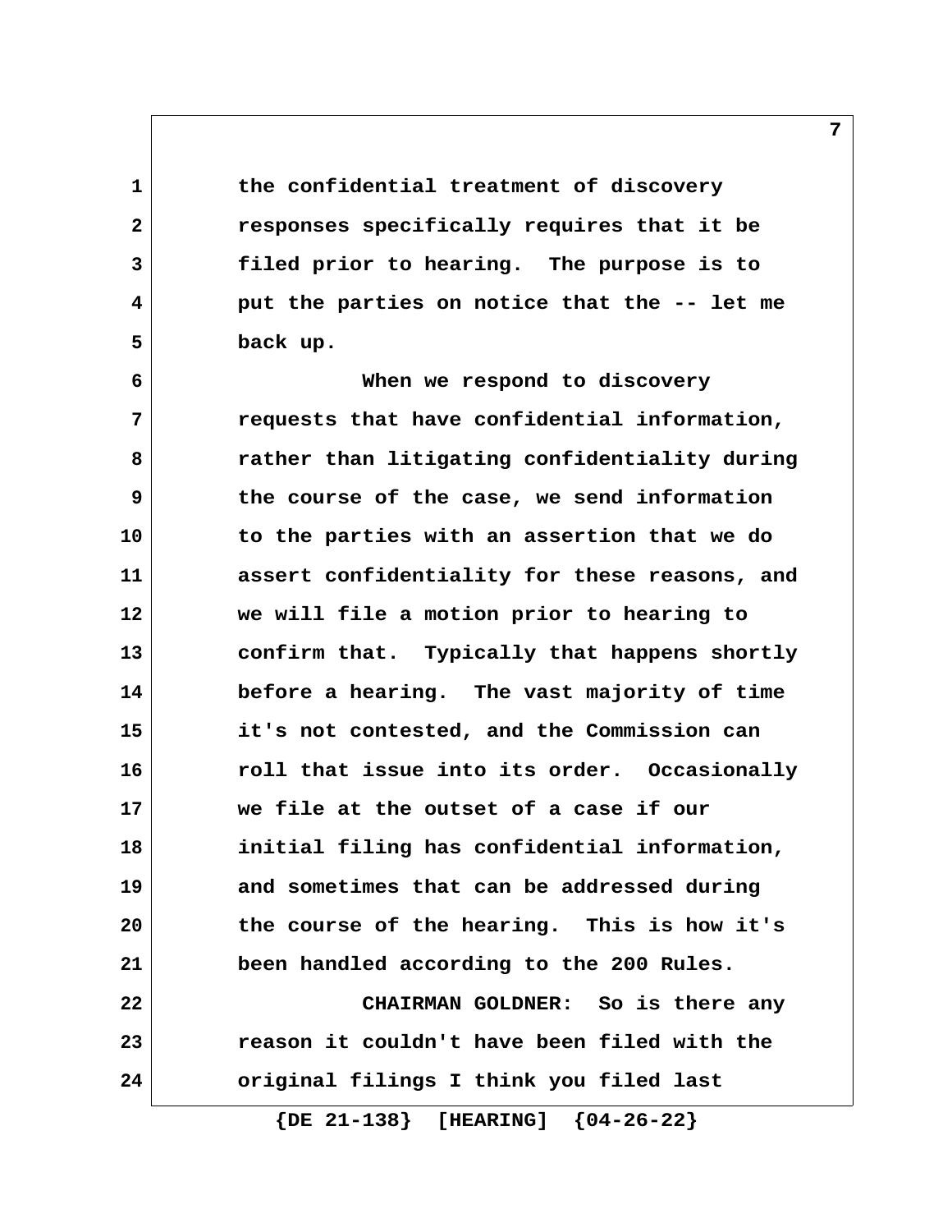the confidential treatment of discovery responses specifically requires that it be filed prior to hearing. The purpose is to put the parties on notice that the -- let me back up.

When we respond to discovery requests that have confidential information, rather than litigating confidentiality during the course of the case, we send information to the parties with an assertion that we do assert confidentiality for these reasons, and we will file a motion prior to hearing to confirm that. Typically that happens shortly before a hearing. The vast majority of time it's not contested, and the Commission can roll that issue into its order. Occasionally we file at the outset of a case if our initial filing has confidential information, and sometimes that can be addressed during the course of the hearing. This is how it's been handled according to the 200 Rules.

CHAIRMAN GOLDNER: So is there any reason it couldn't have been filed with the original filings I think you filed last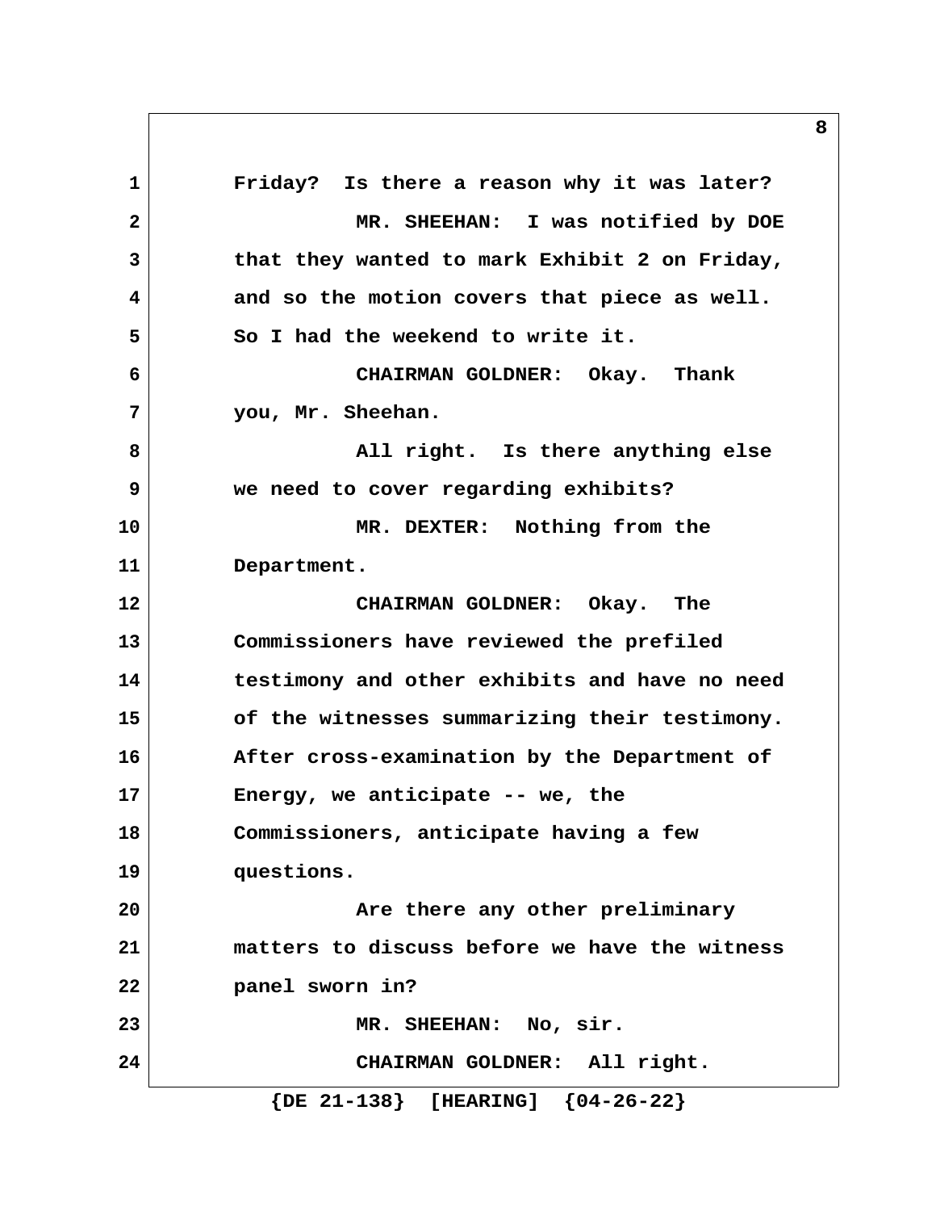Friday? Is there a reason why it was later?

MR. SHEEHAN: I was notified by DOE that they wanted to mark Exhibit 2 on Friday, and so the motion covers that piece as well. So I had the weekend to write it.

CHAIRMAN GOLDNER: Okay. Thank you, Mr. Sheehan.

All right. Is there anything else we need to cover regarding exhibits?

MR. DEXTER: Nothing from the Department.

CHAIRMAN GOLDNER: Okay. The Commissioners have reviewed the prefiled testimony and other exhibits and have no need of the witnesses summarizing their testimony. After cross-examination by the Department of Energy, we anticipate -- we, the Commissioners, anticipate having a few questions.

Are there any other preliminary matters to discuss before we have the witness panel sworn in?

MR. SHEEHAN: No, sir.

CHAIRMAN GOLDNER: All right.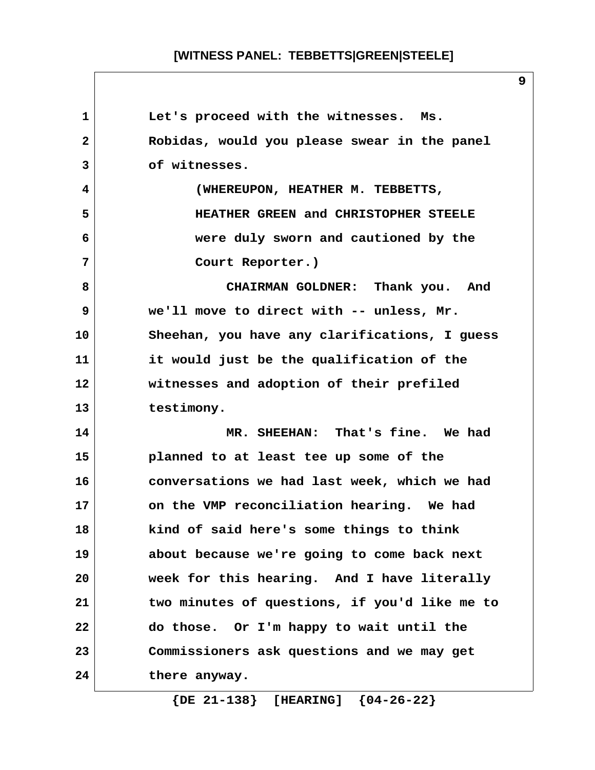Let's proceed with the witnesses. Ms. Robidas, would you please swear in the panel of witnesses.

(WHEREUPON, HEATHER M. TEBBETTS, HEATHER GREEN and CHRISTOPHER STEELE were duly sworn and cautioned by the Court Reporter.)

CHAIRMAN GOLDNER: Thank you. And we'll move to direct with -- unless, Mr. Sheehan, you have any clarifications, I guess it would just be the qualification of the witnesses and adoption of their prefiled testimony.

MR. SHEEHAN: That's fine. We had planned to at least tee up some of the conversations we had last week, which we had on the VMP reconciliation hearing. We had kind of said here's some things to think about because we're going to come back next week for this hearing. And I have literally two minutes of questions, if you'd like me to do those. Or I'm happy to wait until the Commissioners ask questions and we may get there anyway.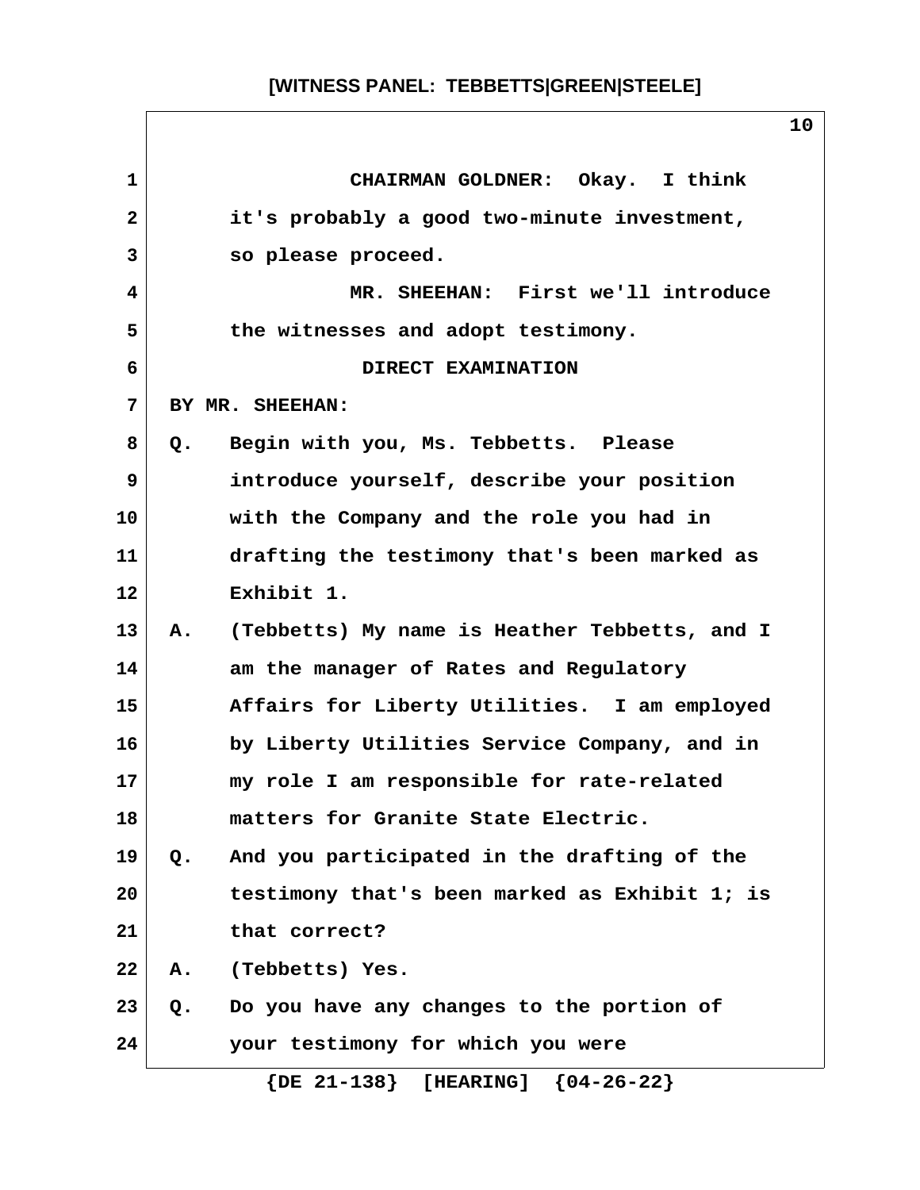CHAIRMAN GOLDNER: Okay. I think it's probably a good two-minute investment, so please proceed.

MR. SHEEHAN: First we'll introduce the witnesses and adopt testimony.

DIRECT EXAMINATION

BY MR. SHEEHAN:

Q. Begin with you, Ms. Tebbetts. Please introduce yourself, describe your position with the Company and the role you had in drafting the testimony that's been marked as Exhibit 1.

A. (Tebbetts) My name is Heather Tebbetts, and I am the manager of Rates and Regulatory Affairs for Liberty Utilities. I am employed by Liberty Utilities Service Company, and in my role I am responsible for rate-related matters for Granite State Electric.

Q. And you participated in the drafting of the testimony that's been marked as Exhibit 1; is that correct?

A. (Tebbetts) Yes.

Q. Do you have any changes to the portion of your testimony for which you were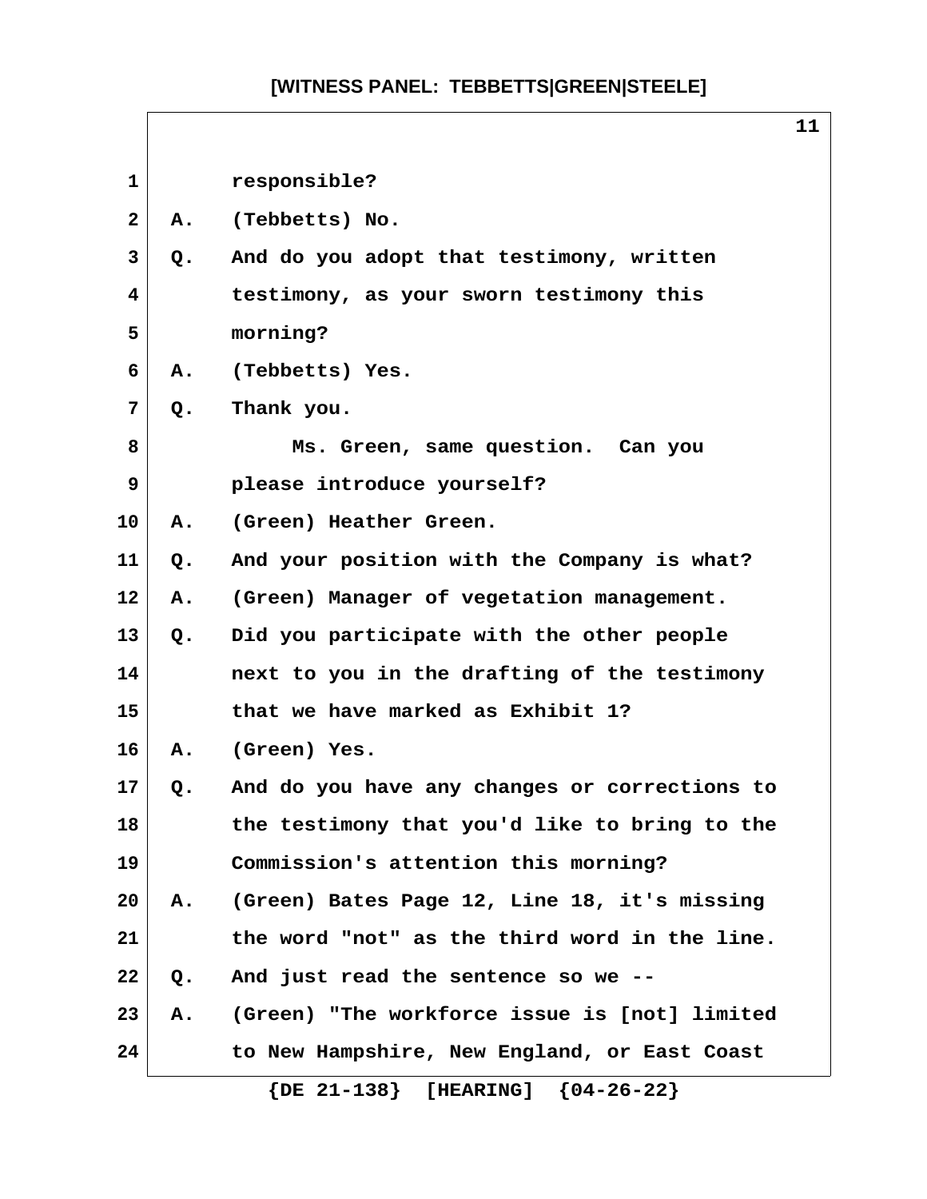responsible?

A. (Tebbetts) No.

Q. And do you adopt that testimony, written testimony, as your sworn testimony this morning?

A. (Tebbetts) Yes.

Q. Thank you.

Ms. Green, same question. Can you please introduce yourself?

A. (Green) Heather Green.

Q. And your position with the Company is what?

A. (Green) Manager of vegetation management.

Q. Did you participate with the other people next to you in the drafting of the testimony that we have marked as Exhibit 1?

A. (Green) Yes.

Q. And do you have any changes or corrections to the testimony that you'd like to bring to the Commission's attention this morning?

A. (Green) Bates Page 12, Line 18, it's missing the word "not" as the third word in the line.

Q. And just read the sentence so we --

A. (Green) "The workforce issue is [not] limited to New Hampshire, New England, or East Coast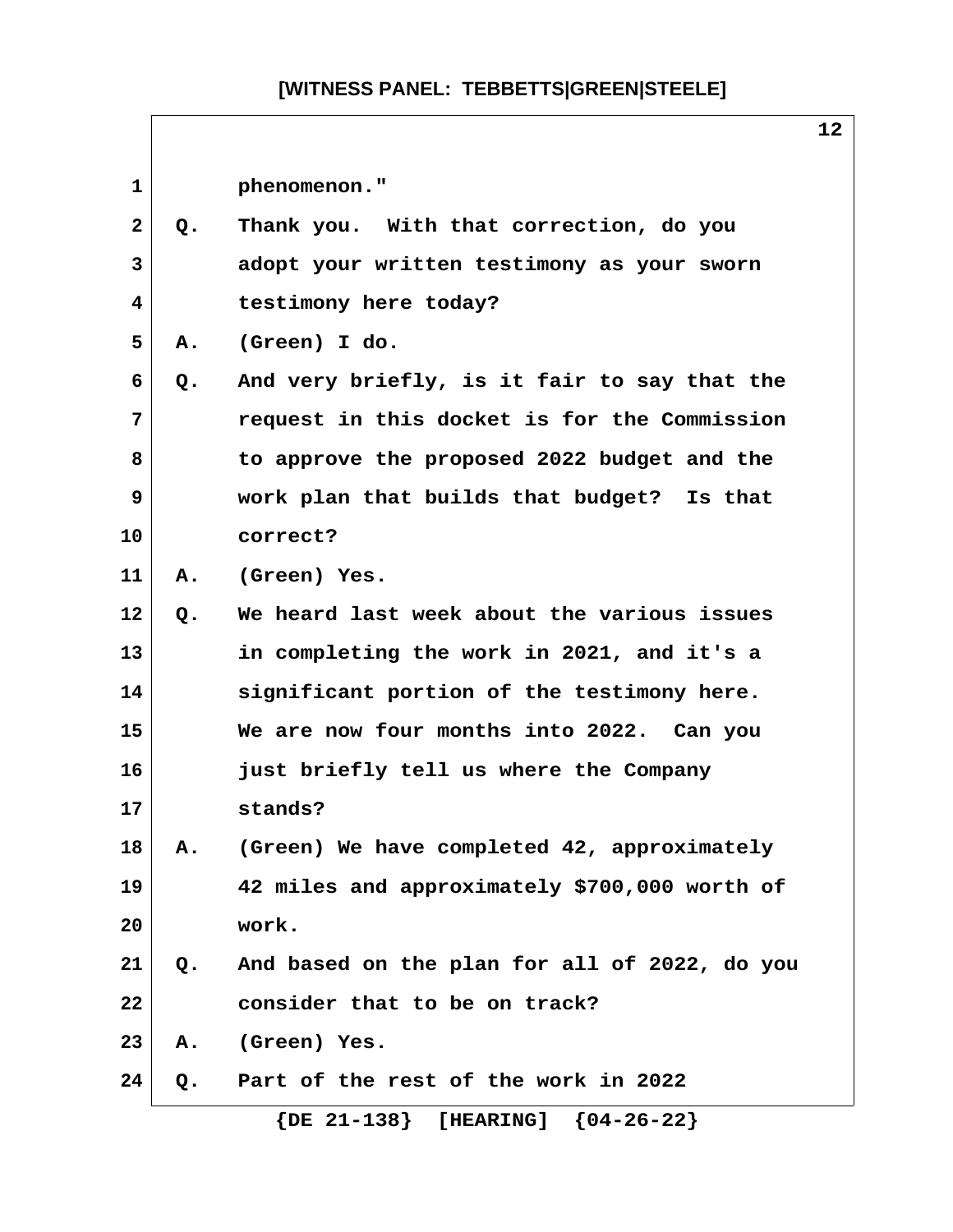phenomenon."

Q. Thank you. With that correction, do you adopt your written testimony as your sworn testimony here today?

A. (Green) I do.

Q. And very briefly, is it fair to say that the request in this docket is for the Commission to approve the proposed 2022 budget and the work plan that builds that budget? Is that correct?

A. (Green) Yes.

Q. We heard last week about the various issues in completing the work in 2021, and it's a significant portion of the testimony here. We are now four months into 2022. Can you just briefly tell us where the Company stands?

A. (Green) We have completed 42, approximately 42 miles and approximately $700,000 worth of work.

Q. And based on the plan for all of 2022, do you consider that to be on track?

A. (Green) Yes.

Q. Part of the rest of the work in 2022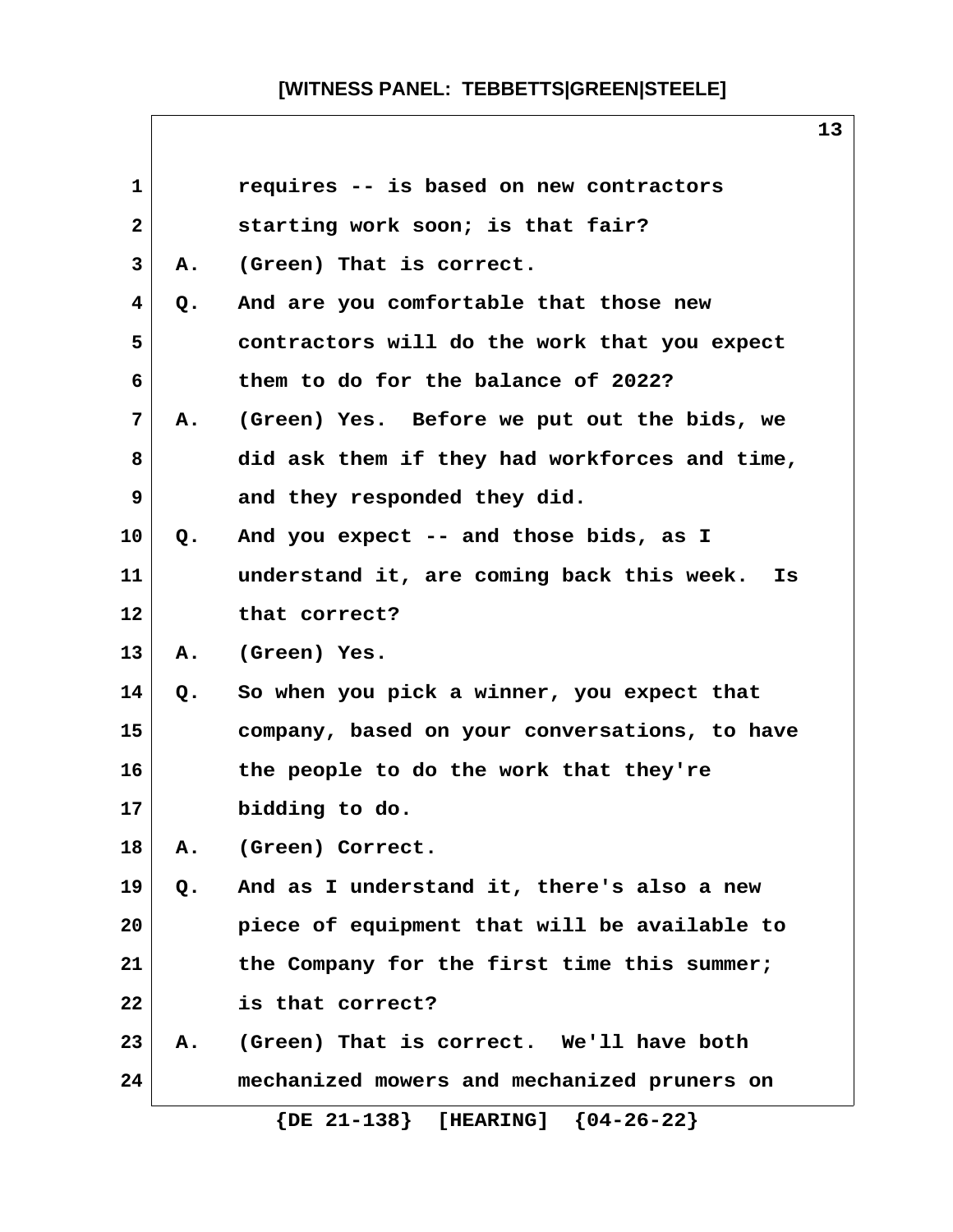requires -- is based on new contractors starting work soon; is that fair?

A. (Green) That is correct.

Q. And are you comfortable that those new contractors will do the work that you expect them to do for the balance of 2022?

A. (Green) Yes. Before we put out the bids, we did ask them if they had workforces and time, and they responded they did.

Q. And you expect -- and those bids, as I understand it, are coming back this week. Is that correct?

A. (Green) Yes.

Q. So when you pick a winner, you expect that company, based on your conversations, to have the people to do the work that they're bidding to do.

A. (Green) Correct.

Q. And as I understand it, there's also a new piece of equipment that will be available to the Company for the first time this summer; is that correct?

A. (Green) That is correct. We'll have both mechanized mowers and mechanized pruners on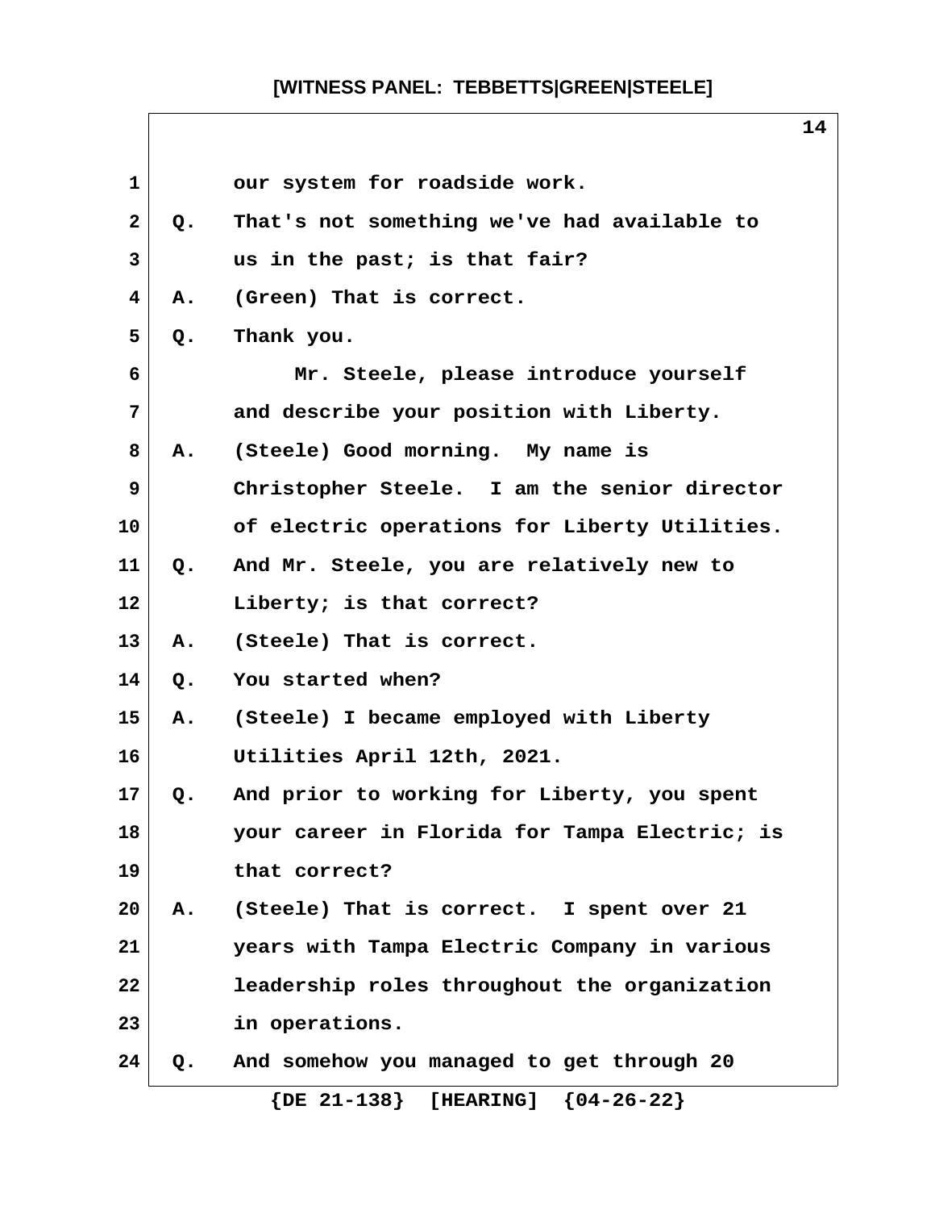our system for roadside work.

Q. That's not something we've had available to us in the past; is that fair?

A. (Green) That is correct.

Q. Thank you.

Mr. Steele, please introduce yourself and describe your position with Liberty.

A. (Steele) Good morning. My name is Christopher Steele. I am the senior director of electric operations for Liberty Utilities.

Q. And Mr. Steele, you are relatively new to Liberty; is that correct?

A. (Steele) That is correct.

Q. You started when?

A. (Steele) I became employed with Liberty Utilities April 12th, 2021.

Q. And prior to working for Liberty, you spent your career in Florida for Tampa Electric; is that correct?

A. (Steele) That is correct. I spent over 21 years with Tampa Electric Company in various leadership roles throughout the organization in operations.

Q. And somehow you managed to get through 20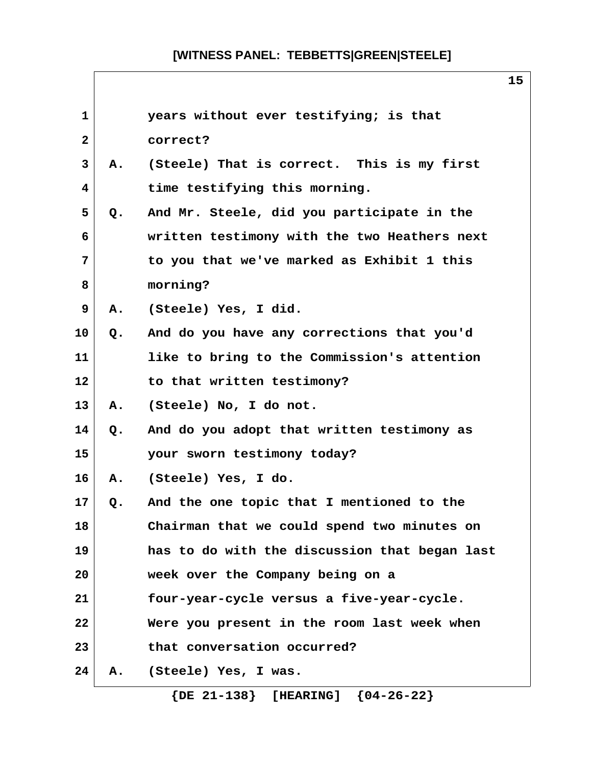years without ever testifying; is that correct?

A. (Steele) That is correct. This is my first time testifying this morning.

Q. And Mr. Steele, did you participate in the written testimony with the two Heathers next to you that we've marked as Exhibit 1 this morning?

A. (Steele) Yes, I did.

Q. And do you have any corrections that you'd like to bring to the Commission's attention to that written testimony?

A. (Steele) No, I do not.

Q. And do you adopt that written testimony as your sworn testimony today?

A. (Steele) Yes, I do.

Q. And the one topic that I mentioned to the Chairman that we could spend two minutes on has to do with the discussion that began last week over the Company being on a four-year-cycle versus a five-year-cycle. Were you present in the room last week when that conversation occurred?

A. (Steele) Yes, I was.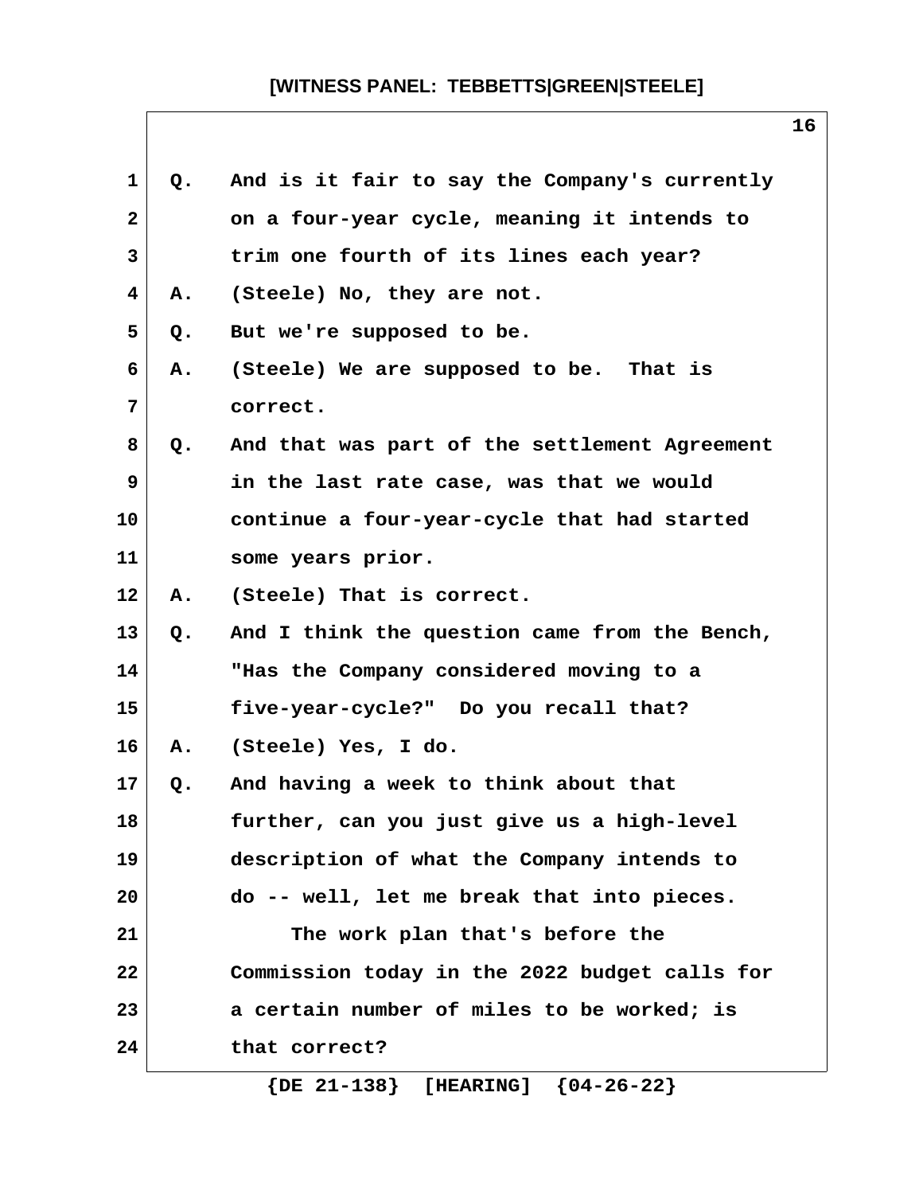Q. And is it fair to say the Company's currently on a four-year cycle, meaning it intends to trim one fourth of its lines each year?

A. (Steele) No, they are not.

Q. But we're supposed to be.

A. (Steele) We are supposed to be. That is correct.

Q. And that was part of the settlement Agreement in the last rate case, was that we would continue a four-year-cycle that had started some years prior.

A. (Steele) That is correct.

Q. And I think the question came from the Bench, "Has the Company considered moving to a five-year-cycle?" Do you recall that?

A. (Steele) Yes, I do.

Q. And having a week to think about that further, can you just give us a high-level description of what the Company intends to do -- well, let me break that into pieces.

The work plan that's before the Commission today in the 2022 budget calls for a certain number of miles to be worked; is that correct?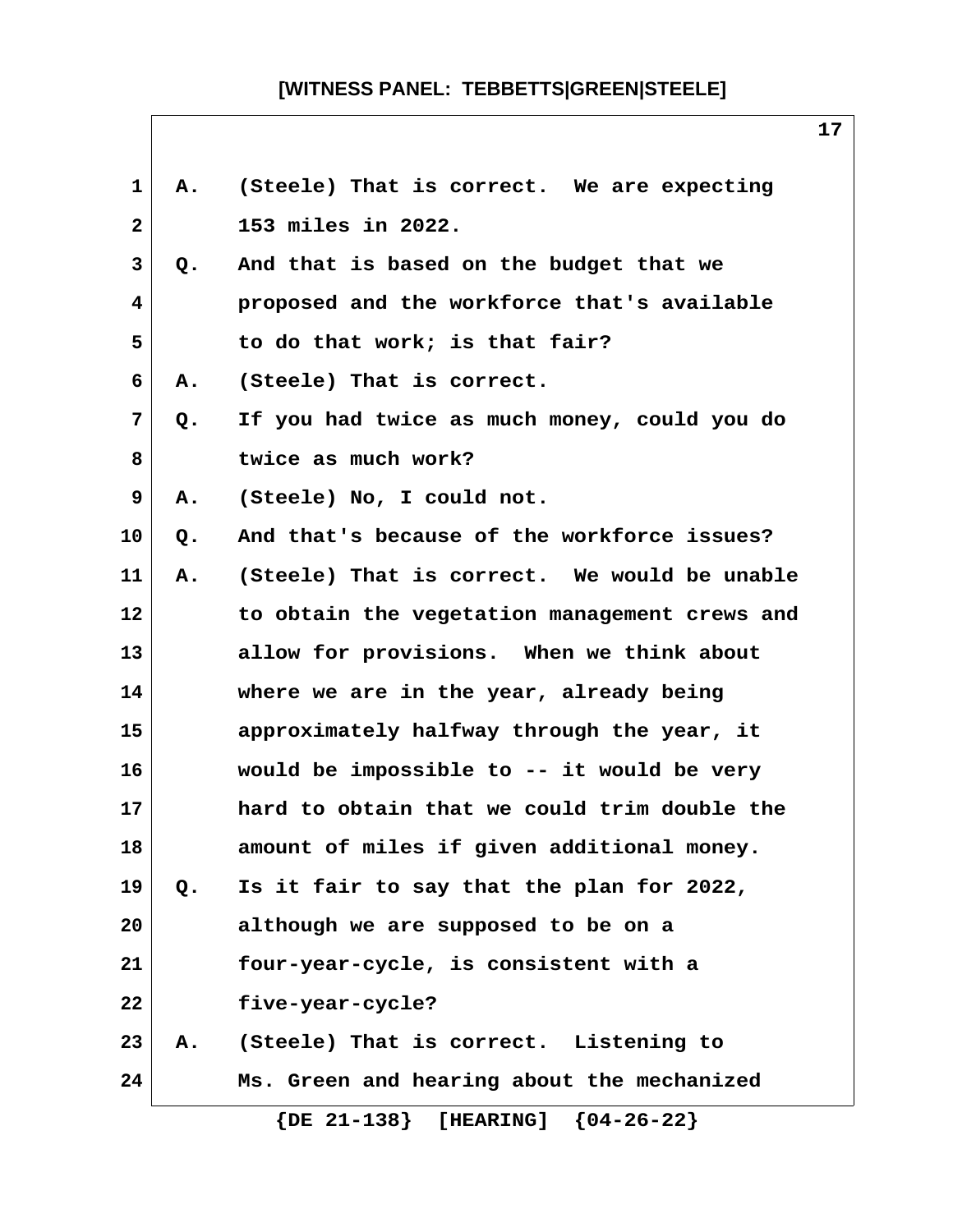A. (Steele) That is correct. We are expecting 153 miles in 2022.

Q. And that is based on the budget that we proposed and the workforce that's available to do that work; is that fair?

A. (Steele) That is correct.

Q. If you had twice as much money, could you do twice as much work?

A. (Steele) No, I could not.

Q. And that's because of the workforce issues?

A. (Steele) That is correct. We would be unable to obtain the vegetation management crews and allow for provisions. When we think about where we are in the year, already being approximately halfway through the year, it would be impossible to -- it would be very hard to obtain that we could trim double the amount of miles if given additional money.

Q. Is it fair to say that the plan for 2022, although we are supposed to be on a four-year-cycle, is consistent with a five-year-cycle?

A. (Steele) That is correct. Listening to Ms. Green and hearing about the mechanized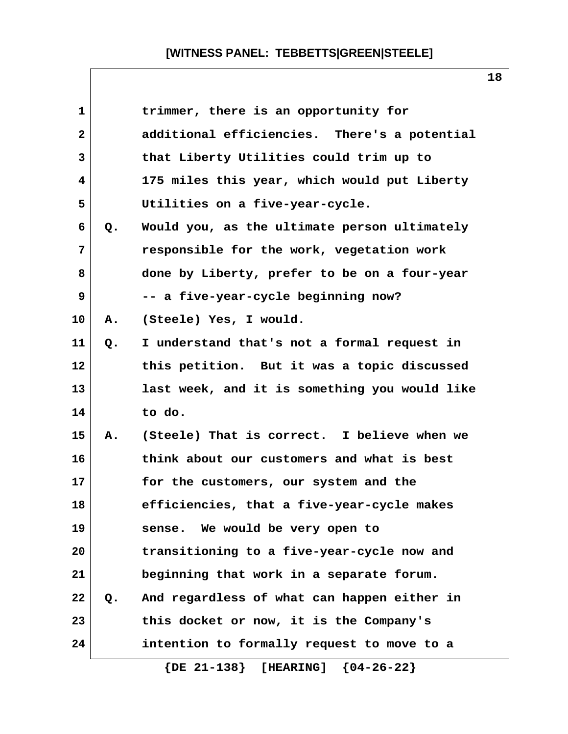trimmer, there is an opportunity for additional efficiencies. There's a potential that Liberty Utilities could trim up to 175 miles this year, which would put Liberty Utilities on a five-year-cycle.

Q. Would you, as the ultimate person ultimately responsible for the work, vegetation work done by Liberty, prefer to be on a four-year -- a five-year-cycle beginning now?

A. (Steele) Yes, I would.

Q. I understand that's not a formal request in this petition. But it was a topic discussed last week, and it is something you would like to do.

A. (Steele) That is correct. I believe when we think about our customers and what is best for the customers, our system and the efficiencies, that a five-year-cycle makes sense. We would be very open to transitioning to a five-year-cycle now and beginning that work in a separate forum.

Q. And regardless of what can happen either in this docket or now, it is the Company's intention to formally request to move to a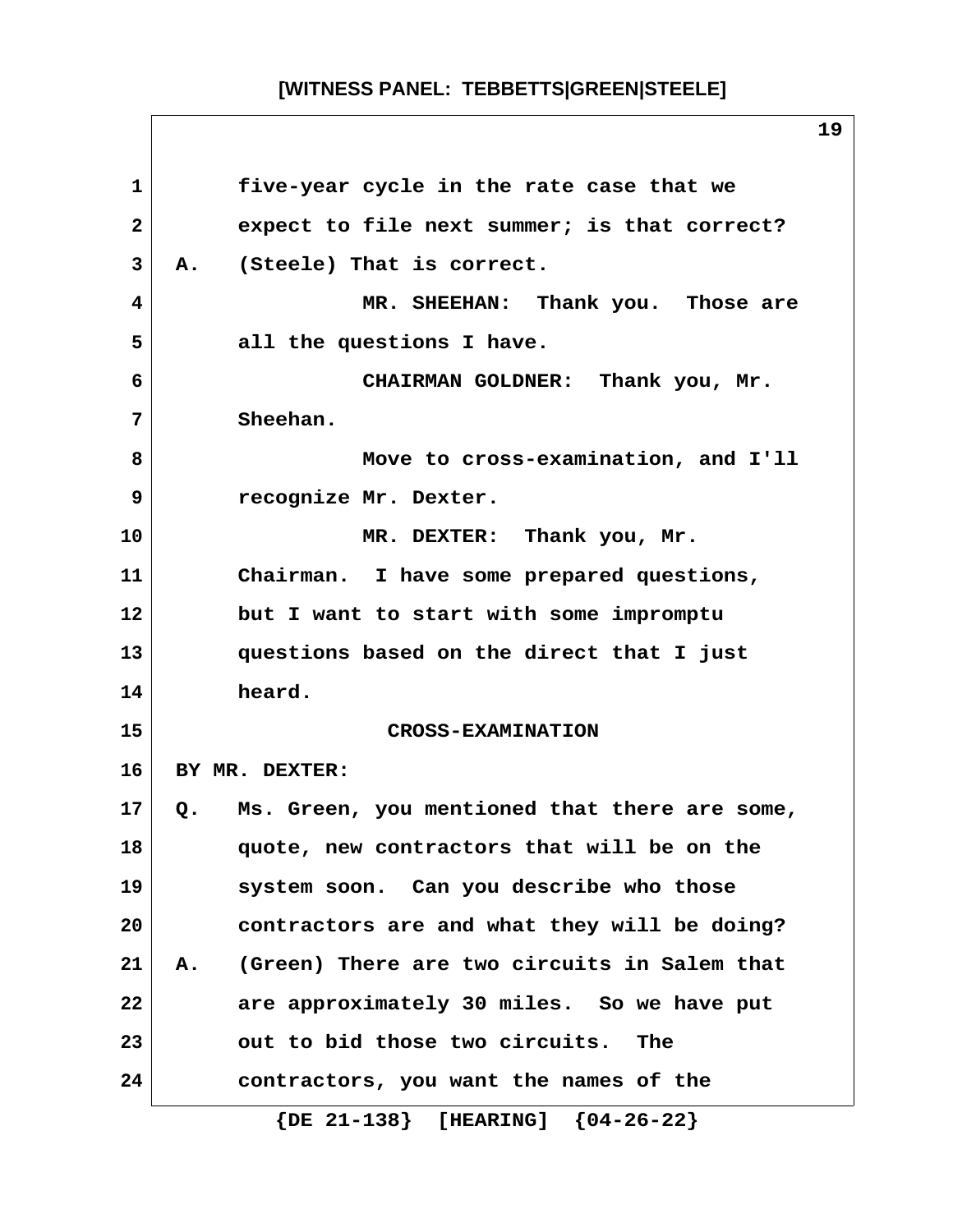five-year cycle in the rate case that we expect to file next summer; is that correct?

A. (Steele) That is correct.

MR. SHEEHAN: Thank you. Those are all the questions I have.

CHAIRMAN GOLDNER: Thank you, Mr. Sheehan.

Move to cross-examination, and I'll recognize Mr. Dexter.

MR. DEXTER: Thank you, Mr. Chairman. I have some prepared questions, but I want to start with some impromptu questions based on the direct that I just heard.

CROSS-EXAMINATION

BY MR. DEXTER:

Q. Ms. Green, you mentioned that there are some, quote, new contractors that will be on the system soon. Can you describe who those contractors are and what they will be doing?

A. (Green) There are two circuits in Salem that are approximately 30 miles. So we have put out to bid those two circuits. The contractors, you want the names of the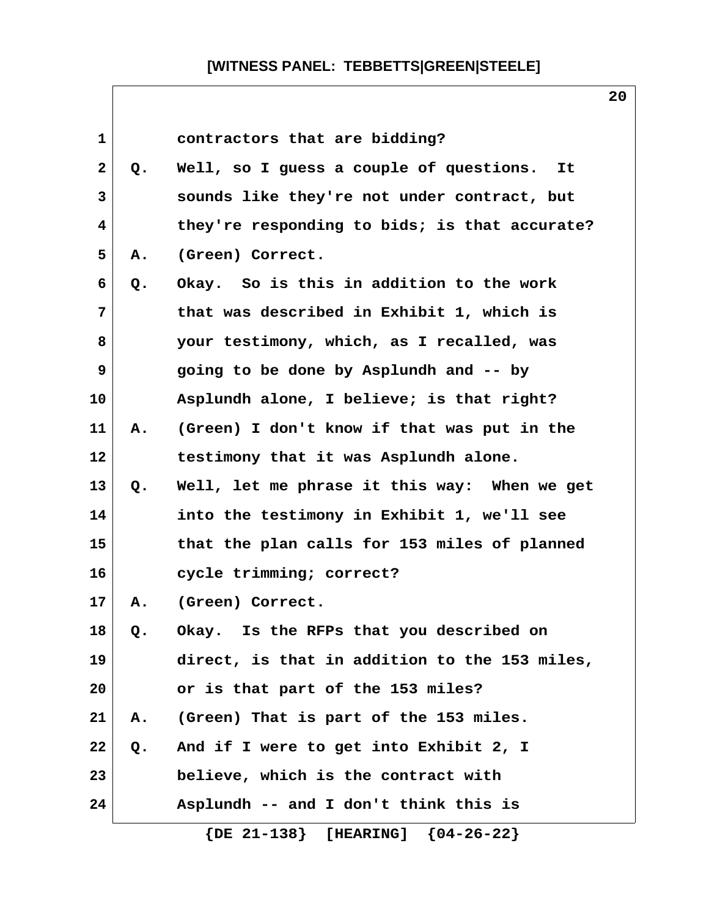contractors that are bidding?

Q. Well, so I guess a couple of questions. It sounds like they're not under contract, but they're responding to bids; is that accurate?

A. (Green) Correct.

Q. Okay. So is this in addition to the work that was described in Exhibit 1, which is your testimony, which, as I recalled, was going to be done by Asplundh and -- by Asplundh alone, I believe; is that right?

A. (Green) I don't know if that was put in the testimony that it was Asplundh alone.

Q. Well, let me phrase it this way: When we get into the testimony in Exhibit 1, we'll see that the plan calls for 153 miles of planned cycle trimming; correct?

A. (Green) Correct.

Q. Okay. Is the RFPs that you described on direct, is that in addition to the 153 miles, or is that part of the 153 miles?

A. (Green) That is part of the 153 miles.

Q. And if I were to get into Exhibit 2, I believe, which is the contract with Asplundh -- and I don't think this is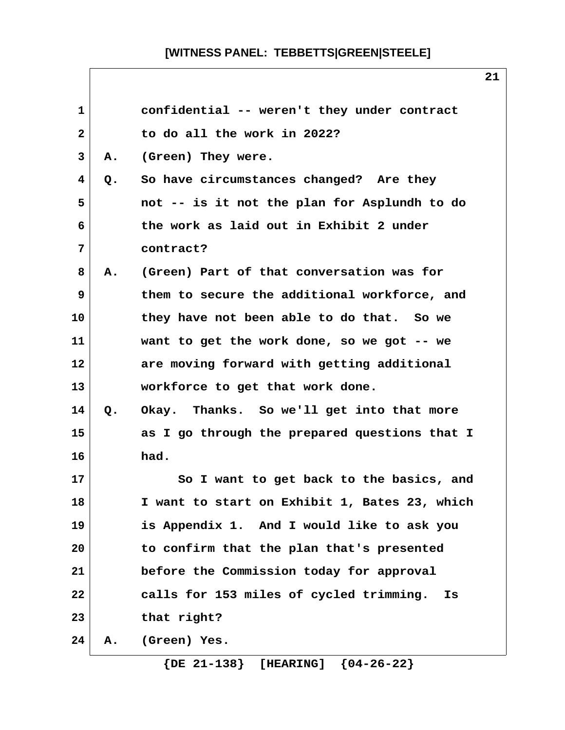confidential -- weren't they under contract to do all the work in 2022?

A. (Green) They were.

Q. So have circumstances changed? Are they not -- is it not the plan for Asplundh to do the work as laid out in Exhibit 2 under contract?

A. (Green) Part of that conversation was for them to secure the additional workforce, and they have not been able to do that. So we want to get the work done, so we got -- we are moving forward with getting additional workforce to get that work done.

Q. Okay. Thanks. So we'll get into that more as I go through the prepared questions that I had.

So I want to get back to the basics, and I want to start on Exhibit 1, Bates 23, which is Appendix 1. And I would like to ask you to confirm that the plan that's presented before the Commission today for approval calls for 153 miles of cycled trimming. Is that right?

A. (Green) Yes.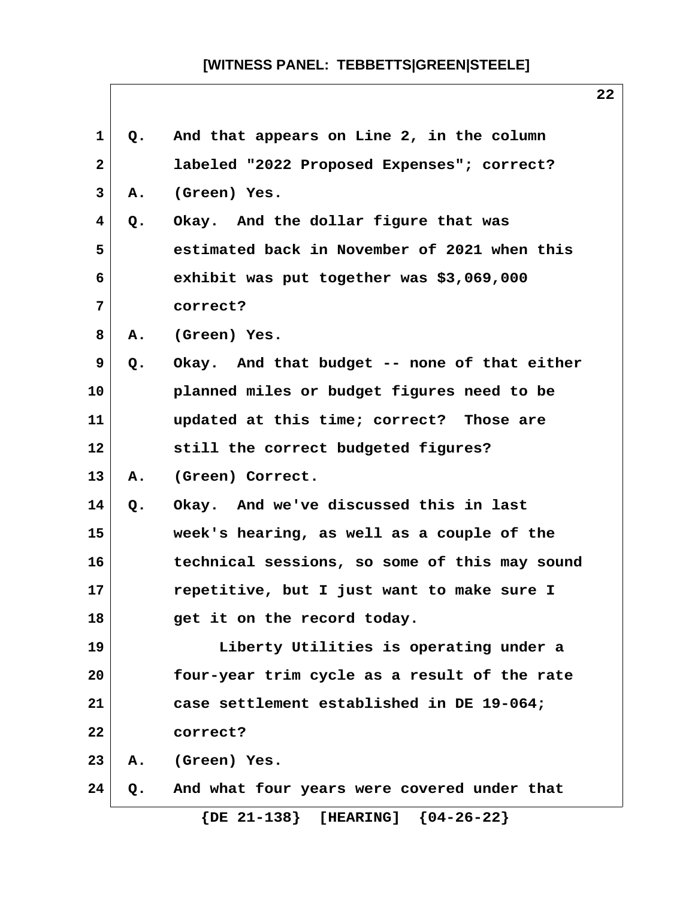1 Q. And that appears on Line 2, in the column
2 labeled "2022 Proposed Expenses"; correct?
3 A. (Green) Yes.
4 Q. Okay. And the dollar figure that was
5 estimated back in November of 2021 when this
6 exhibit was put together was $3,069,000
7 correct?
8 A. (Green) Yes.
9 Q. Okay. And that budget -- none of that either
10 planned miles or budget figures need to be
11 updated at this time; correct? Those are
12 still the correct budgeted figures?
13 A. (Green) Correct.
14 Q. Okay. And we've discussed this in last
15 week's hearing, as well as a couple of the
16 technical sessions, so some of this may sound
17 repetitive, but I just want to make sure I
18 get it on the record today.
19 Liberty Utilities is operating under a
20 four-year trim cycle as a result of the rate
21 case settlement established in DE 19-064;
22 correct?
23 A. (Green) Yes.
24 Q. And what four years were covered under that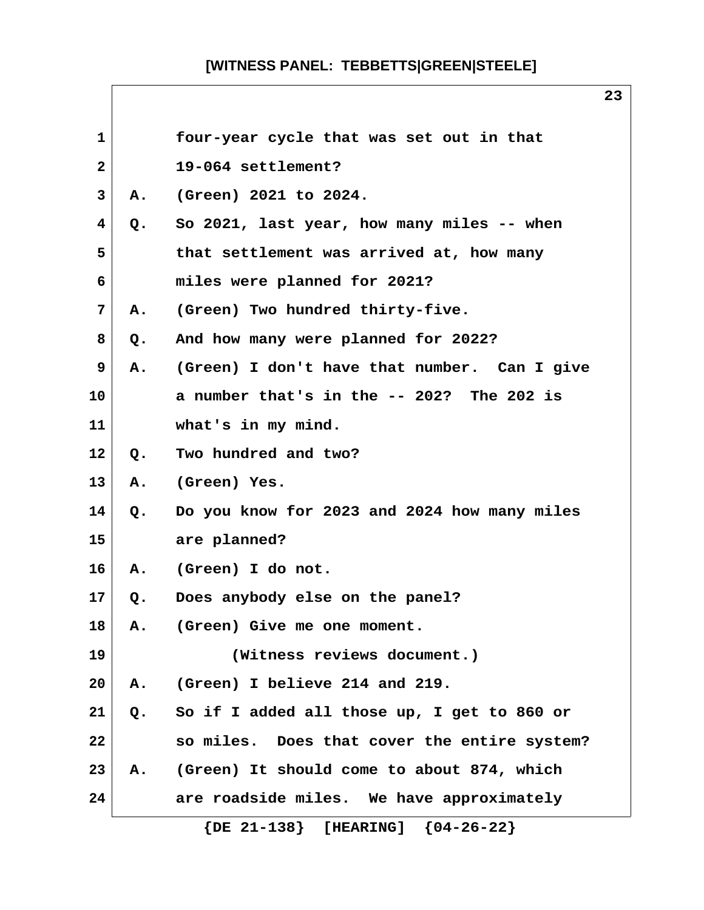four-year cycle that was set out in that 19-064 settlement?

A. (Green) 2021 to 2024.

Q. So 2021, last year, how many miles -- when that settlement was arrived at, how many miles were planned for 2021?

A. (Green) Two hundred thirty-five.

Q. And how many were planned for 2022?

A. (Green) I don't have that number. Can I give a number that's in the -- 202? The 202 is what's in my mind.

Q. Two hundred and two?

A. (Green) Yes.

Q. Do you know for 2023 and 2024 how many miles are planned?

A. (Green) I do not.

Q. Does anybody else on the panel?

A. (Green) Give me one moment.

(Witness reviews document.)

A. (Green) I believe 214 and 219.

Q. So if I added all those up, I get to 860 or so miles. Does that cover the entire system?

A. (Green) It should come to about 874, which are roadside miles. We have approximately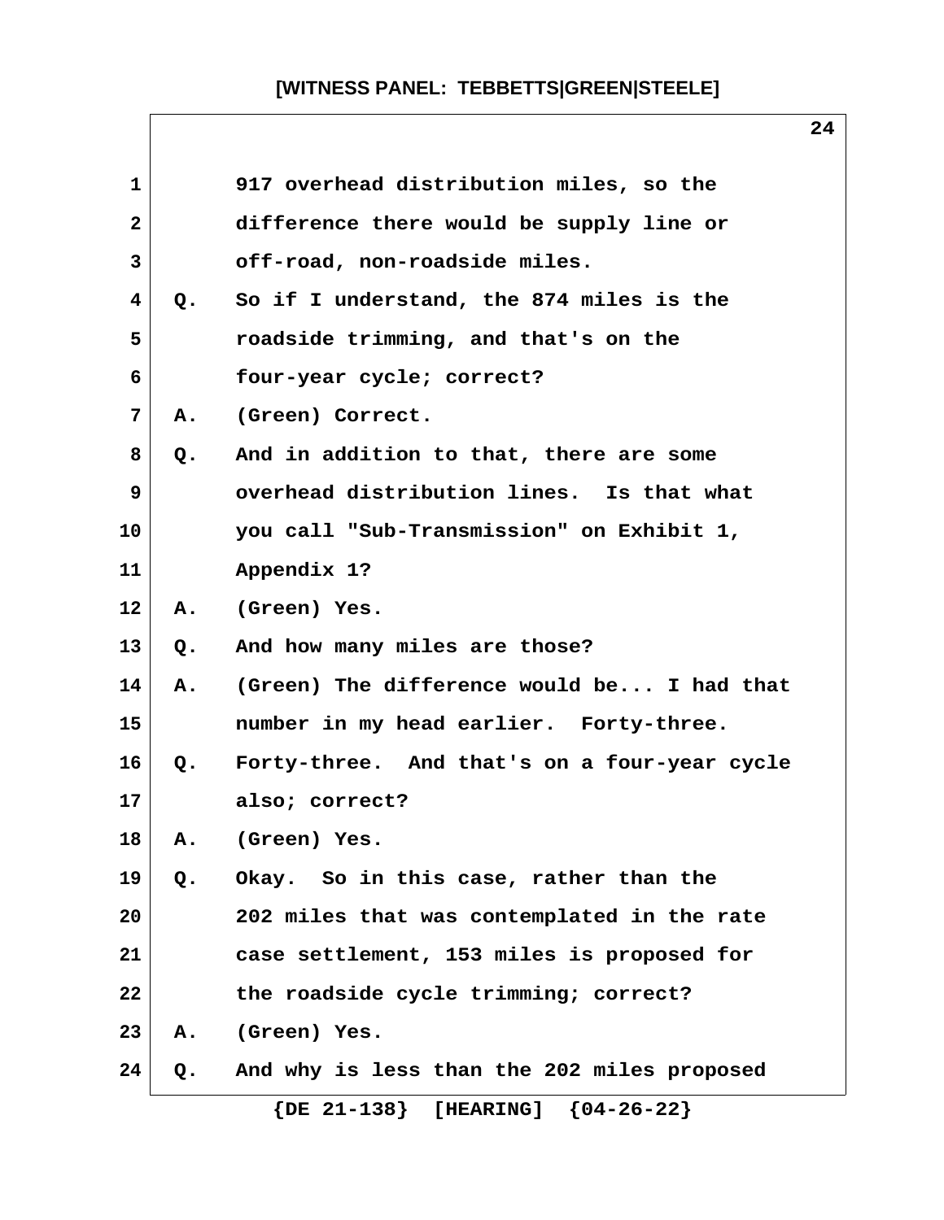917 overhead distribution miles, so the difference there would be supply line or off-road, non-roadside miles.

Q. So if I understand, the 874 miles is the roadside trimming, and that's on the four-year cycle; correct?

A. (Green) Correct.

Q. And in addition to that, there are some overhead distribution lines. Is that what you call "Sub-Transmission" on Exhibit 1, Appendix 1?

A. (Green) Yes.

Q. And how many miles are those?

A. (Green) The difference would be... I had that number in my head earlier. Forty-three.

Q. Forty-three. And that's on a four-year cycle also; correct?

A. (Green) Yes.

Q. Okay. So in this case, rather than the 202 miles that was contemplated in the rate case settlement, 153 miles is proposed for the roadside cycle trimming; correct?

A. (Green) Yes.

Q. And why is less than the 202 miles proposed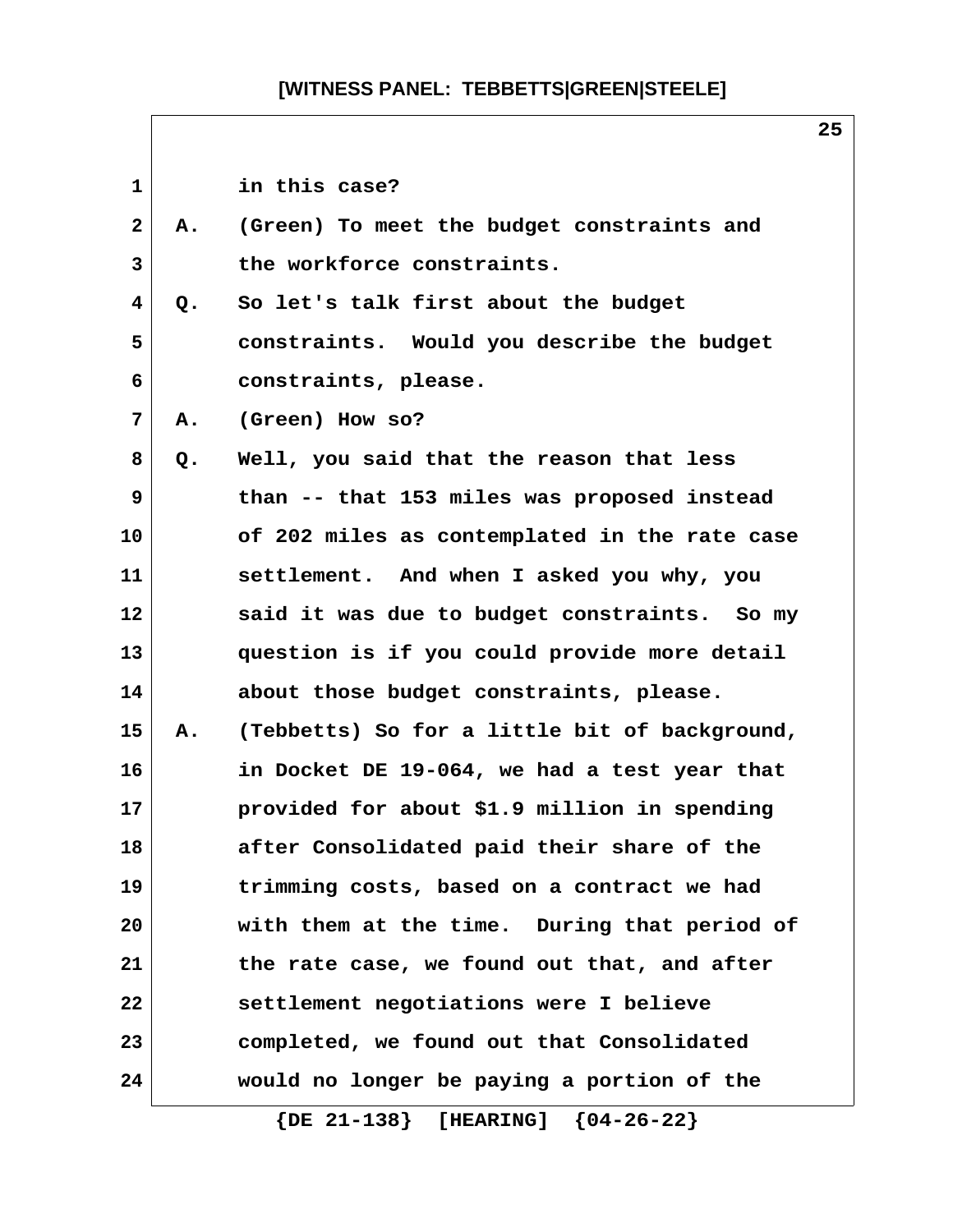in this case?

A. (Green) To meet the budget constraints and the workforce constraints.

Q. So let's talk first about the budget constraints. Would you describe the budget constraints, please.

A. (Green) How so?

Q. Well, you said that the reason that less than -- that 153 miles was proposed instead of 202 miles as contemplated in the rate case settlement. And when I asked you why, you said it was due to budget constraints. So my question is if you could provide more detail about those budget constraints, please.

A. (Tebbetts) So for a little bit of background, in Docket DE 19-064, we had a test year that provided for about $1.9 million in spending after Consolidated paid their share of the trimming costs, based on a contract we had with them at the time. During that period of the rate case, we found out that, and after settlement negotiations were I believe completed, we found out that Consolidated would no longer be paying a portion of the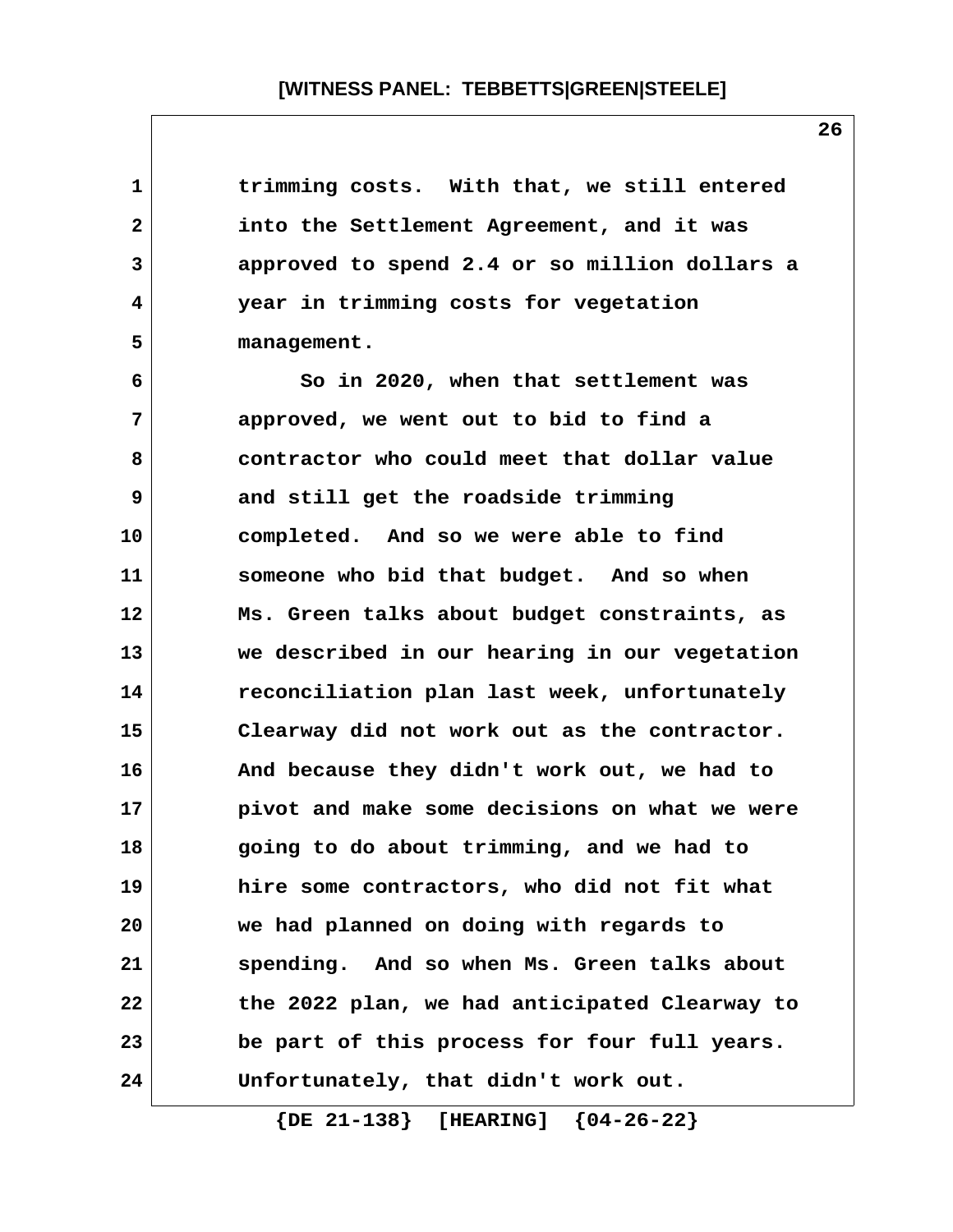trimming costs. With that, we still entered into the Settlement Agreement, and it was approved to spend 2.4 or so million dollars a year in trimming costs for vegetation management.

So in 2020, when that settlement was approved, we went out to bid to find a contractor who could meet that dollar value and still get the roadside trimming completed. And so we were able to find someone who bid that budget. And so when Ms. Green talks about budget constraints, as we described in our hearing in our vegetation reconciliation plan last week, unfortunately Clearway did not work out as the contractor. And because they didn't work out, we had to pivot and make some decisions on what we were going to do about trimming, and we had to hire some contractors, who did not fit what we had planned on doing with regards to spending. And so when Ms. Green talks about the 2022 plan, we had anticipated Clearway to be part of this process for four full years. Unfortunately, that didn't work out.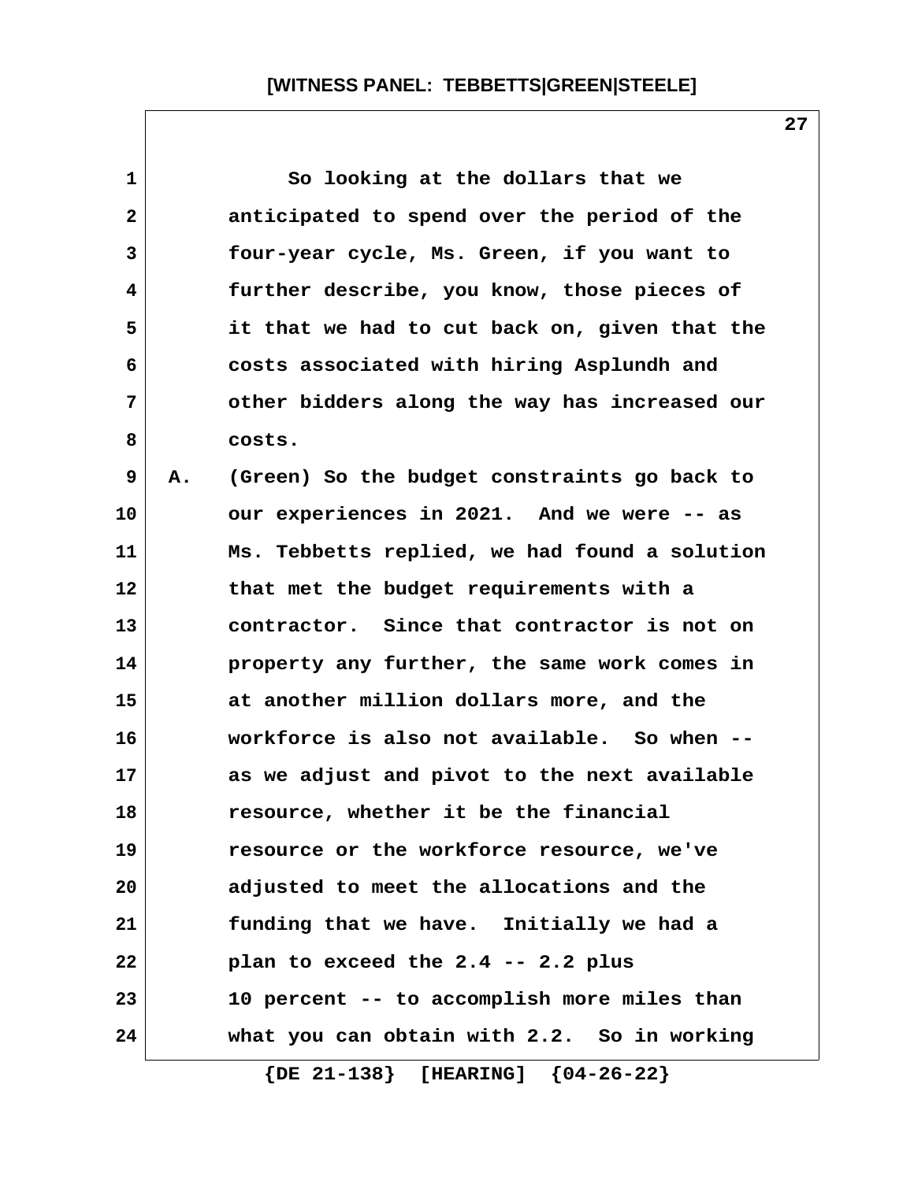So looking at the dollars that we anticipated to spend over the period of the four-year cycle, Ms. Green, if you want to further describe, you know, those pieces of it that we had to cut back on, given that the costs associated with hiring Asplundh and other bidders along the way has increased our costs.

A. (Green) So the budget constraints go back to our experiences in 2021. And we were -- as Ms. Tebbetts replied, we had found a solution that met the budget requirements with a contractor. Since that contractor is not on property any further, the same work comes in at another million dollars more, and the workforce is also not available. So when -- as we adjust and pivot to the next available resource, whether it be the financial resource or the workforce resource, we've adjusted to meet the allocations and the funding that we have. Initially we had a plan to exceed the 2.4 -- 2.2 plus 10 percent -- to accomplish more miles than what you can obtain with 2.2. So in working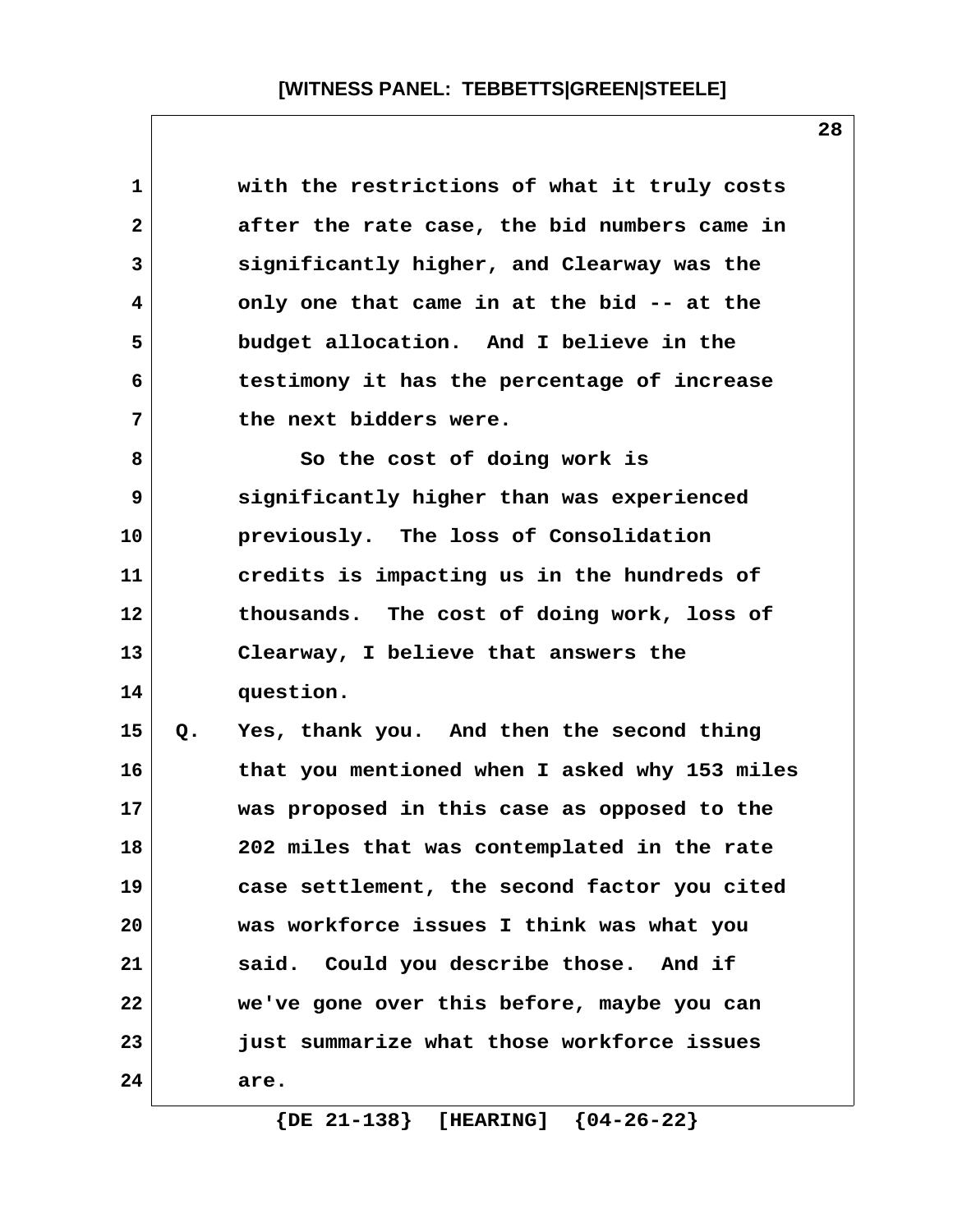with the restrictions of what it truly costs after the rate case, the bid numbers came in significantly higher, and Clearway was the only one that came in at the bid -- at the budget allocation. And I believe in the testimony it has the percentage of increase the next bidders were.

So the cost of doing work is significantly higher than was experienced previously. The loss of Consolidation credits is impacting us in the hundreds of thousands. The cost of doing work, loss of Clearway, I believe that answers the question.

Q. Yes, thank you. And then the second thing that you mentioned when I asked why 153 miles was proposed in this case as opposed to the 202 miles that was contemplated in the rate case settlement, the second factor you cited was workforce issues I think was what you said. Could you describe those. And if we've gone over this before, maybe you can just summarize what those workforce issues are.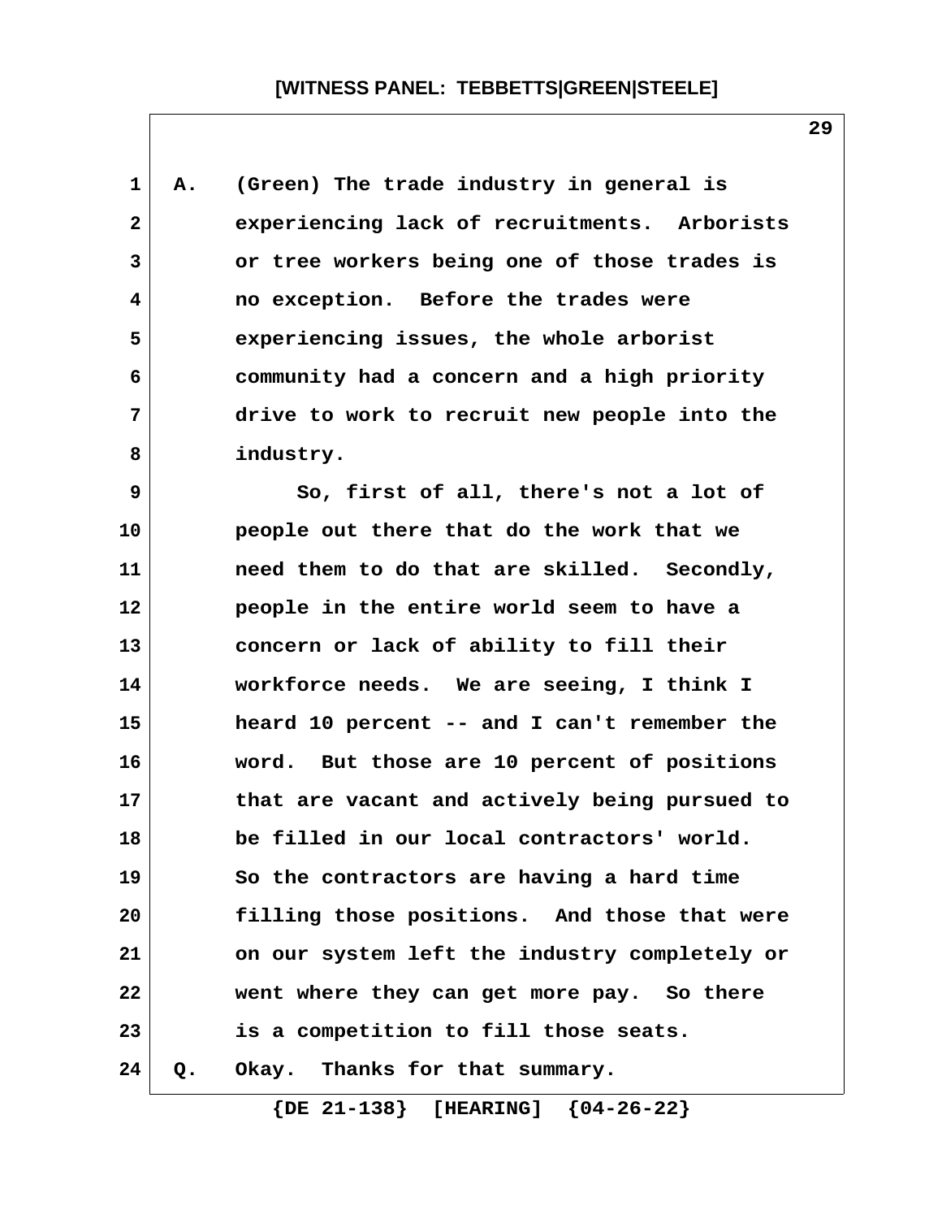A. (Green) The trade industry in general is experiencing lack of recruitments. Arborists or tree workers being one of those trades is no exception. Before the trades were experiencing issues, the whole arborist community had a concern and a high priority drive to work to recruit new people into the industry.

So, first of all, there's not a lot of people out there that do the work that we need them to do that are skilled. Secondly, people in the entire world seem to have a concern or lack of ability to fill their workforce needs. We are seeing, I think I heard 10 percent -- and I can't remember the word. But those are 10 percent of positions that are vacant and actively being pursued to be filled in our local contractors' world. So the contractors are having a hard time filling those positions. And those that were on our system left the industry completely or went where they can get more pay. So there is a competition to fill those seats.

Q. Okay. Thanks for that summary.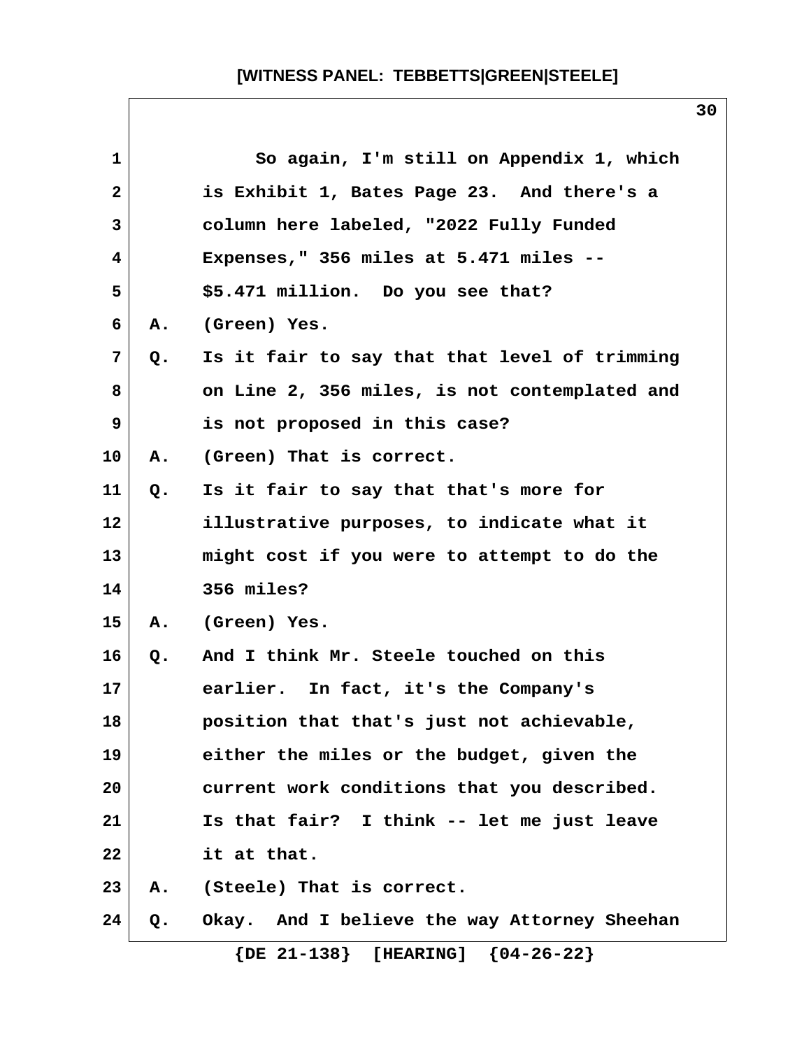So again, I'm still on Appendix 1, which is Exhibit 1, Bates Page 23. And there's a column here labeled, "2022 Fully Funded Expenses," 356 miles at 5.471 miles -- $5.471 million. Do you see that?

A. (Green) Yes.

Q. Is it fair to say that that level of trimming on Line 2, 356 miles, is not contemplated and is not proposed in this case?

A. (Green) That is correct.

Q. Is it fair to say that that's more for illustrative purposes, to indicate what it might cost if you were to attempt to do the 356 miles?

A. (Green) Yes.

Q. And I think Mr. Steele touched on this earlier. In fact, it's the Company's position that that's just not achievable, either the miles or the budget, given the current work conditions that you described. Is that fair? I think -- let me just leave it at that.

A. (Steele) That is correct.

Q. Okay. And I believe the way Attorney Sheehan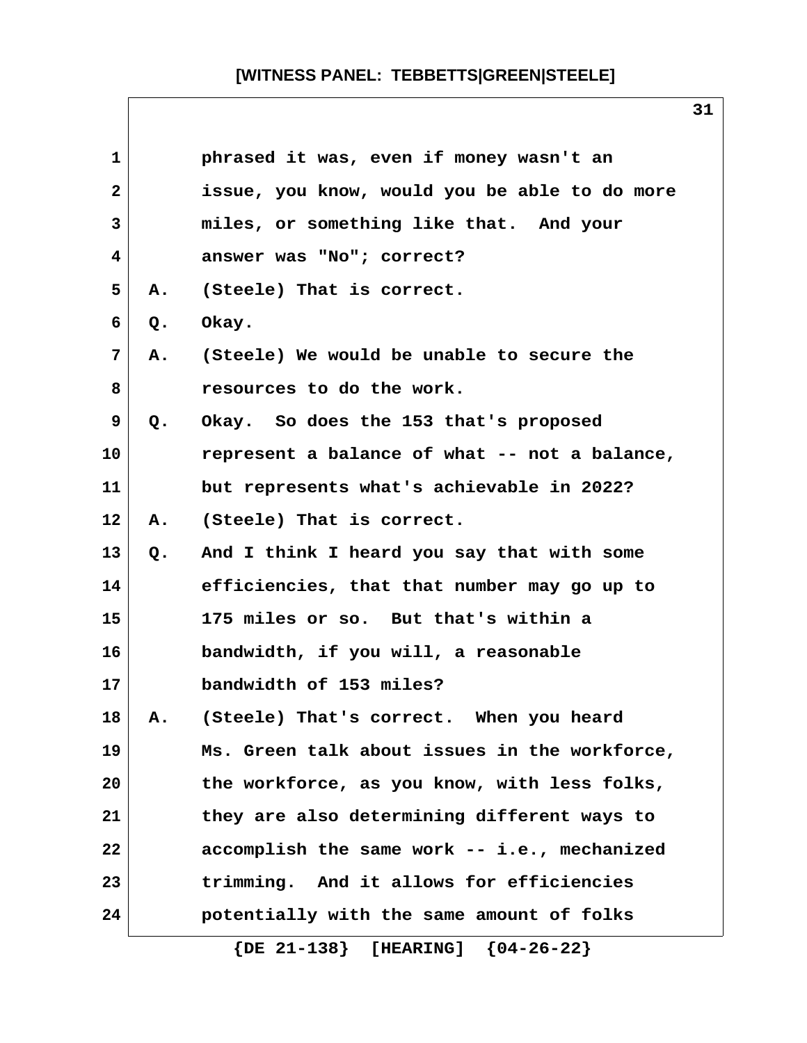phrased it was, even if money wasn't an issue, you know, would you be able to do more miles, or something like that. And your answer was "No"; correct?

A. (Steele) That is correct.

Q. Okay.

A. (Steele) We would be unable to secure the resources to do the work.

Q. Okay. So does the 153 that's proposed represent a balance of what -- not a balance, but represents what's achievable in 2022?

A. (Steele) That is correct.

Q. And I think I heard you say that with some efficiencies, that that number may go up to 175 miles or so. But that's within a bandwidth, if you will, a reasonable bandwidth of 153 miles?

A. (Steele) That's correct. When you heard Ms. Green talk about issues in the workforce, the workforce, as you know, with less folks, they are also determining different ways to accomplish the same work -- i.e., mechanized trimming. And it allows for efficiencies potentially with the same amount of folks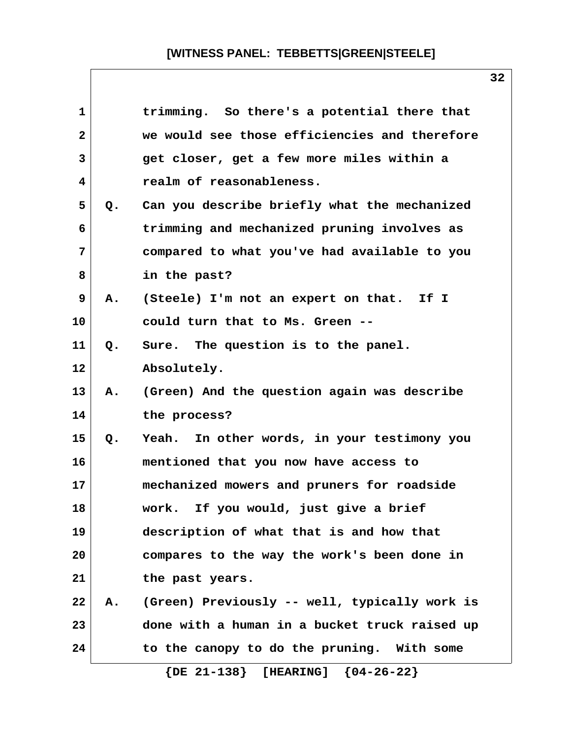trimming. So there's a potential there that we would see those efficiencies and therefore get closer, get a few more miles within a realm of reasonableness.

Q. Can you describe briefly what the mechanized trimming and mechanized pruning involves as compared to what you've had available to you in the past?

A. (Steele) I'm not an expert on that. If I could turn that to Ms. Green --

Q. Sure. The question is to the panel. Absolutely.

A. (Green) And the question again was describe the process?

Q. Yeah. In other words, in your testimony you mentioned that you now have access to mechanized mowers and pruners for roadside work. If you would, just give a brief description of what that is and how that compares to the way the work's been done in the past years.

A. (Green) Previously -- well, typically work is done with a human in a bucket truck raised up to the canopy to do the pruning. With some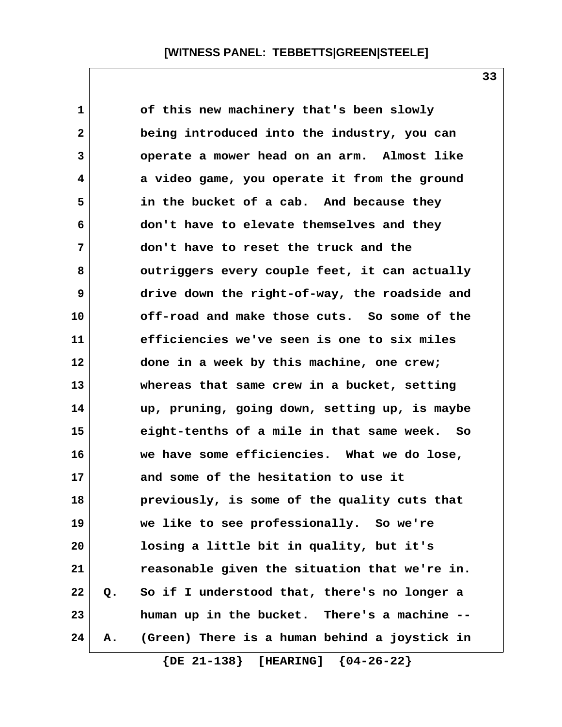of this new machinery that's been slowly being introduced into the industry, you can operate a mower head on an arm. Almost like a video game, you operate it from the ground in the bucket of a cab. And because they don't have to elevate themselves and they don't have to reset the truck and the outriggers every couple feet, it can actually drive down the right-of-way, the roadside and off-road and make those cuts. So some of the efficiencies we've seen is one to six miles done in a week by this machine, one crew; whereas that same crew in a bucket, setting up, pruning, going down, setting up, is maybe eight-tenths of a mile in that same week. So we have some efficiencies. What we do lose, and some of the hesitation to use it previously, is some of the quality cuts that we like to see professionally. So we're losing a little bit in quality, but it's reasonable given the situation that we're in.

Q. So if I understood that, there's no longer a human up in the bucket. There's a machine --

A. (Green) There is a human behind a joystick in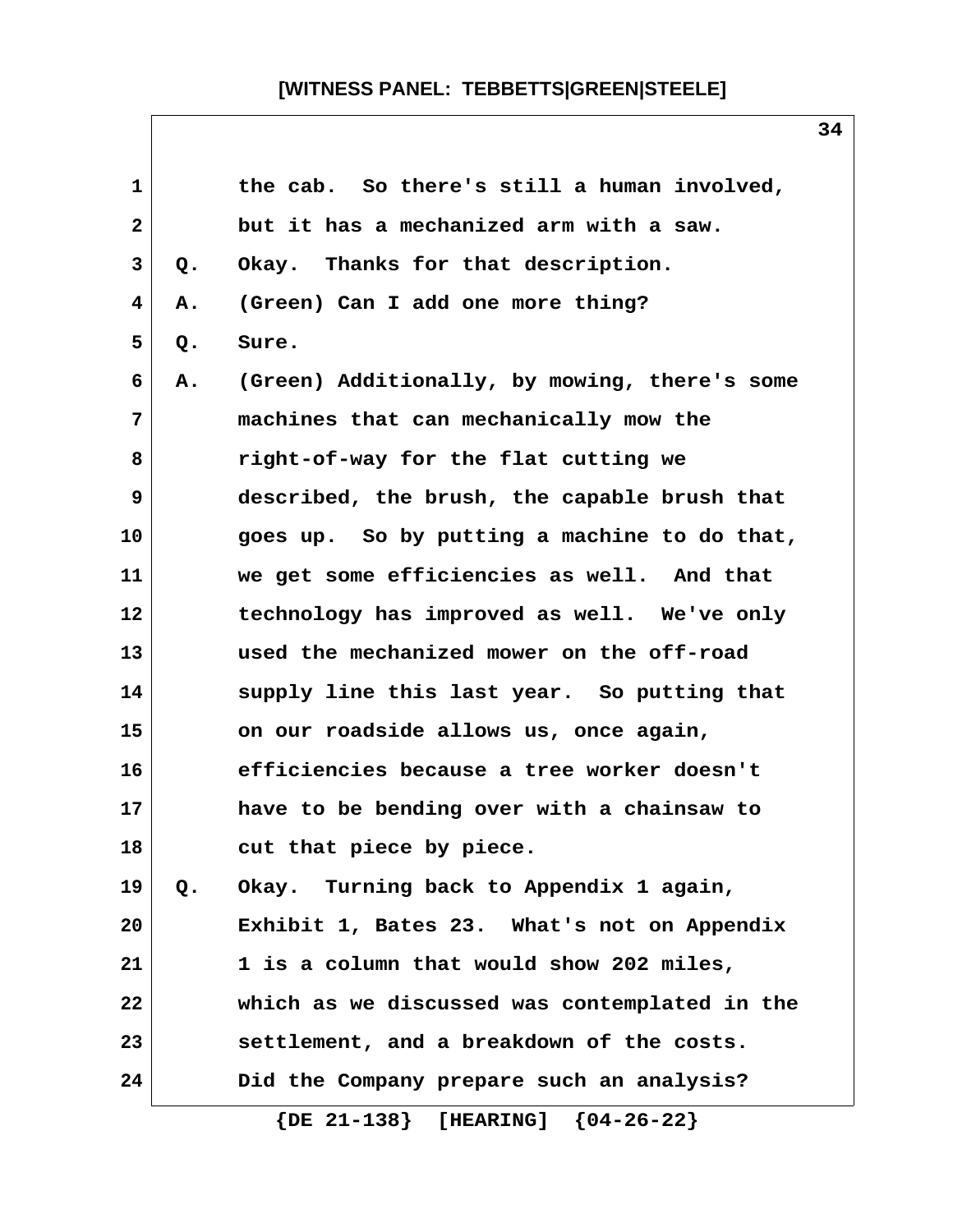the cab. So there's still a human involved, but it has a mechanized arm with a saw.

Q. Okay. Thanks for that description.

A. (Green) Can I add one more thing?

Q. Sure.

A. (Green) Additionally, by mowing, there's some machines that can mechanically mow the right-of-way for the flat cutting we described, the brush, the capable brush that goes up. So by putting a machine to do that, we get some efficiencies as well. And that technology has improved as well. We've only used the mechanized mower on the off-road supply line this last year. So putting that on our roadside allows us, once again, efficiencies because a tree worker doesn't have to be bending over with a chainsaw to cut that piece by piece.

Q. Okay. Turning back to Appendix 1 again, Exhibit 1, Bates 23. What's not on Appendix 1 is a column that would show 202 miles, which as we discussed was contemplated in the settlement, and a breakdown of the costs. Did the Company prepare such an analysis?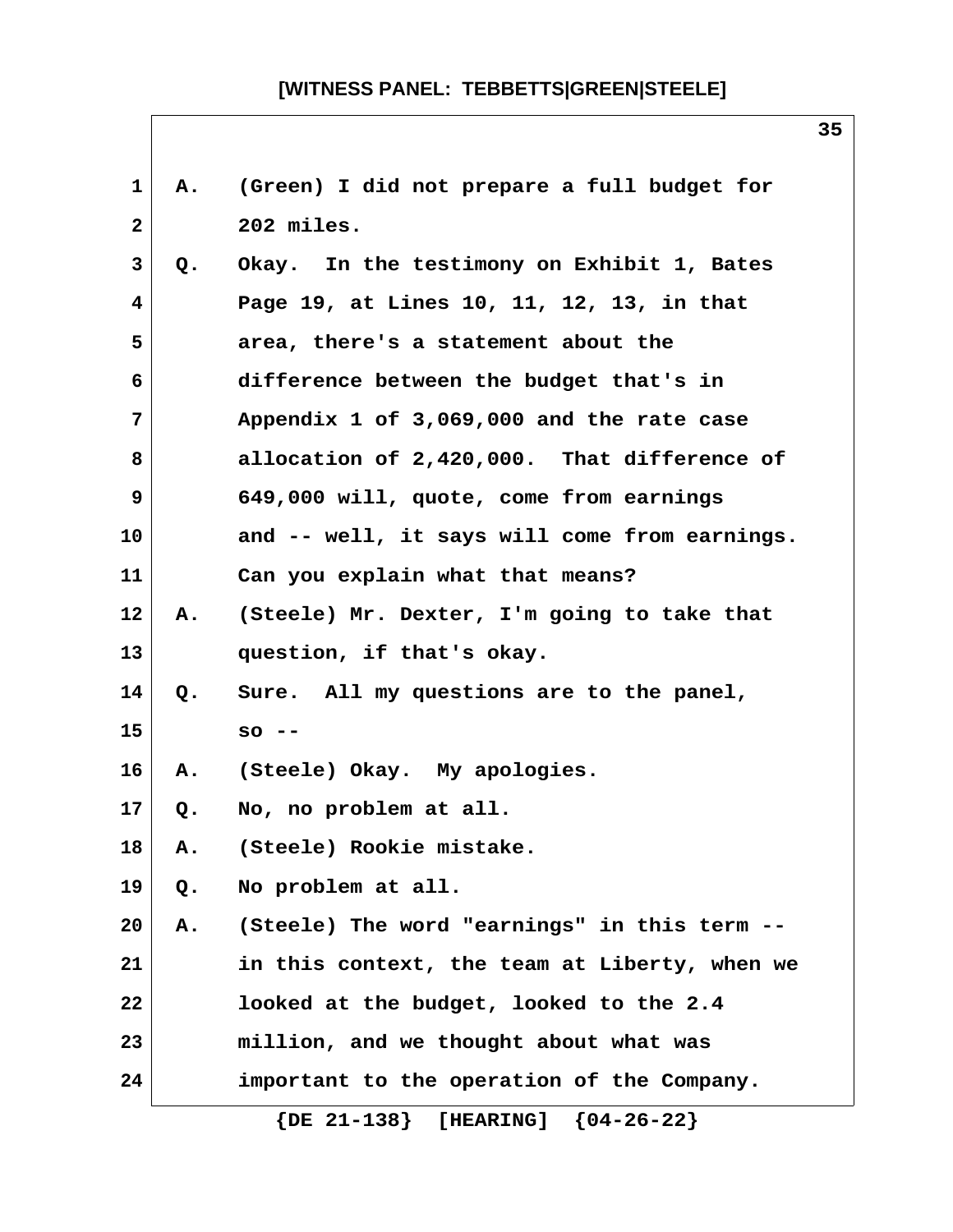A. (Green) I did not prepare a full budget for 202 miles.

Q. Okay. In the testimony on Exhibit 1, Bates Page 19, at Lines 10, 11, 12, 13, in that area, there's a statement about the difference between the budget that's in Appendix 1 of 3,069,000 and the rate case allocation of 2,420,000. That difference of 649,000 will, quote, come from earnings and -- well, it says will come from earnings. Can you explain what that means?

A. (Steele) Mr. Dexter, I'm going to take that question, if that's okay.

Q. Sure. All my questions are to the panel, so --

A. (Steele) Okay. My apologies.

Q. No, no problem at all.

A. (Steele) Rookie mistake.

Q. No problem at all.

A. (Steele) The word "earnings" in this term -- in this context, the team at Liberty, when we looked at the budget, looked to the 2.4 million, and we thought about what was important to the operation of the Company.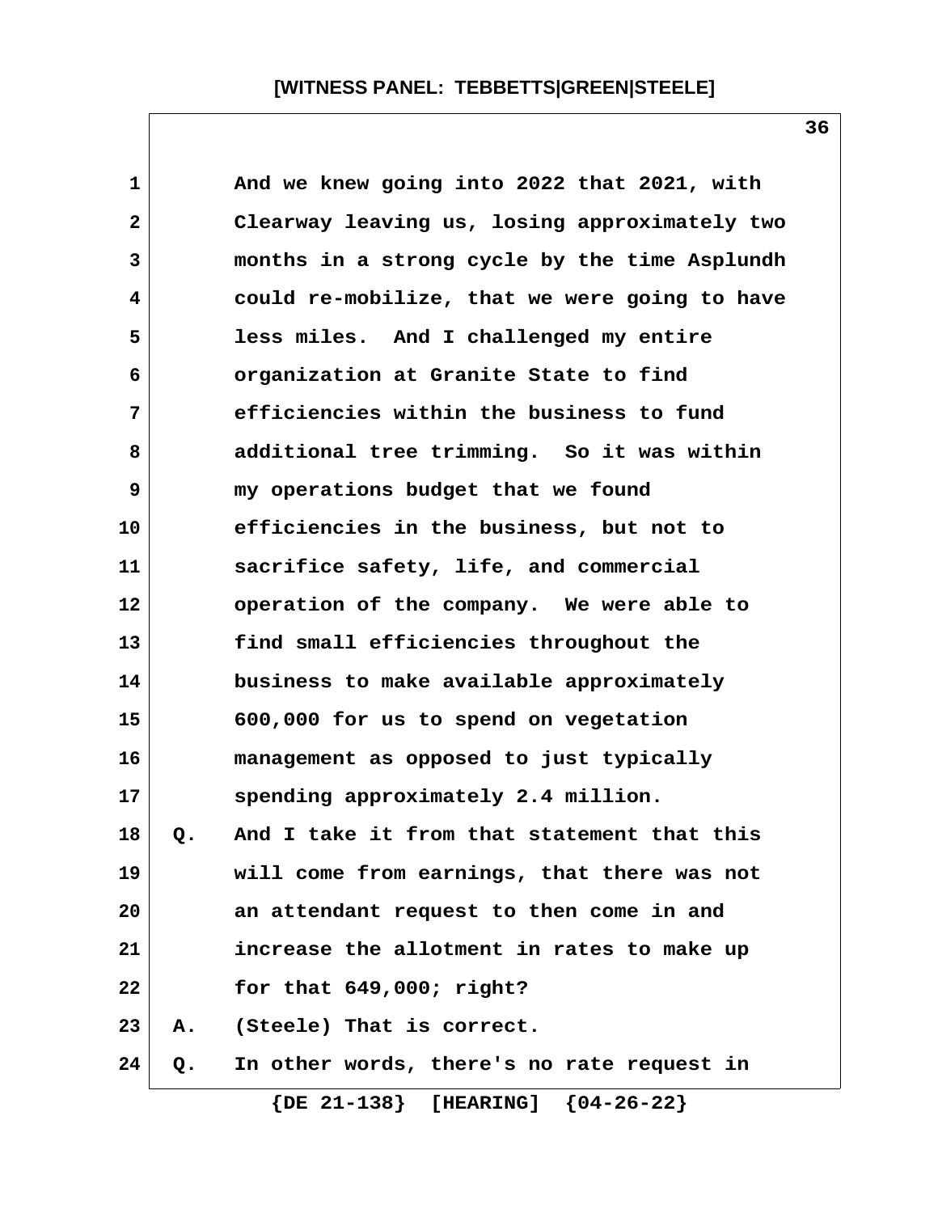And we knew going into 2022 that 2021, with Clearway leaving us, losing approximately two months in a strong cycle by the time Asplundh could re-mobilize, that we were going to have less miles. And I challenged my entire organization at Granite State to find efficiencies within the business to fund additional tree trimming. So it was within my operations budget that we found efficiencies in the business, but not to sacrifice safety, life, and commercial operation of the company. We were able to find small efficiencies throughout the business to make available approximately 600,000 for us to spend on vegetation management as opposed to just typically spending approximately 2.4 million.

Q. And I take it from that statement that this will come from earnings, that there was not an attendant request to then come in and increase the allotment in rates to make up for that 649,000; right?

A. (Steele) That is correct.

Q. In other words, there's no rate request in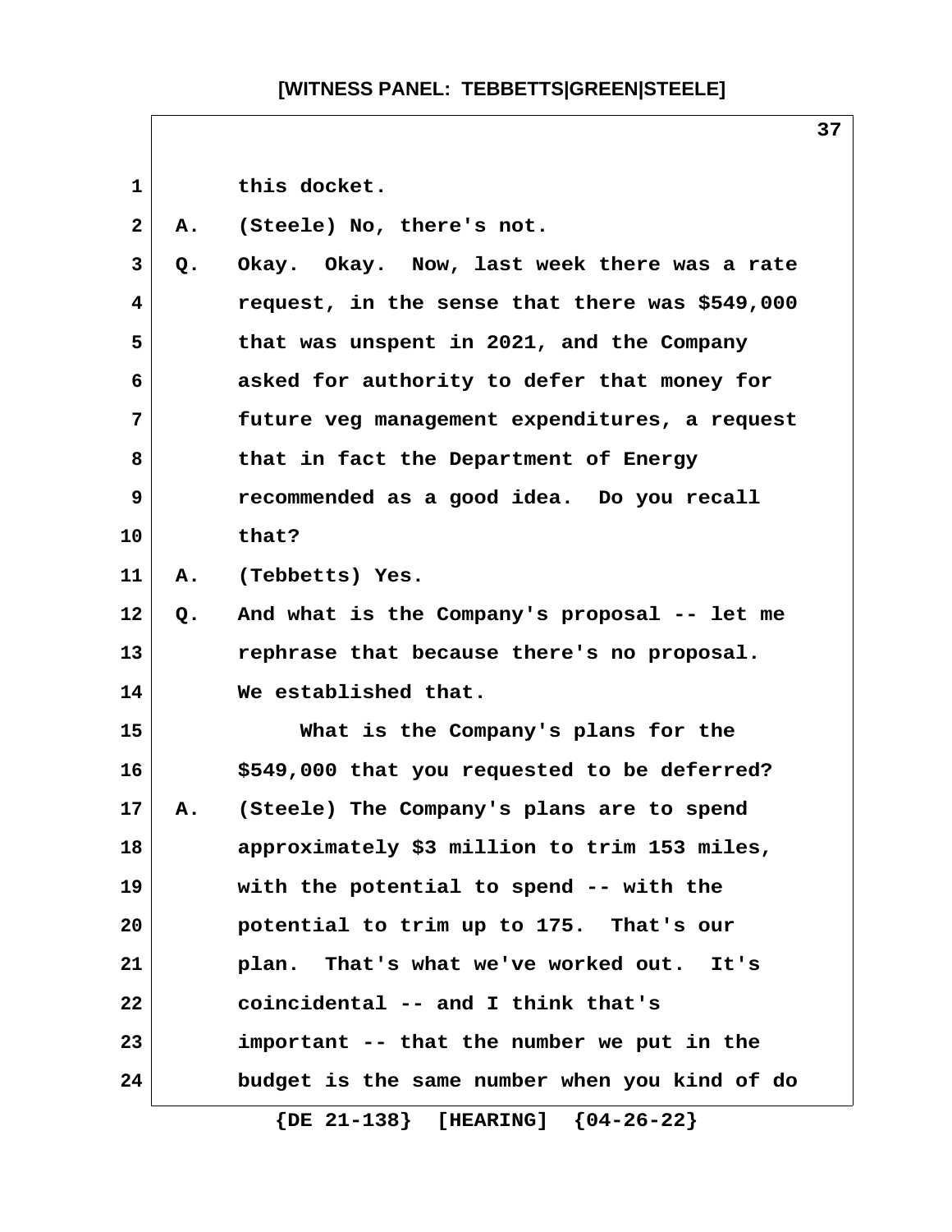this docket.

A. (Steele) No, there's not.

Q. Okay. Okay. Now, last week there was a rate request, in the sense that there was $549,000 that was unspent in 2021, and the Company asked for authority to defer that money for future veg management expenditures, a request that in fact the Department of Energy recommended as a good idea. Do you recall that?

A. (Tebbetts) Yes.

Q. And what is the Company's proposal -- let me rephrase that because there's no proposal. We established that.

What is the Company's plans for the $549,000 that you requested to be deferred?

A. (Steele) The Company's plans are to spend approximately $3 million to trim 153 miles, with the potential to spend -- with the potential to trim up to 175. That's our plan. That's what we've worked out. It's coincidental -- and I think that's important -- that the number we put in the budget is the same number when you kind of do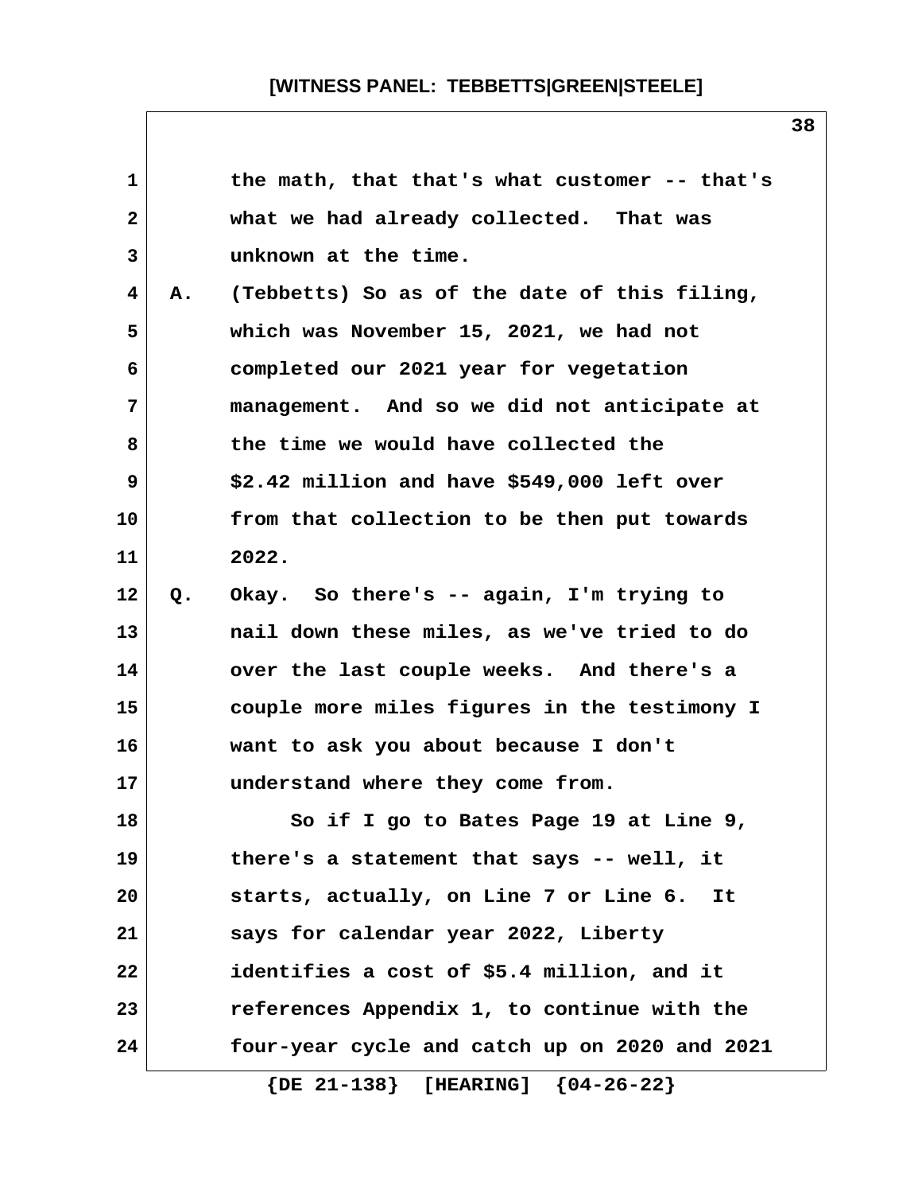the math, that that's what customer -- that's what we had already collected. That was unknown at the time.

A. (Tebbetts) So as of the date of this filing, which was November 15, 2021, we had not completed our 2021 year for vegetation management. And so we did not anticipate at the time we would have collected the $2.42 million and have $549,000 left over from that collection to be then put towards 2022.

Q. Okay. So there's -- again, I'm trying to nail down these miles, as we've tried to do over the last couple weeks. And there's a couple more miles figures in the testimony I want to ask you about because I don't understand where they come from.

So if I go to Bates Page 19 at Line 9, there's a statement that says -- well, it starts, actually, on Line 7 or Line 6. It says for calendar year 2022, Liberty identifies a cost of $5.4 million, and it references Appendix 1, to continue with the four-year cycle and catch up on 2020 and 2021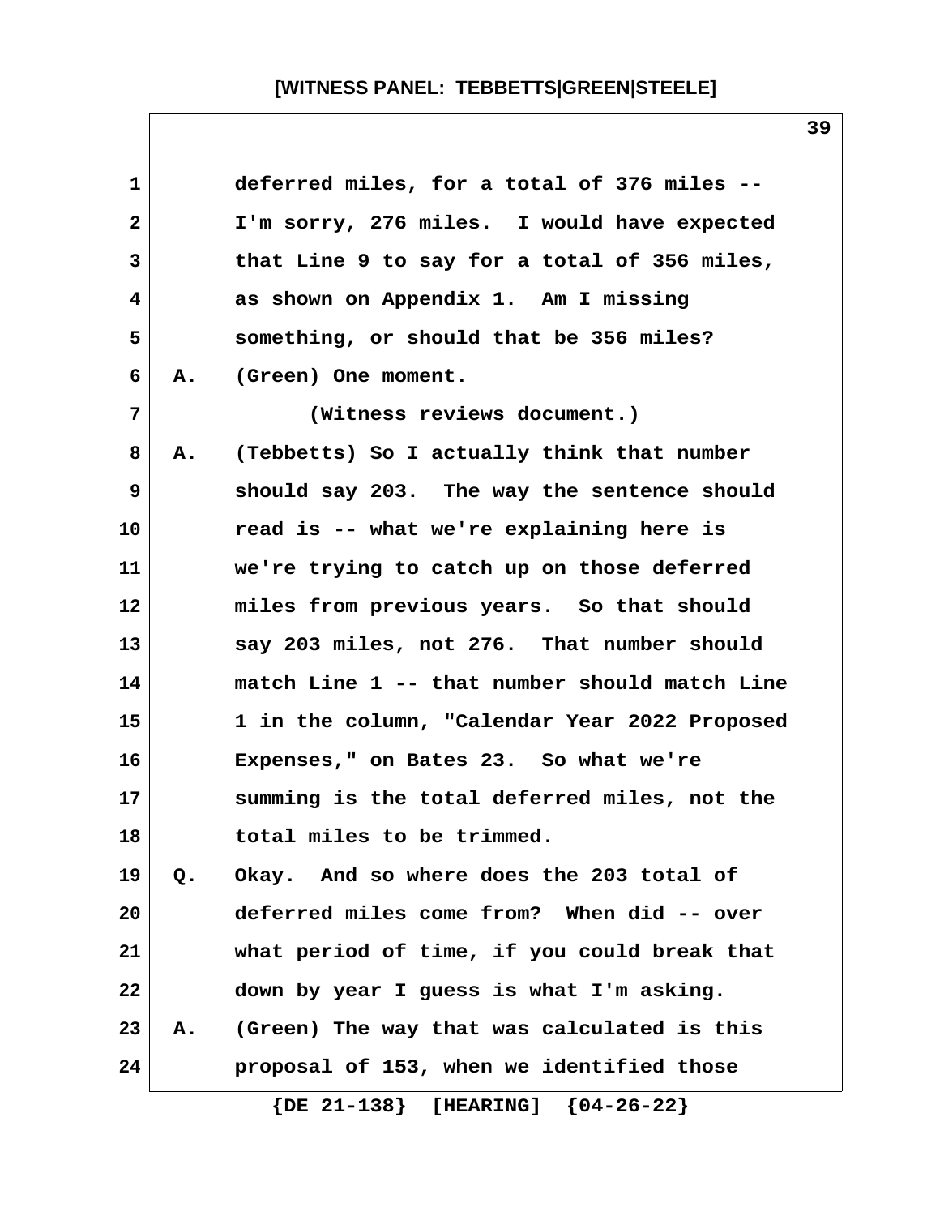deferred miles, for a total of 376 miles -- I'm sorry, 276 miles. I would have expected that Line 9 to say for a total of 356 miles, as shown on Appendix 1. Am I missing something, or should that be 356 miles?

A. (Green) One moment.

(Witness reviews document.)

A. (Tebbetts) So I actually think that number should say 203. The way the sentence should read is -- what we're explaining here is we're trying to catch up on those deferred miles from previous years. So that should say 203 miles, not 276. That number should match Line 1 -- that number should match Line 1 in the column, "Calendar Year 2022 Proposed Expenses," on Bates 23. So what we're summing is the total deferred miles, not the total miles to be trimmed.

Q. Okay. And so where does the 203 total of deferred miles come from? When did -- over what period of time, if you could break that down by year I guess is what I'm asking.

A. (Green) The way that was calculated is this proposal of 153, when we identified those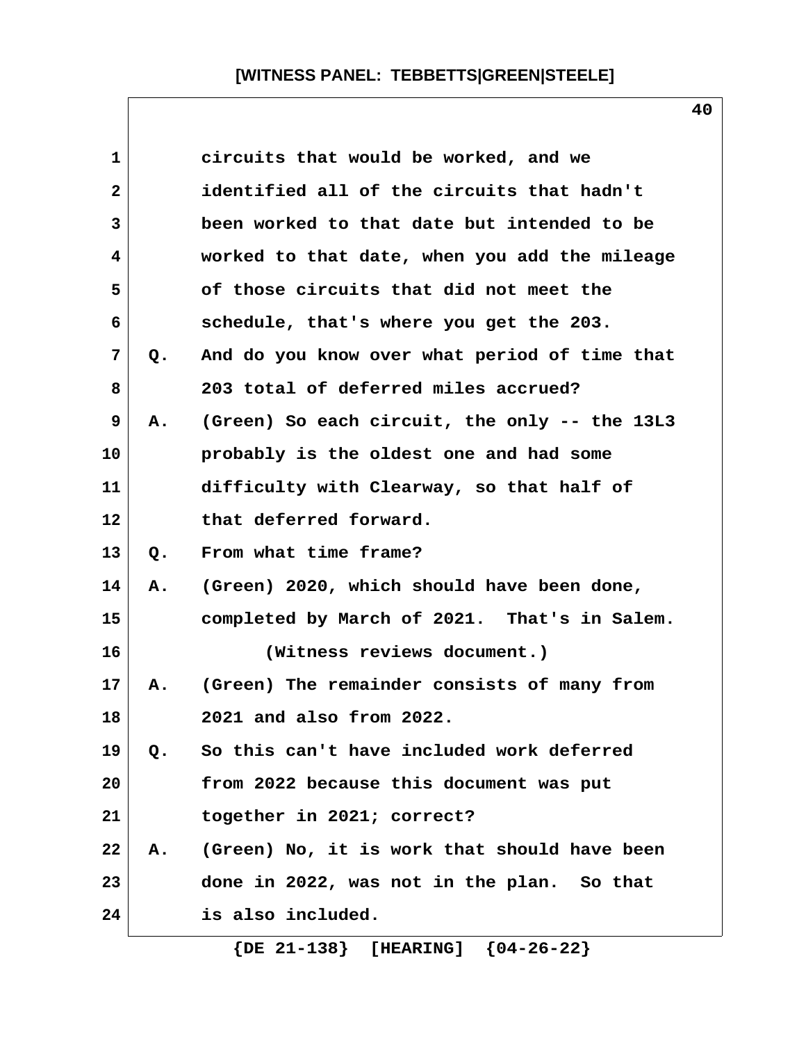circuits that would be worked, and we identified all of the circuits that hadn't been worked to that date but intended to be worked to that date, when you add the mileage of those circuits that did not meet the schedule, that's where you get the 203.

Q. And do you know over what period of time that 203 total of deferred miles accrued?

A. (Green) So each circuit, the only -- the 13L3 probably is the oldest one and had some difficulty with Clearway, so that half of that deferred forward.

Q. From what time frame?

A. (Green) 2020, which should have been done, completed by March of 2021. That's in Salem.

(Witness reviews document.)

A. (Green) The remainder consists of many from 2021 and also from 2022.

Q. So this can't have included work deferred from 2022 because this document was put together in 2021; correct?

A. (Green) No, it is work that should have been done in 2022, was not in the plan. So that is also included.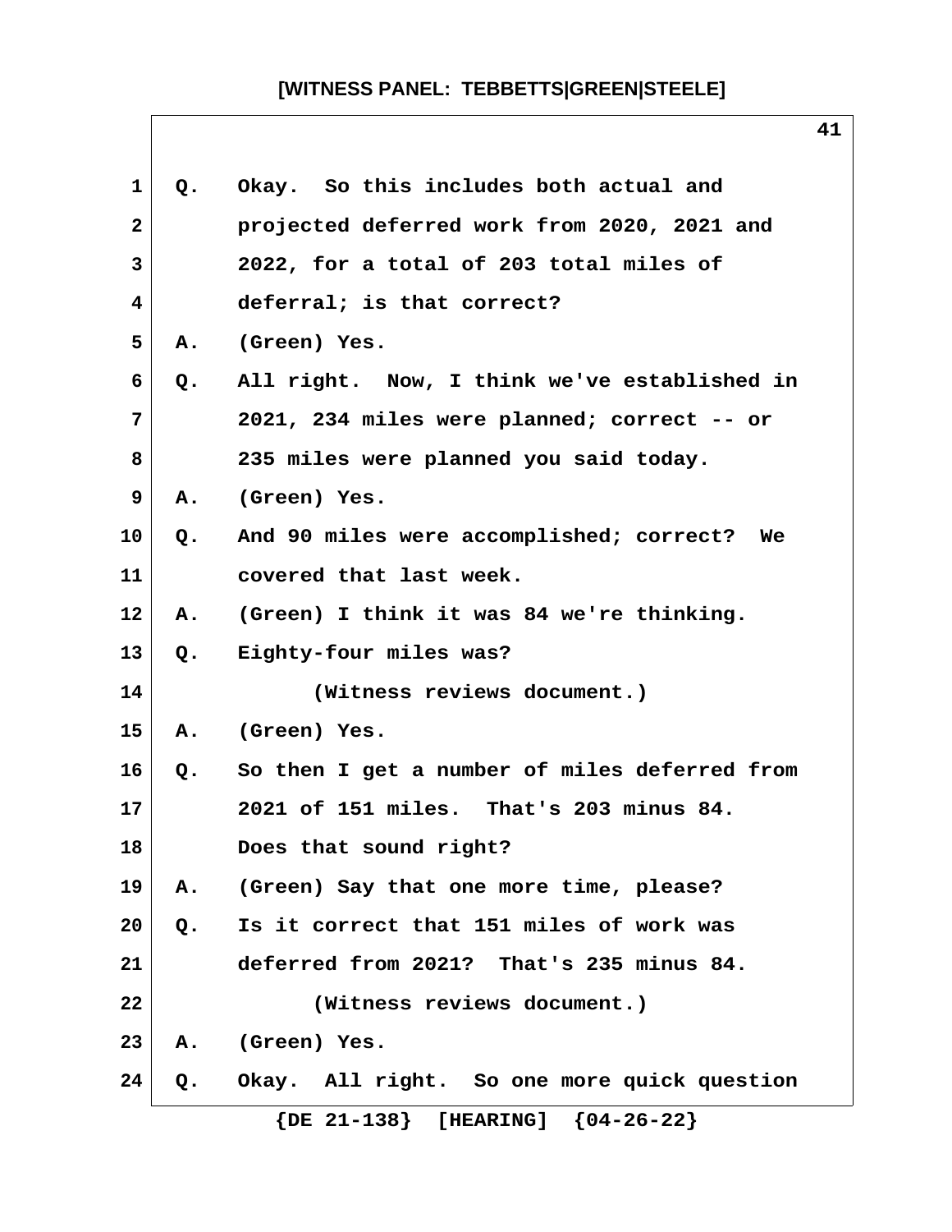Q. Okay. So this includes both actual and projected deferred work from 2020, 2021 and 2022, for a total of 203 total miles of deferral; is that correct?

A. (Green) Yes.

Q. All right. Now, I think we've established in 2021, 234 miles were planned; correct -- or 235 miles were planned you said today.

A. (Green) Yes.

Q. And 90 miles were accomplished; correct? We covered that last week.

A. (Green) I think it was 84 we're thinking.

Q. Eighty-four miles was?

(Witness reviews document.)

A. (Green) Yes.

Q. So then I get a number of miles deferred from 2021 of 151 miles. That's 203 minus 84. Does that sound right?

A. (Green) Say that one more time, please?

Q. Is it correct that 151 miles of work was deferred from 2021? That's 235 minus 84.

(Witness reviews document.)

A. (Green) Yes.

Q. Okay. All right. So one more quick question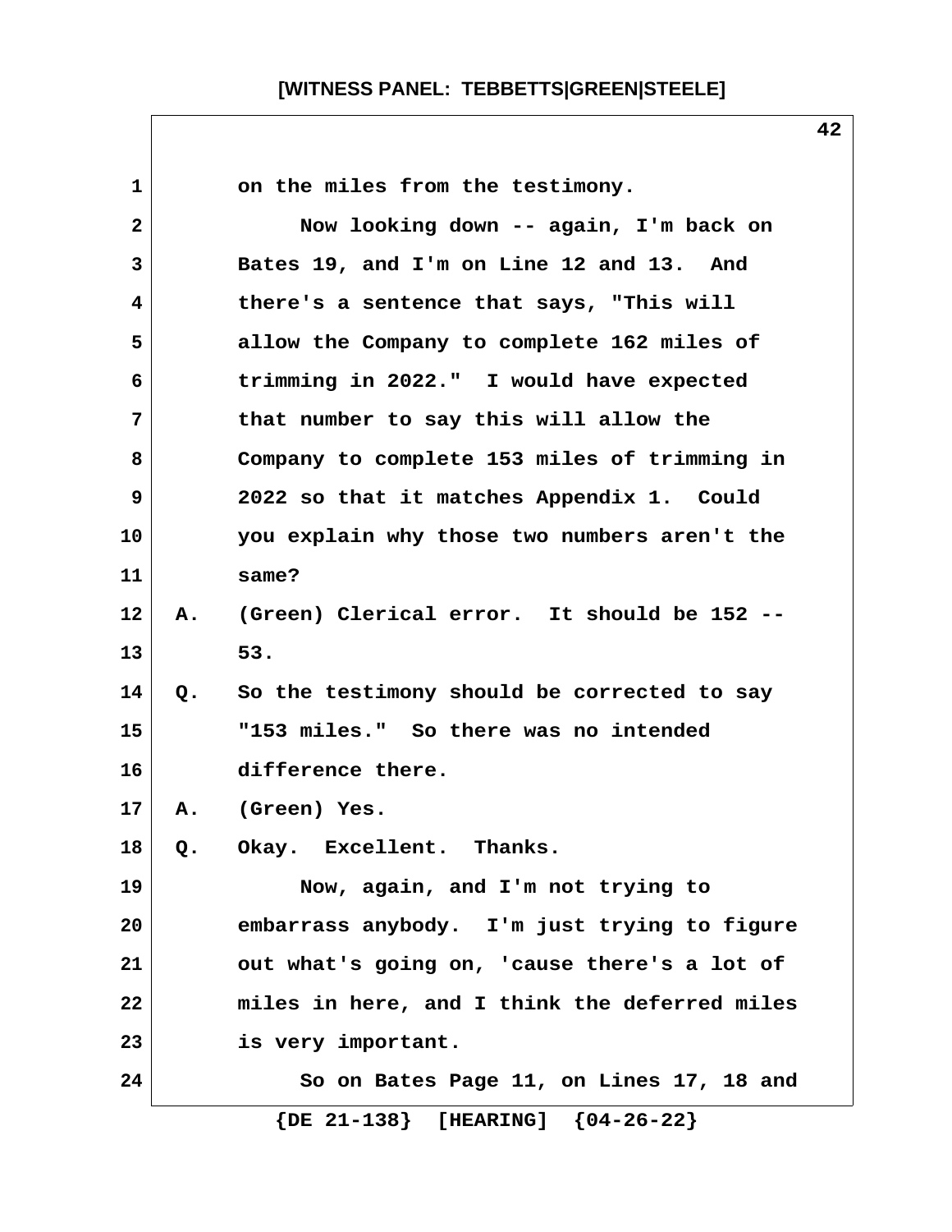on the miles from the testimony.

Now looking down -- again, I'm back on Bates 19, and I'm on Line 12 and 13. And there's a sentence that says, "This will allow the Company to complete 162 miles of trimming in 2022." I would have expected that number to say this will allow the Company to complete 153 miles of trimming in 2022 so that it matches Appendix 1. Could you explain why those two numbers aren't the same?

A. (Green) Clerical error. It should be 152 -- 53.

Q. So the testimony should be corrected to say "153 miles." So there was no intended difference there.

A. (Green) Yes.

Q. Okay. Excellent. Thanks.

Now, again, and I'm not trying to embarrass anybody. I'm just trying to figure out what's going on, 'cause there's a lot of miles in here, and I think the deferred miles is very important.

So on Bates Page 11, on Lines 17, 18 and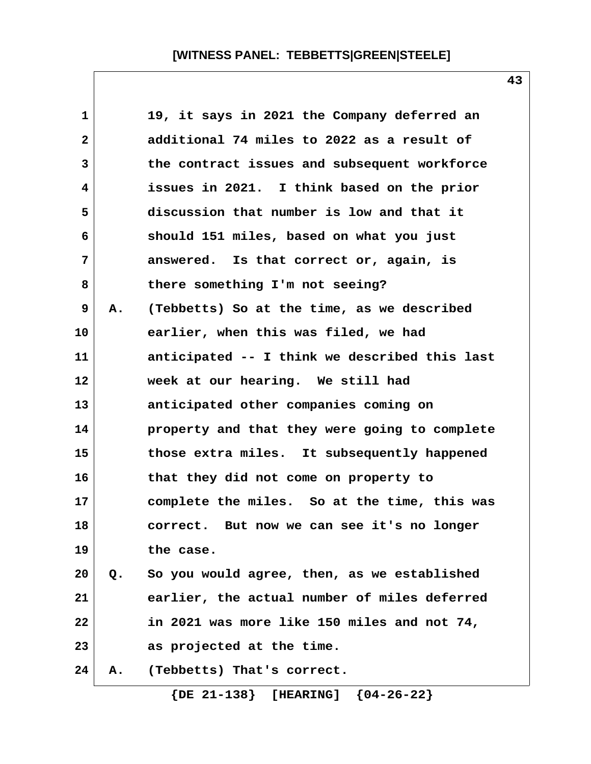19, it says in 2021 the Company deferred an additional 74 miles to 2022 as a result of the contract issues and subsequent workforce issues in 2021. I think based on the prior discussion that number is low and that it should 151 miles, based on what you just answered. Is that correct or, again, is there something I'm not seeing?

A. (Tebbetts) So at the time, as we described earlier, when this was filed, we had anticipated -- I think we described this last week at our hearing. We still had anticipated other companies coming on property and that they were going to complete those extra miles. It subsequently happened that they did not come on property to complete the miles. So at the time, this was correct. But now we can see it's no longer the case.

Q. So you would agree, then, as we established earlier, the actual number of miles deferred in 2021 was more like 150 miles and not 74, as projected at the time.

A. (Tebbetts) That's correct.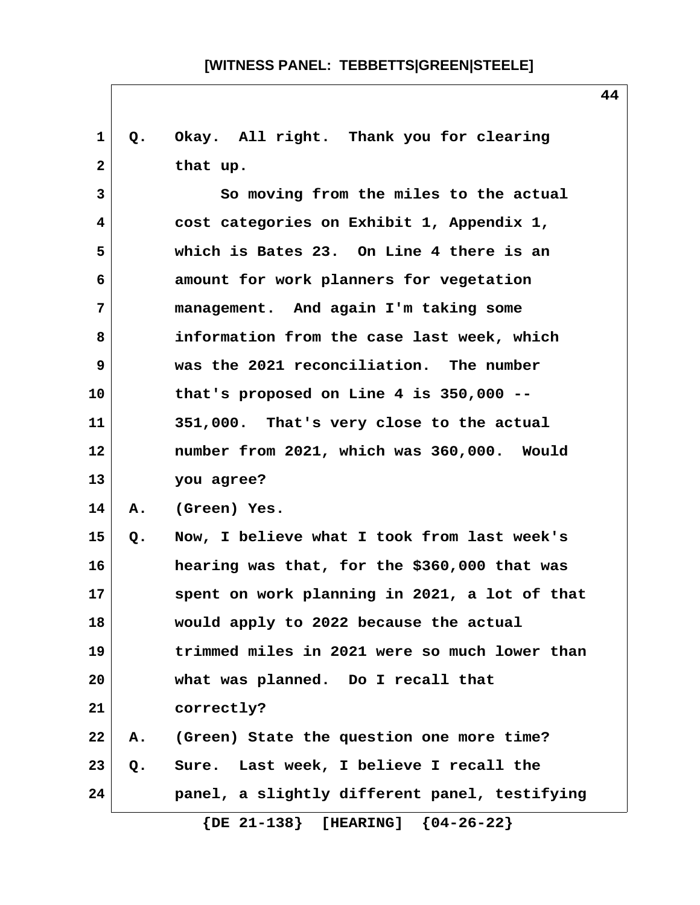Q. Okay. All right. Thank you for clearing that up.

So moving from the miles to the actual cost categories on Exhibit 1, Appendix 1, which is Bates 23. On Line 4 there is an amount for work planners for vegetation management. And again I'm taking some information from the case last week, which was the 2021 reconciliation. The number that's proposed on Line 4 is 350,000 -- 351,000. That's very close to the actual number from 2021, which was 360,000. Would you agree?

A. (Green) Yes.

Q. Now, I believe what I took from last week's hearing was that, for the $360,000 that was spent on work planning in 2021, a lot of that would apply to 2022 because the actual trimmed miles in 2021 were so much lower than what was planned. Do I recall that correctly?

A. (Green) State the question one more time?

Q. Sure. Last week, I believe I recall the panel, a slightly different panel, testifying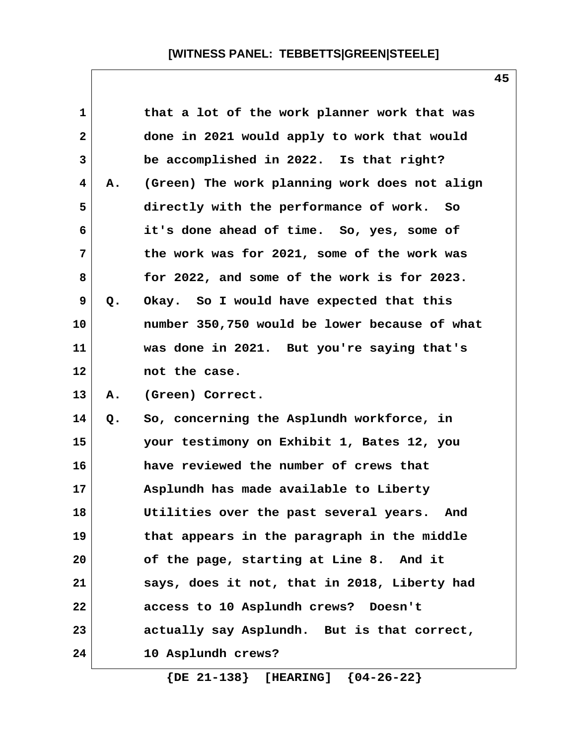that a lot of the work planner work that was done in 2021 would apply to work that would be accomplished in 2022. Is that right?

A. (Green) The work planning work does not align directly with the performance of work. So it's done ahead of time. So, yes, some of the work was for 2021, some of the work was for 2022, and some of the work is for 2023.

Q. Okay. So I would have expected that this number 350,750 would be lower because of what was done in 2021. But you're saying that's not the case.

A. (Green) Correct.

Q. So, concerning the Asplundh workforce, in your testimony on Exhibit 1, Bates 12, you have reviewed the number of crews that Asplundh has made available to Liberty Utilities over the past several years. And that appears in the paragraph in the middle of the page, starting at Line 8. And it says, does it not, that in 2018, Liberty had access to 10 Asplundh crews? Doesn't actually say Asplundh. But is that correct, 10 Asplundh crews?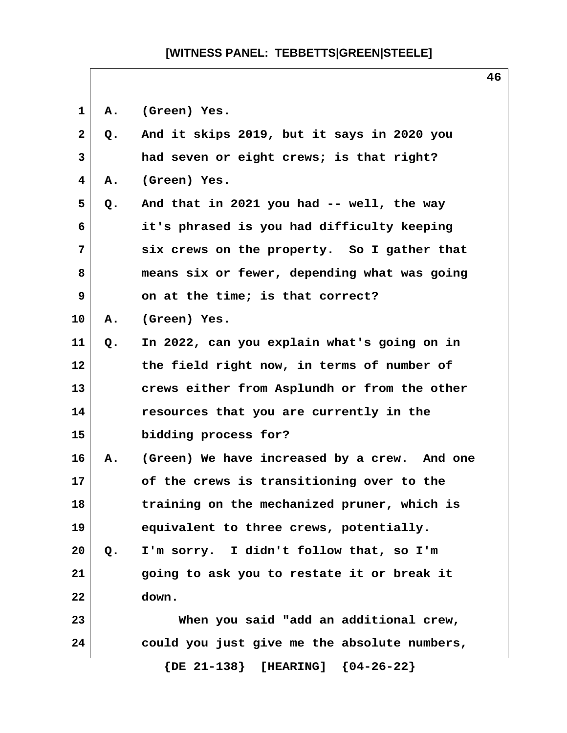A. (Green) Yes.

Q. And it skips 2019, but it says in 2020 you had seven or eight crews; is that right?

A. (Green) Yes.

Q. And that in 2021 you had -- well, the way it's phrased is you had difficulty keeping six crews on the property. So I gather that means six or fewer, depending what was going on at the time; is that correct?

A. (Green) Yes.

Q. In 2022, can you explain what's going on in the field right now, in terms of number of crews either from Asplundh or from the other resources that you are currently in the bidding process for?

A. (Green) We have increased by a crew. And one of the crews is transitioning over to the training on the mechanized pruner, which is equivalent to three crews, potentially.

Q. I'm sorry. I didn't follow that, so I'm going to ask you to restate it or break it down.

When you said "add an additional crew, could you just give me the absolute numbers,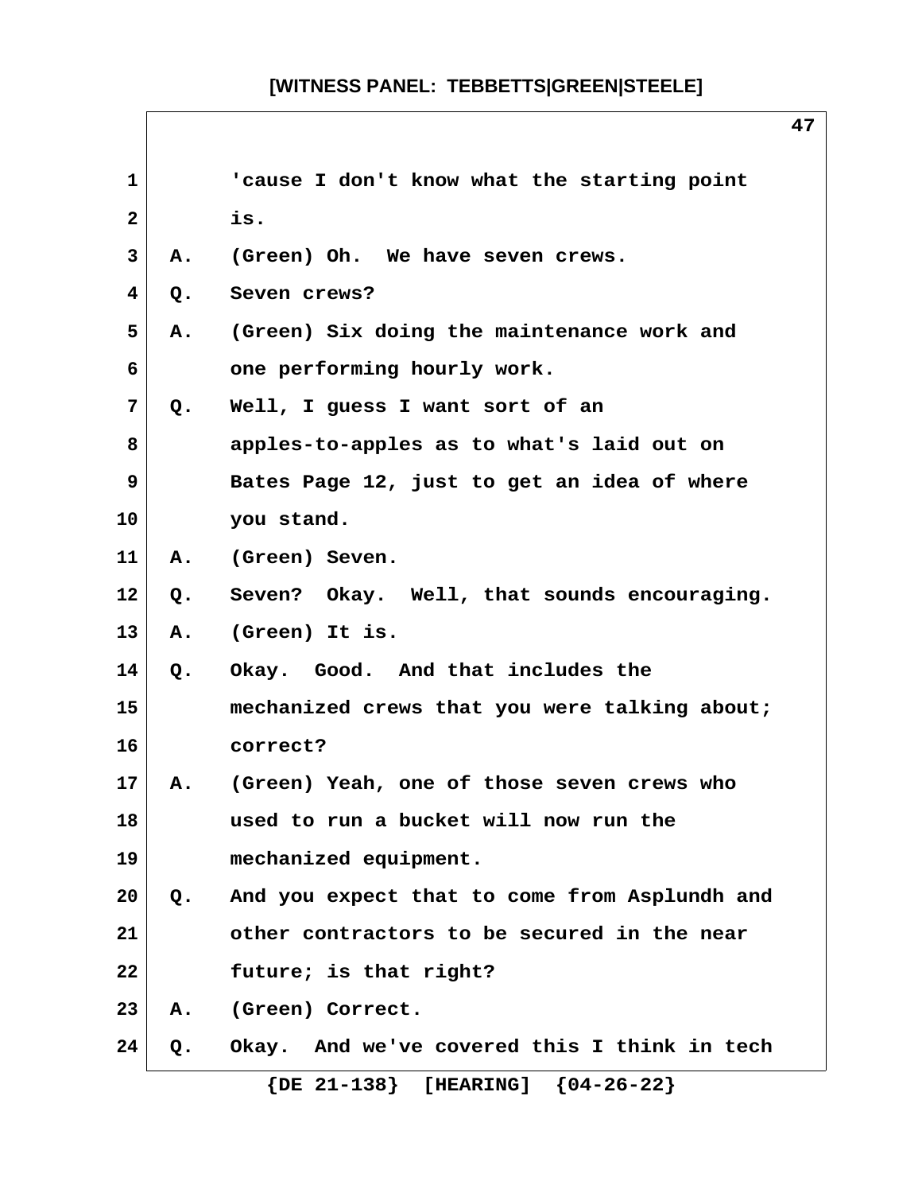1 'cause I don't know what the starting point
2 is.
3 A. (Green) Oh. We have seven crews.
4 Q. Seven crews?
5 A. (Green) Six doing the maintenance work and
6 one performing hourly work.
7 Q. Well, I guess I want sort of an
8 apples-to-apples as to what's laid out on
9 Bates Page 12, just to get an idea of where
10 you stand.
11 A. (Green) Seven.
12 Q. Seven? Okay. Well, that sounds encouraging.
13 A. (Green) It is.
14 Q. Okay. Good. And that includes the
15 mechanized crews that you were talking about;
16 correct?
17 A. (Green) Yeah, one of those seven crews who
18 used to run a bucket will now run the
19 mechanized equipment.
20 Q. And you expect that to come from Asplundh and
21 other contractors to be secured in the near
22 future; is that right?
23 A. (Green) Correct.
24 Q. Okay. And we've covered this I think in tech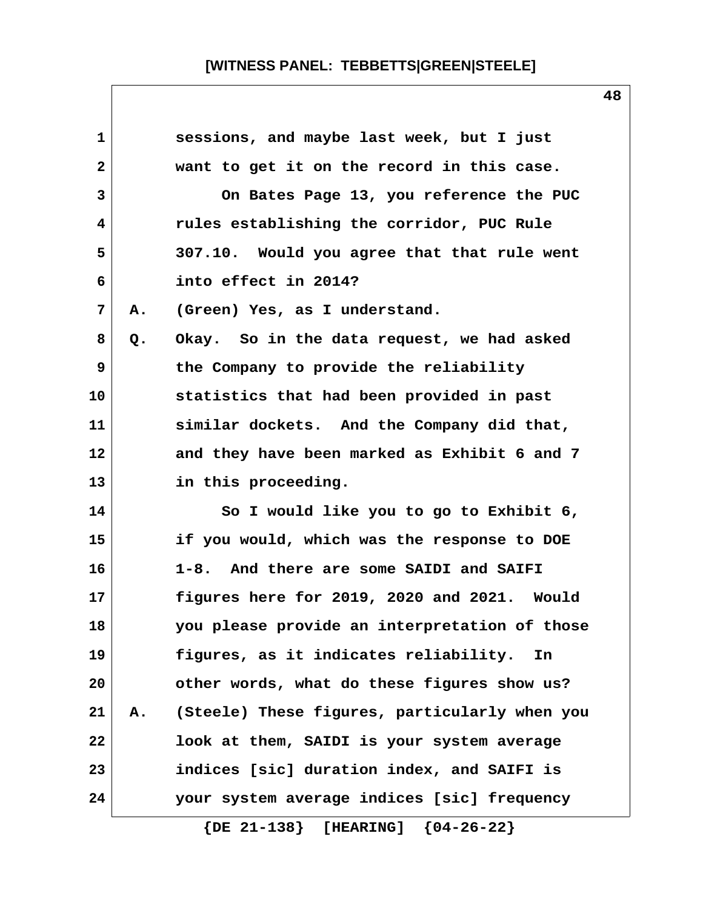sessions, and maybe last week, but I just want to get it on the record in this case.

On Bates Page 13, you reference the PUC rules establishing the corridor, PUC Rule 307.10. Would you agree that that rule went into effect in 2014?

A. (Green) Yes, as I understand.

Q. Okay. So in the data request, we had asked the Company to provide the reliability statistics that had been provided in past similar dockets. And the Company did that, and they have been marked as Exhibit 6 and 7 in this proceeding.

So I would like you to go to Exhibit 6, if you would, which was the response to DOE 1-8. And there are some SAIDI and SAIFI figures here for 2019, 2020 and 2021. Would you please provide an interpretation of those figures, as it indicates reliability. In other words, what do these figures show us?

A. (Steele) These figures, particularly when you look at them, SAIDI is your system average indices [sic] duration index, and SAIFI is your system average indices [sic] frequency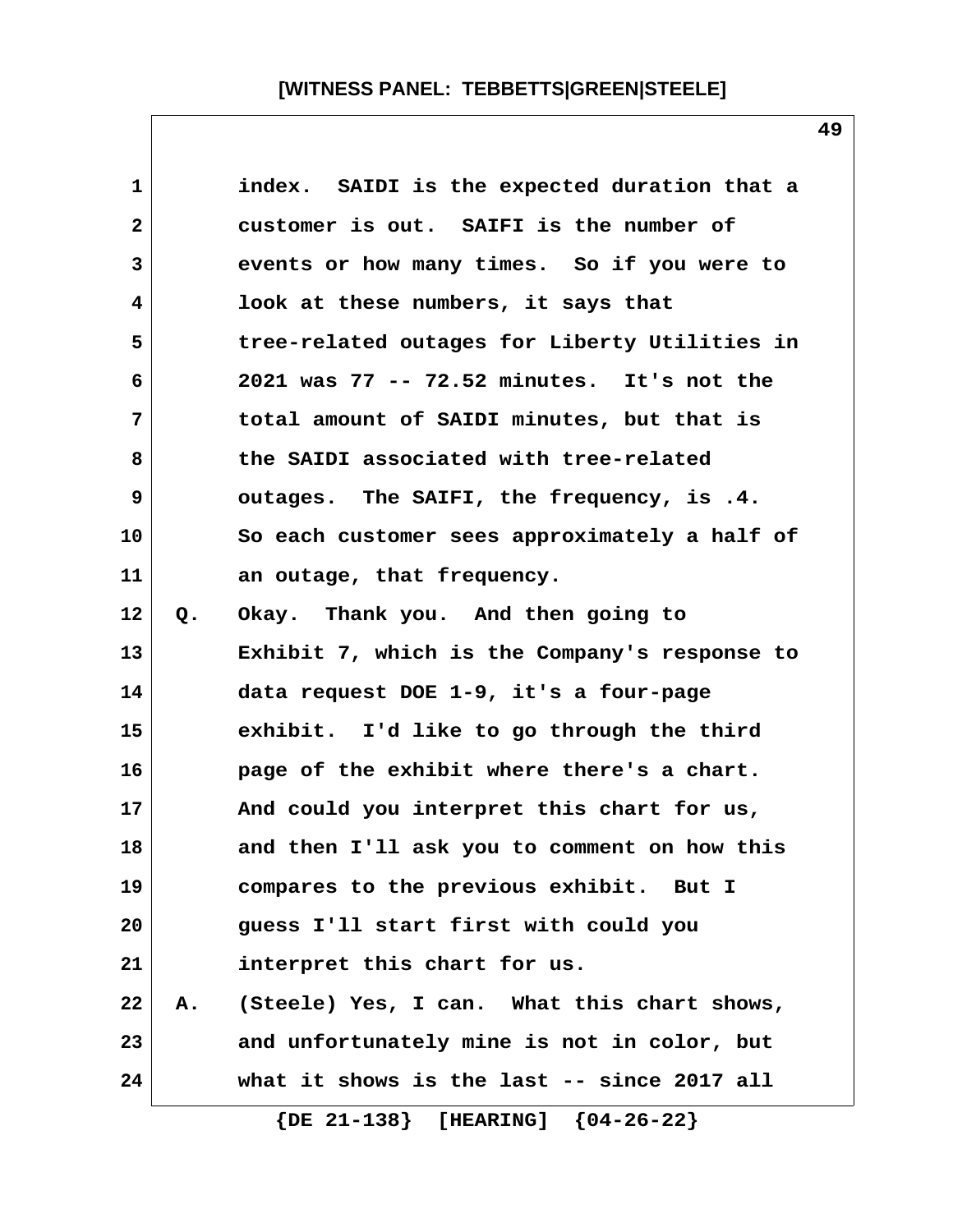index. SAIDI is the expected duration that a customer is out. SAIFI is the number of events or how many times. So if you were to look at these numbers, it says that tree-related outages for Liberty Utilities in 2021 was 77 -- 72.52 minutes. It's not the total amount of SAIDI minutes, but that is the SAIDI associated with tree-related outages. The SAIFI, the frequency, is .4. So each customer sees approximately a half of an outage, that frequency.

Q. Okay. Thank you. And then going to Exhibit 7, which is the Company's response to data request DOE 1-9, it's a four-page exhibit. I'd like to go through the third page of the exhibit where there's a chart. And could you interpret this chart for us, and then I'll ask you to comment on how this compares to the previous exhibit. But I guess I'll start first with could you interpret this chart for us.

A. (Steele) Yes, I can. What this chart shows, and unfortunately mine is not in color, but what it shows is the last -- since 2017 all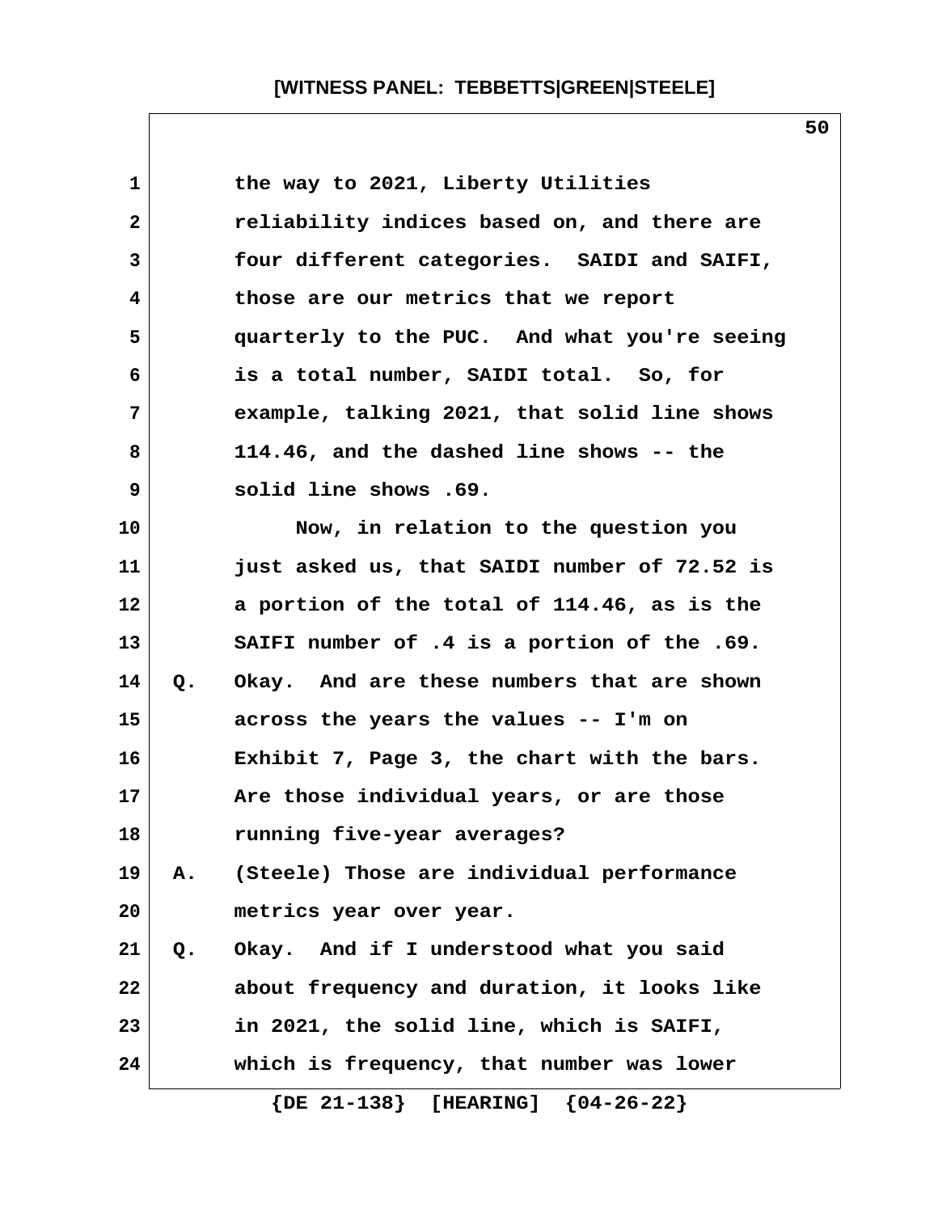the way to 2021, Liberty Utilities reliability indices based on, and there are four different categories. SAIDI and SAIFI, those are our metrics that we report quarterly to the PUC. And what you're seeing is a total number, SAIDI total. So, for example, talking 2021, that solid line shows 114.46, and the dashed line shows -- the solid line shows .69.

Now, in relation to the question you just asked us, that SAIDI number of 72.52 is a portion of the total of 114.46, as is the SAIFI number of .4 is a portion of the .69.

Q. Okay. And are these numbers that are shown across the years the values -- I'm on Exhibit 7, Page 3, the chart with the bars. Are those individual years, or are those running five-year averages?

A. (Steele) Those are individual performance metrics year over year.

Q. Okay. And if I understood what you said about frequency and duration, it looks like in 2021, the solid line, which is SAIFI, which is frequency, that number was lower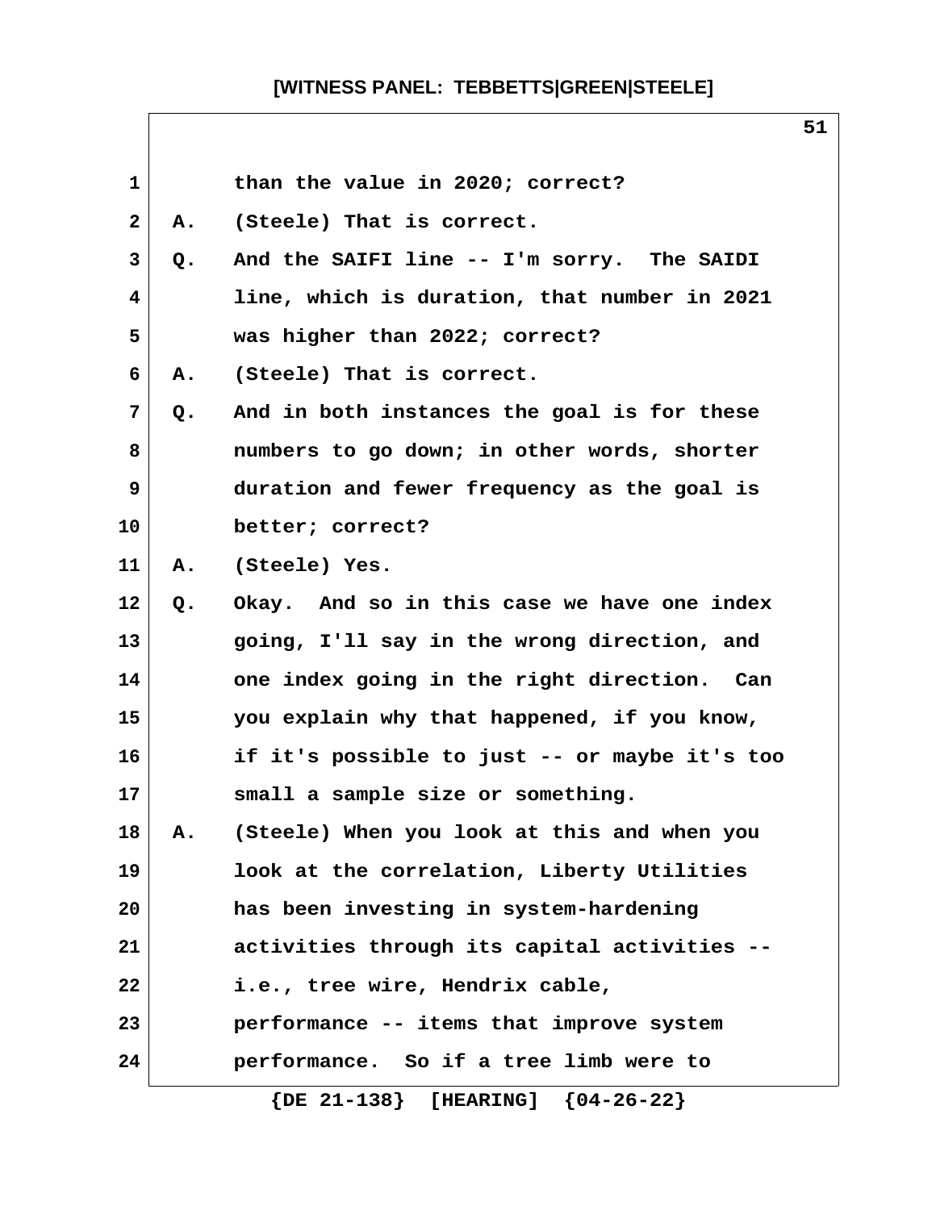1 than the value in 2020; correct?

2 A. (Steele) That is correct.

3 Q. And the SAIFI line -- I'm sorry. The SAIDI

4 line, which is duration, that number in 2021

5 was higher than 2022; correct?

6 A. (Steele) That is correct.

7 Q. And in both instances the goal is for these

8 numbers to go down; in other words, shorter

9 duration and fewer frequency as the goal is

10 better; correct?

11 A. (Steele) Yes.

12 Q. Okay. And so in this case we have one index

13 going, I'll say in the wrong direction, and

14 one index going in the right direction. Can

15 you explain why that happened, if you know,

16 if it's possible to just -- or maybe it's too

17 small a sample size or something.

18 A. (Steele) When you look at this and when you

19 look at the correlation, Liberty Utilities

20 has been investing in system-hardening

21 activities through its capital activities --

22 i.e., tree wire, Hendrix cable,

23 performance -- items that improve system

24 performance. So if a tree limb were to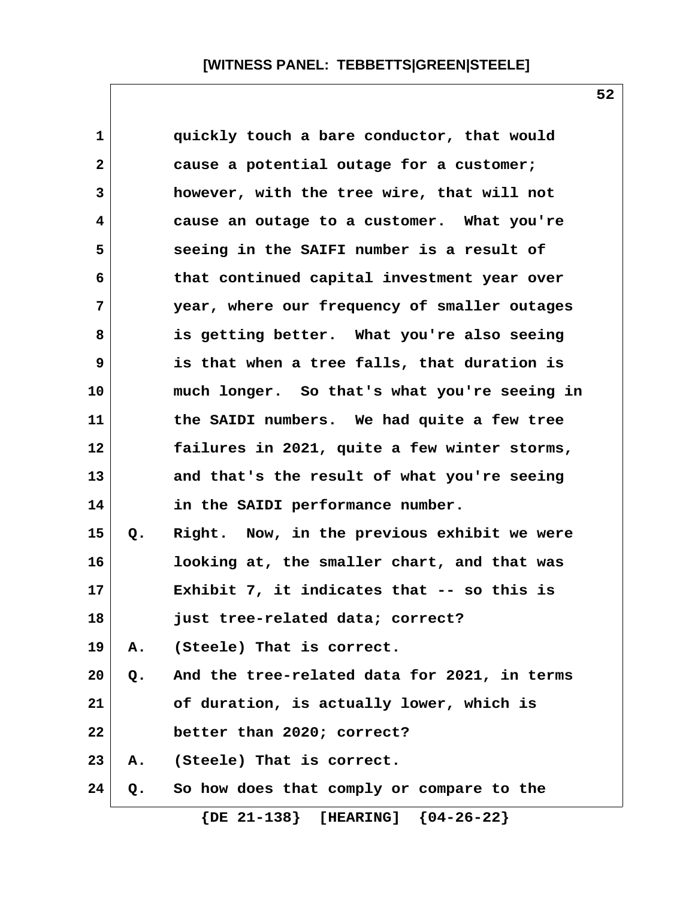quickly touch a bare conductor, that would cause a potential outage for a customer; however, with the tree wire, that will not cause an outage to a customer. What you're seeing in the SAIFI number is a result of that continued capital investment year over year, where our frequency of smaller outages is getting better. What you're also seeing is that when a tree falls, that duration is much longer. So that's what you're seeing in the SAIDI numbers. We had quite a few tree failures in 2021, quite a few winter storms, and that's the result of what you're seeing in the SAIDI performance number.

Q. Right. Now, in the previous exhibit we were looking at, the smaller chart, and that was Exhibit 7, it indicates that -- so this is just tree-related data; correct?

A. (Steele) That is correct.

Q. And the tree-related data for 2021, in terms of duration, is actually lower, which is better than 2020; correct?

A. (Steele) That is correct.

Q. So how does that comply or compare to the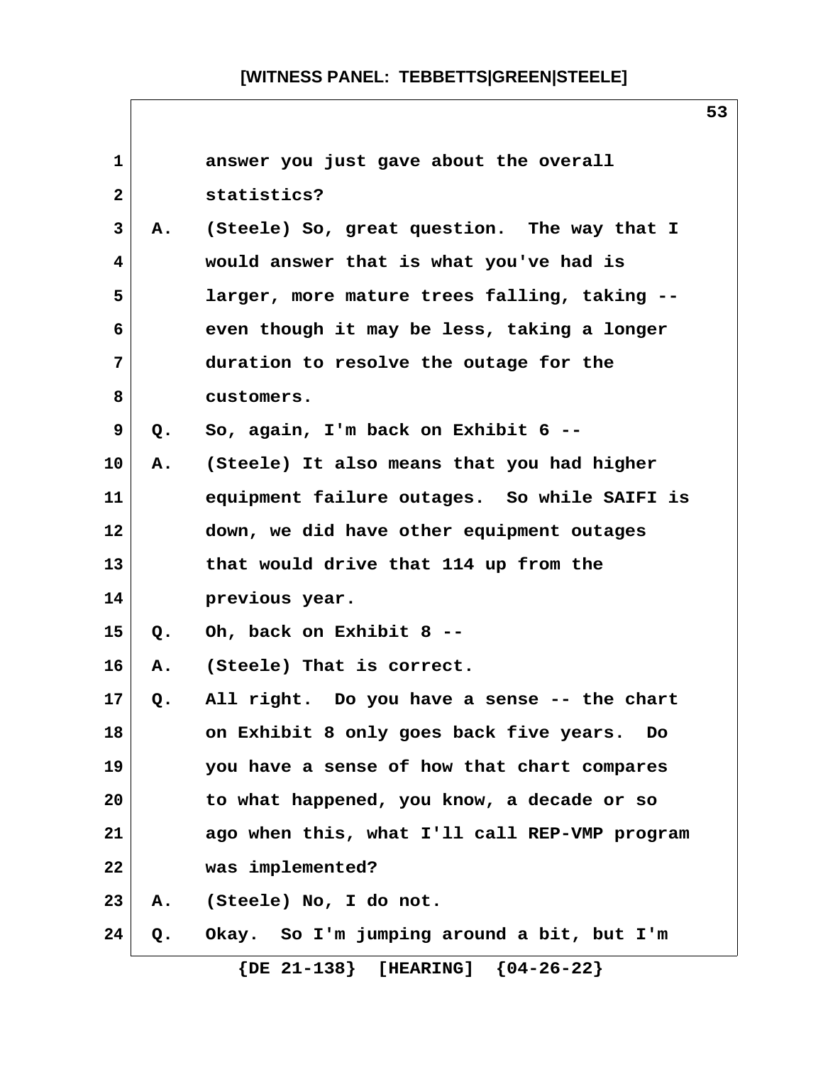1 answer you just gave about the overall
2 statistics?
3 A. (Steele) So, great question. The way that I
4 would answer that is what you've had is
5 larger, more mature trees falling, taking --
6 even though it may be less, taking a longer
7 duration to resolve the outage for the
8 customers.
9 Q. So, again, I'm back on Exhibit 6 --
10 A. (Steele) It also means that you had higher
11 equipment failure outages. So while SAIFI is
12 down, we did have other equipment outages
13 that would drive that 114 up from the
14 previous year.
15 Q. Oh, back on Exhibit 8 --
16 A. (Steele) That is correct.
17 Q. All right. Do you have a sense -- the chart
18 on Exhibit 8 only goes back five years. Do
19 you have a sense of how that chart compares
20 to what happened, you know, a decade or so
21 ago when this, what I'll call REP-VMP program
22 was implemented?
23 A. (Steele) No, I do not.
24 Q. Okay. So I'm jumping around a bit, but I'm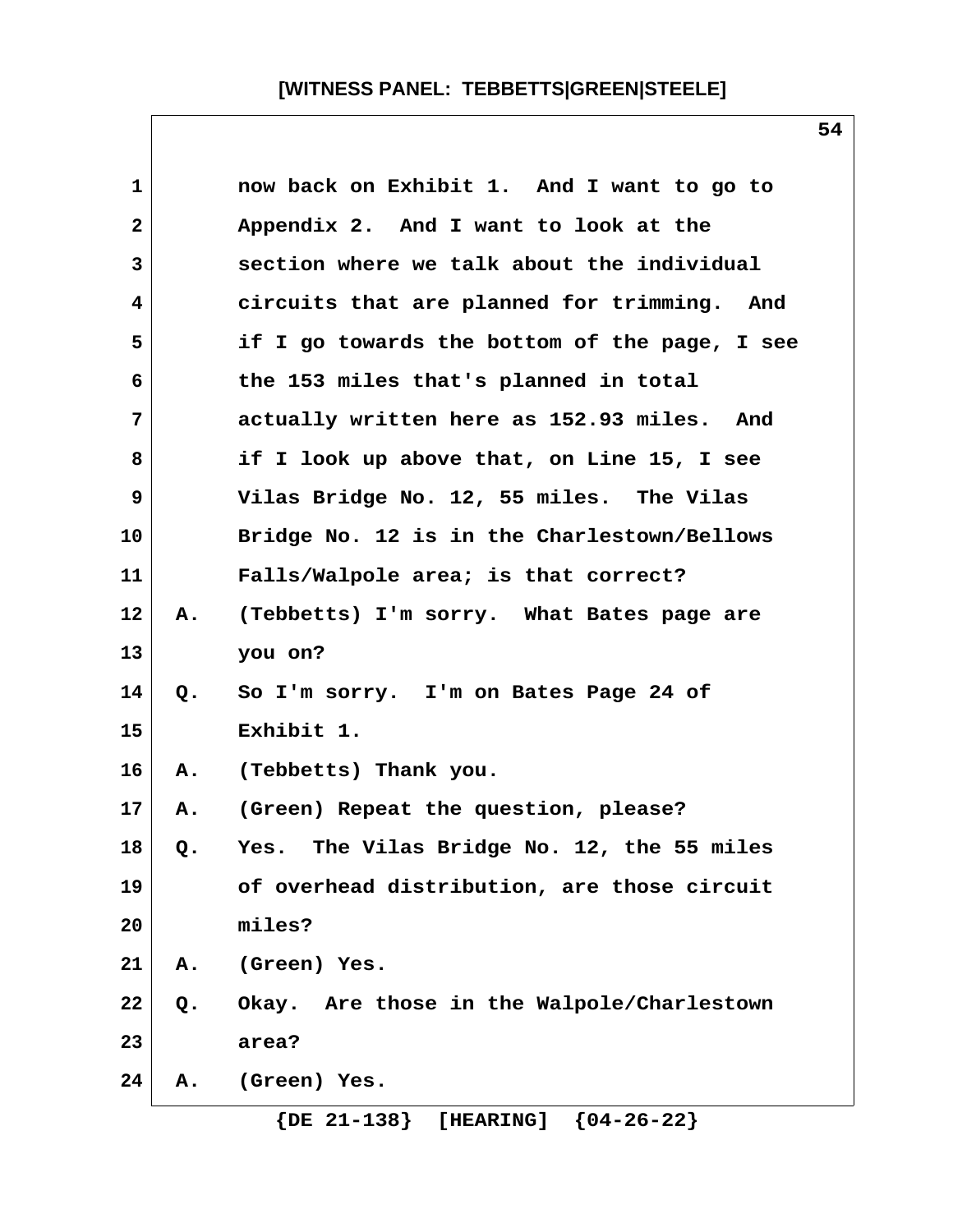now back on Exhibit 1. And I want to go to Appendix 2. And I want to look at the section where we talk about the individual circuits that are planned for trimming. And if I go towards the bottom of the page, I see the 153 miles that's planned in total actually written here as 152.93 miles. And if I look up above that, on Line 15, I see Vilas Bridge No. 12, 55 miles. The Vilas Bridge No. 12 is in the Charlestown/Bellows Falls/Walpole area; is that correct?

A. (Tebbetts) I'm sorry. What Bates page are you on?

Q. So I'm sorry. I'm on Bates Page 24 of Exhibit 1.

A. (Tebbetts) Thank you.

A. (Green) Repeat the question, please?

Q. Yes. The Vilas Bridge No. 12, the 55 miles of overhead distribution, are those circuit miles?

A. (Green) Yes.

Q. Okay. Are those in the Walpole/Charlestown area?

A. (Green) Yes.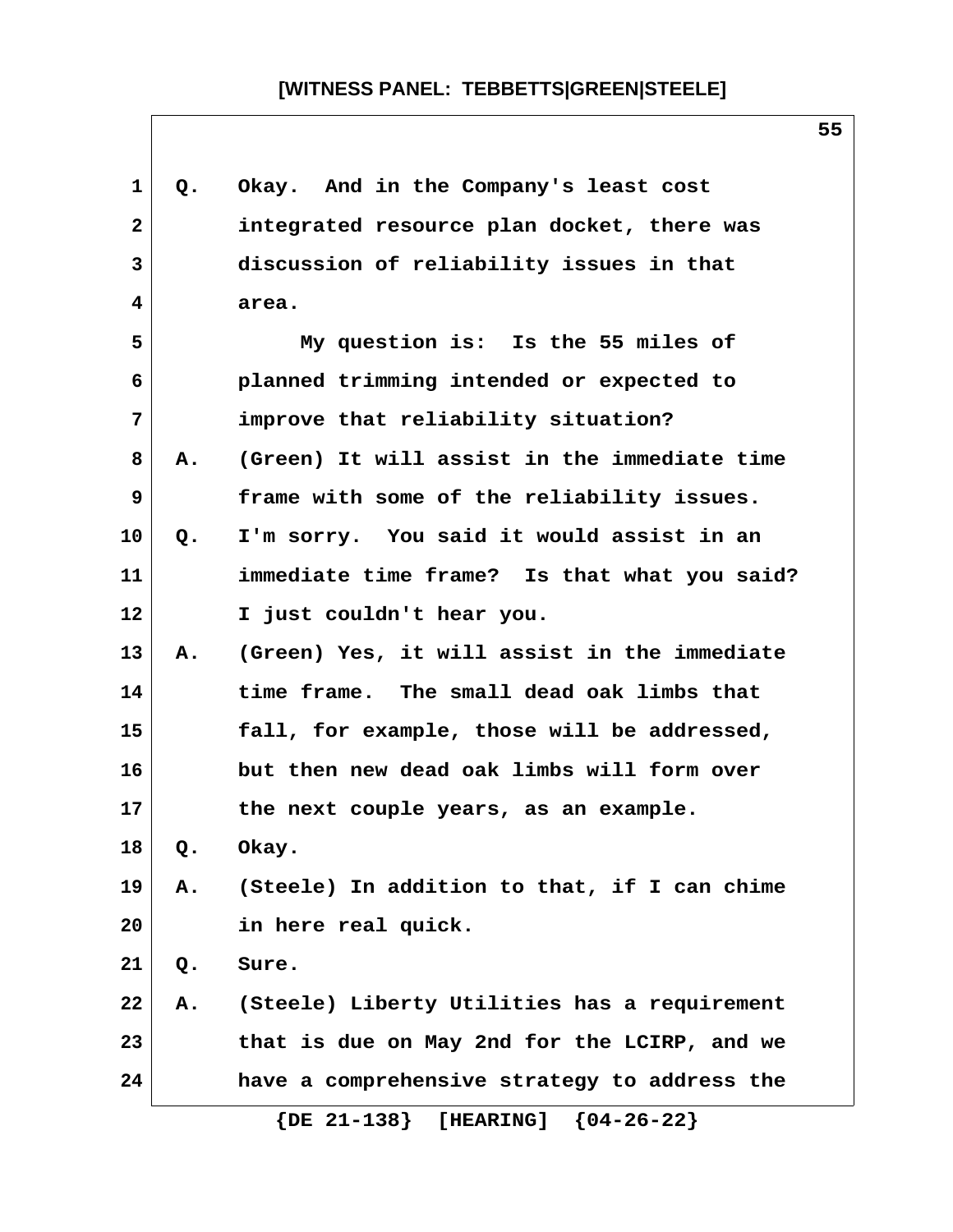Q. Okay. And in the Company's least cost integrated resource plan docket, there was discussion of reliability issues in that area.

My question is: Is the 55 miles of planned trimming intended or expected to improve that reliability situation?

A. (Green) It will assist in the immediate time frame with some of the reliability issues.

Q. I'm sorry. You said it would assist in an immediate time frame? Is that what you said? I just couldn't hear you.

A. (Green) Yes, it will assist in the immediate time frame. The small dead oak limbs that fall, for example, those will be addressed, but then new dead oak limbs will form over the next couple years, as an example.

Q. Okay.

A. (Steele) In addition to that, if I can chime in here real quick.

Q. Sure.

A. (Steele) Liberty Utilities has a requirement that is due on May 2nd for the LCIRP, and we have a comprehensive strategy to address the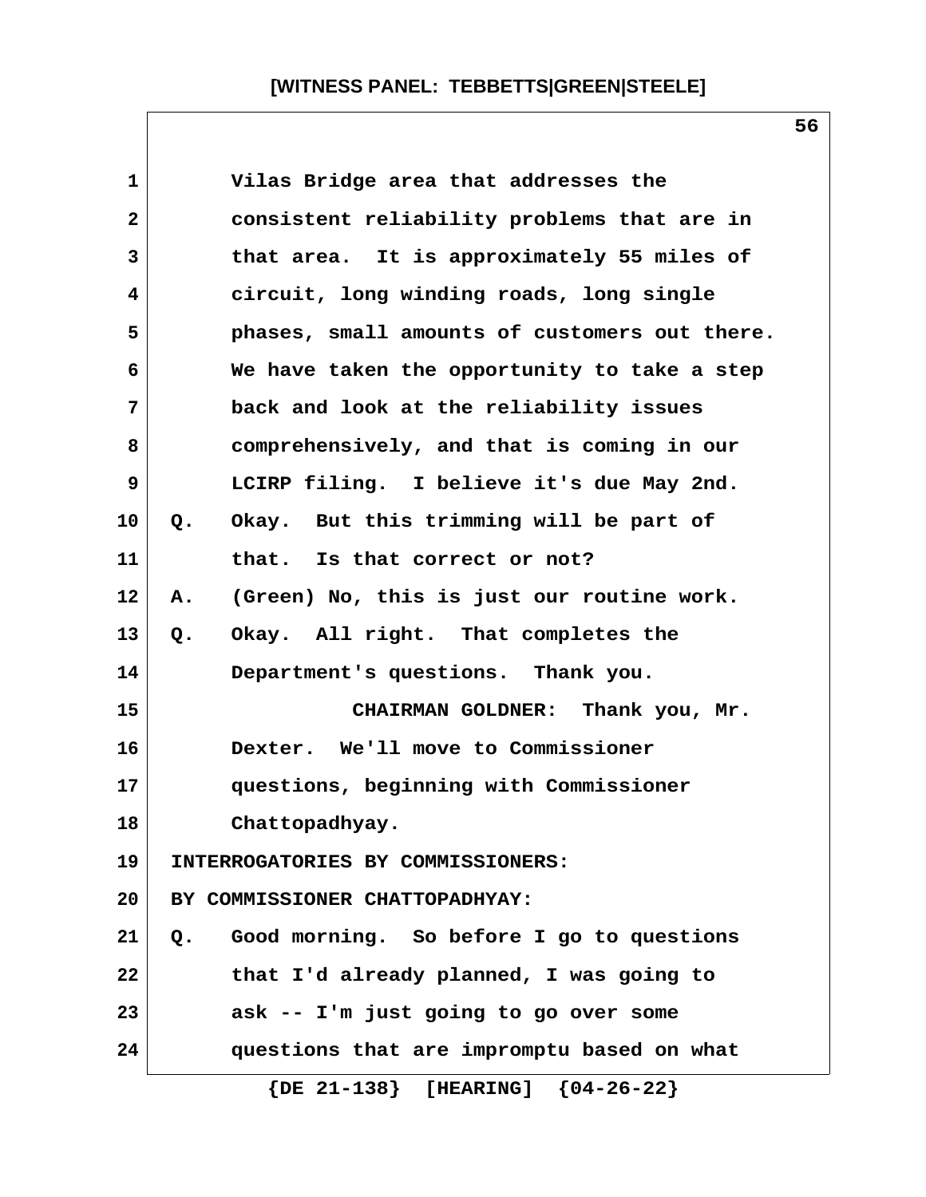Vilas Bridge area that addresses the consistent reliability problems that are in that area. It is approximately 55 miles of circuit, long winding roads, long single phases, small amounts of customers out there. We have taken the opportunity to take a step back and look at the reliability issues comprehensively, and that is coming in our LCIRP filing. I believe it's due May 2nd.

Q. Okay. But this trimming will be part of that. Is that correct or not?

A. (Green) No, this is just our routine work.

Q. Okay. All right. That completes the Department's questions. Thank you.

CHAIRMAN GOLDNER: Thank you, Mr. Dexter. We'll move to Commissioner questions, beginning with Commissioner Chattopadhyay.

INTERROGATORIES BY COMMISSIONERS:

BY COMMISSIONER CHATTOPADHYAY:

Q. Good morning. So before I go to questions that I'd already planned, I was going to ask -- I'm just going to go over some questions that are impromptu based on what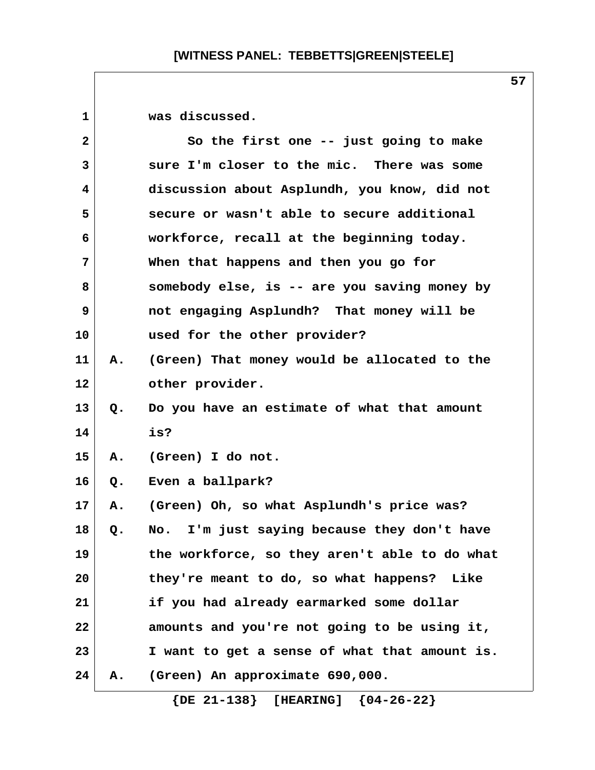was discussed.

So the first one -- just going to make sure I'm closer to the mic. There was some discussion about Asplundh, you know, did not secure or wasn't able to secure additional workforce, recall at the beginning today. When that happens and then you go for somebody else, is -- are you saving money by not engaging Asplundh? That money will be used for the other provider?

A. (Green) That money would be allocated to the other provider.

Q. Do you have an estimate of what that amount is?

A. (Green) I do not.

Q. Even a ballpark?

A. (Green) Oh, so what Asplundh's price was?

Q. No. I'm just saying because they don't have the workforce, so they aren't able to do what they're meant to do, so what happens? Like if you had already earmarked some dollar amounts and you're not going to be using it, I want to get a sense of what that amount is.

A. (Green) An approximate 690,000.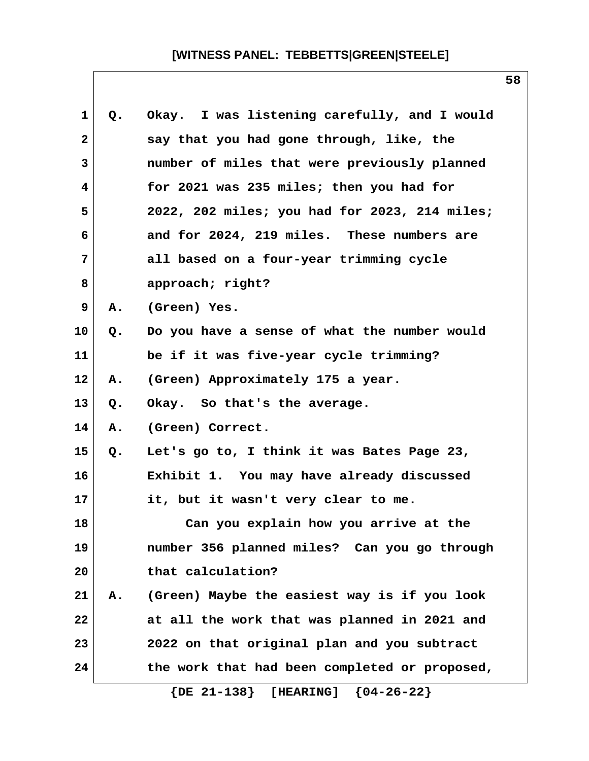Q. Okay. I was listening carefully, and I would say that you had gone through, like, the number of miles that were previously planned for 2021 was 235 miles; then you had for 2022, 202 miles; you had for 2023, 214 miles; and for 2024, 219 miles. These numbers are all based on a four-year trimming cycle approach; right?

A. (Green) Yes.

Q. Do you have a sense of what the number would be if it was five-year cycle trimming?

A. (Green) Approximately 175 a year.

Q. Okay. So that's the average.

A. (Green) Correct.

Q. Let's go to, I think it was Bates Page 23, Exhibit 1. You may have already discussed it, but it wasn't very clear to me.

Can you explain how you arrive at the number 356 planned miles? Can you go through that calculation?

A. (Green) Maybe the easiest way is if you look at all the work that was planned in 2021 and 2022 on that original plan and you subtract the work that had been completed or proposed,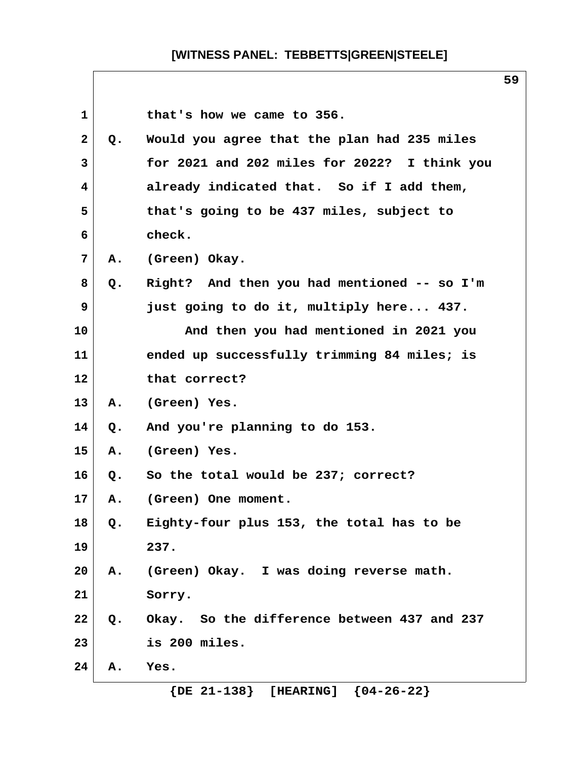that's how we came to 356.

Q. Would you agree that the plan had 235 miles for 2021 and 202 miles for 2022? I think you already indicated that. So if I add them, that's going to be 437 miles, subject to check.

A. (Green) Okay.

Q. Right? And then you had mentioned -- so I'm just going to do it, multiply here... 437.

And then you had mentioned in 2021 you ended up successfully trimming 84 miles; is that correct?

A. (Green) Yes.

Q. And you're planning to do 153.

A. (Green) Yes.

Q. So the total would be 237; correct?

A. (Green) One moment.

Q. Eighty-four plus 153, the total has to be 237.

A. (Green) Okay. I was doing reverse math. Sorry.

Q. Okay. So the difference between 437 and 237 is 200 miles.

A. Yes.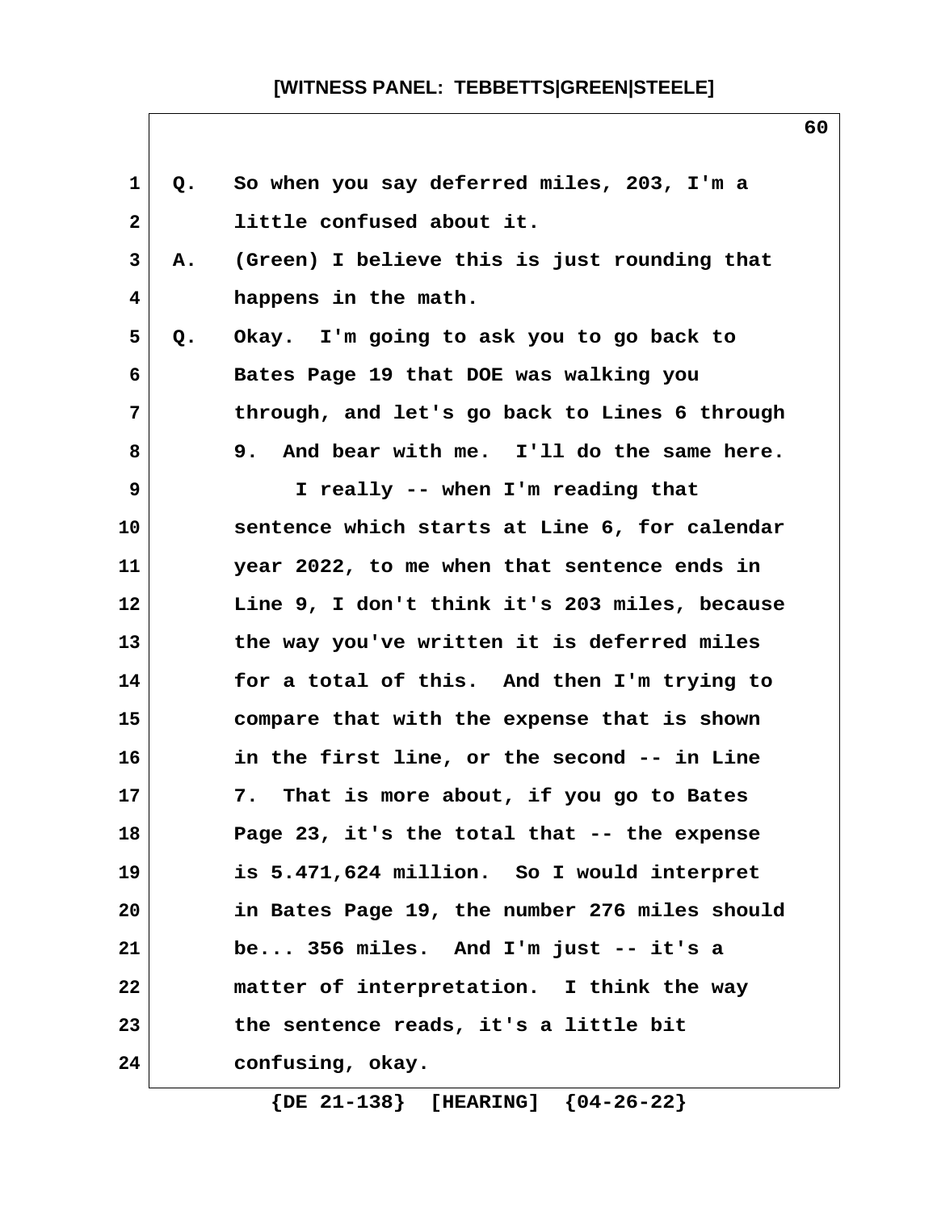Q. So when you say deferred miles, 203, I'm a little confused about it.

A. (Green) I believe this is just rounding that happens in the math.

Q. Okay. I'm going to ask you to go back to Bates Page 19 that DOE was walking you through, and let's go back to Lines 6 through 9. And bear with me. I'll do the same here.

I really -- when I'm reading that sentence which starts at Line 6, for calendar year 2022, to me when that sentence ends in Line 9, I don't think it's 203 miles, because the way you've written it is deferred miles for a total of this. And then I'm trying to compare that with the expense that is shown in the first line, or the second -- in Line 7. That is more about, if you go to Bates Page 23, it's the total that -- the expense is 5.471,624 million. So I would interpret in Bates Page 19, the number 276 miles should be... 356 miles. And I'm just -- it's a matter of interpretation. I think the way the sentence reads, it's a little bit confusing, okay.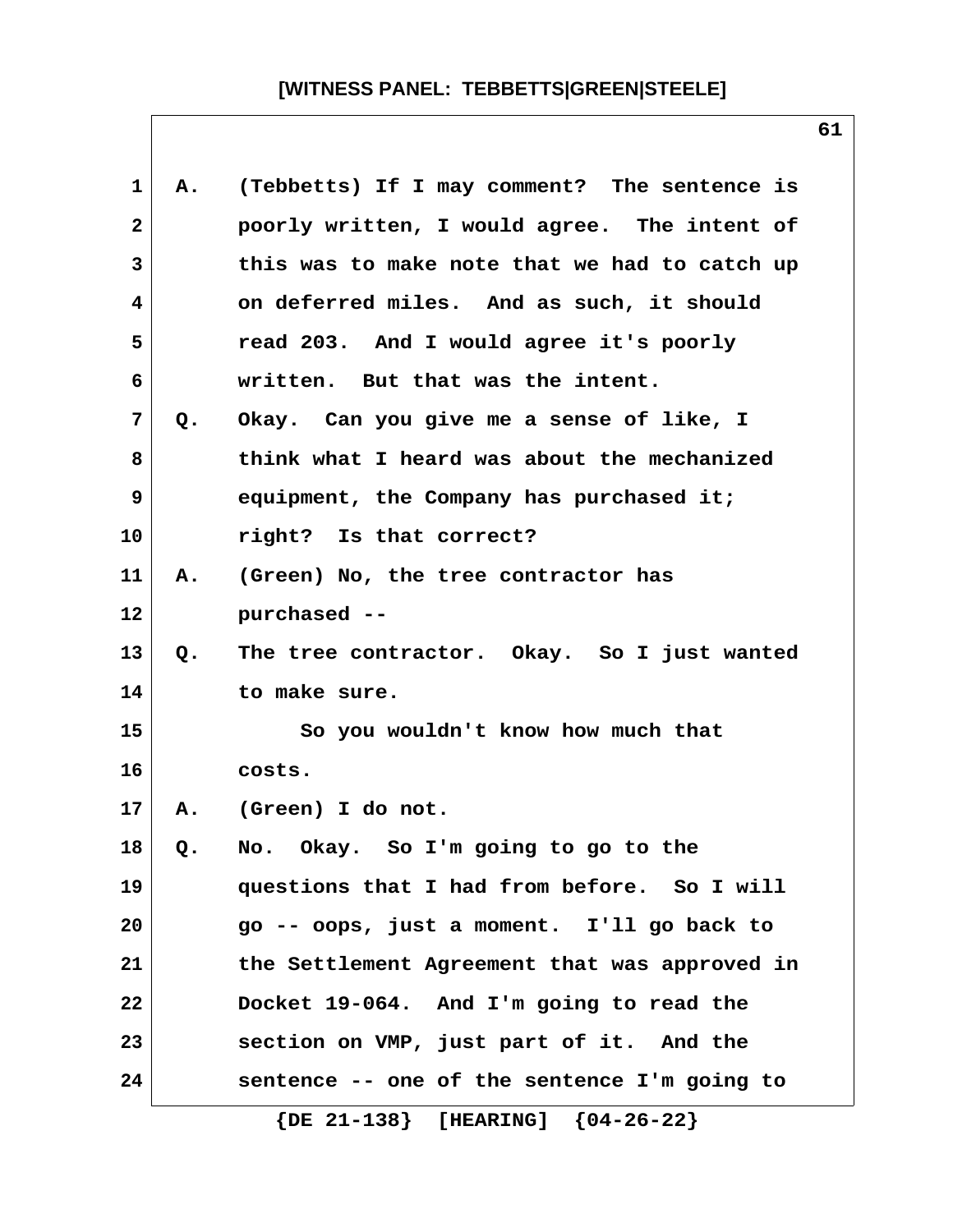A. (Tebbetts) If I may comment? The sentence is poorly written, I would agree. The intent of this was to make note that we had to catch up on deferred miles. And as such, it should read 203. And I would agree it's poorly written. But that was the intent.

Q. Okay. Can you give me a sense of like, I think what I heard was about the mechanized equipment, the Company has purchased it; right? Is that correct?

A. (Green) No, the tree contractor has purchased --

Q. The tree contractor. Okay. So I just wanted to make sure.

So you wouldn't know how much that costs.

A. (Green) I do not.

Q. No. Okay. So I'm going to go to the questions that I had from before. So I will go -- oops, just a moment. I'll go back to the Settlement Agreement that was approved in Docket 19-064. And I'm going to read the section on VMP, just part of it. And the sentence -- one of the sentence I'm going to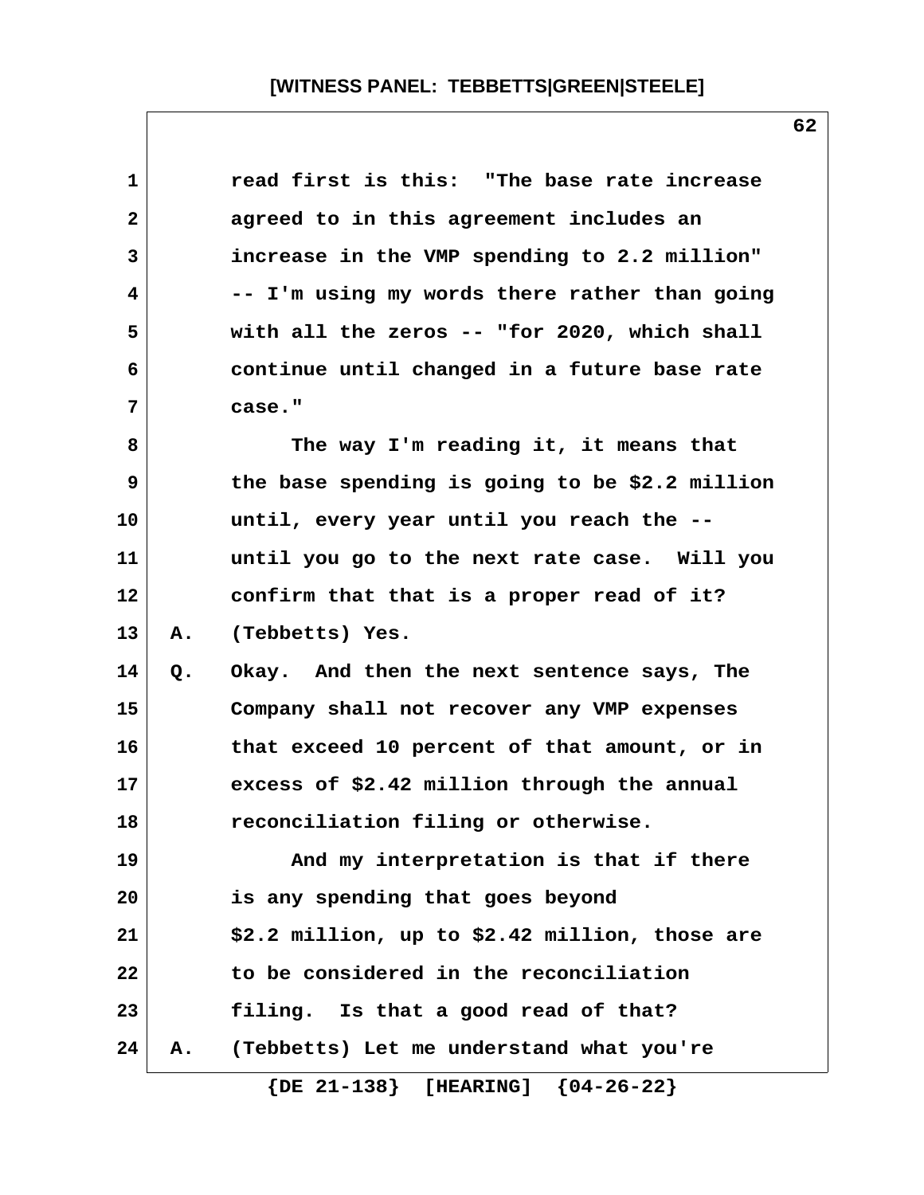read first is this: "The base rate increase agreed to in this agreement includes an increase in the VMP spending to 2.2 million" -- I'm using my words there rather than going with all the zeros -- "for 2020, which shall continue until changed in a future base rate case."

The way I'm reading it, it means that the base spending is going to be $2.2 million until, every year until you reach the -- until you go to the next rate case. Will you confirm that that is a proper read of it?

A. (Tebbetts) Yes.

Q. Okay. And then the next sentence says, The Company shall not recover any VMP expenses that exceed 10 percent of that amount, or in excess of $2.42 million through the annual reconciliation filing or otherwise.

And my interpretation is that if there is any spending that goes beyond $2.2 million, up to $2.42 million, those are to be considered in the reconciliation filing. Is that a good read of that?

A. (Tebbetts) Let me understand what you're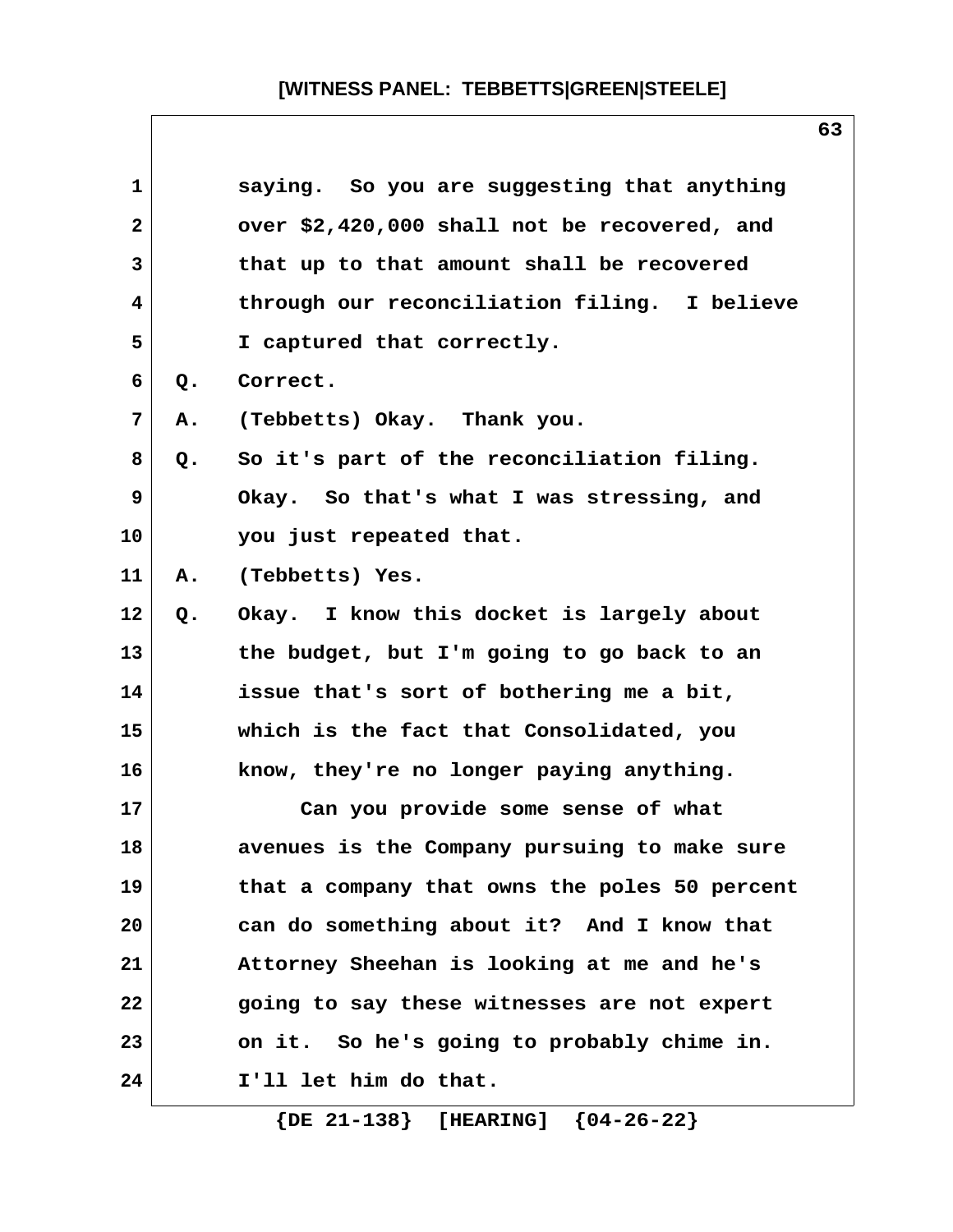saying. So you are suggesting that anything over $2,420,000 shall not be recovered, and that up to that amount shall be recovered through our reconciliation filing. I believe I captured that correctly.

Q. Correct.

A. (Tebbetts) Okay. Thank you.

Q. So it's part of the reconciliation filing. Okay. So that's what I was stressing, and you just repeated that.

A. (Tebbetts) Yes.

Q. Okay. I know this docket is largely about the budget, but I'm going to go back to an issue that's sort of bothering me a bit, which is the fact that Consolidated, you know, they're no longer paying anything.

Can you provide some sense of what avenues is the Company pursuing to make sure that a company that owns the poles 50 percent can do something about it? And I know that Attorney Sheehan is looking at me and he's going to say these witnesses are not expert on it. So he's going to probably chime in. I'll let him do that.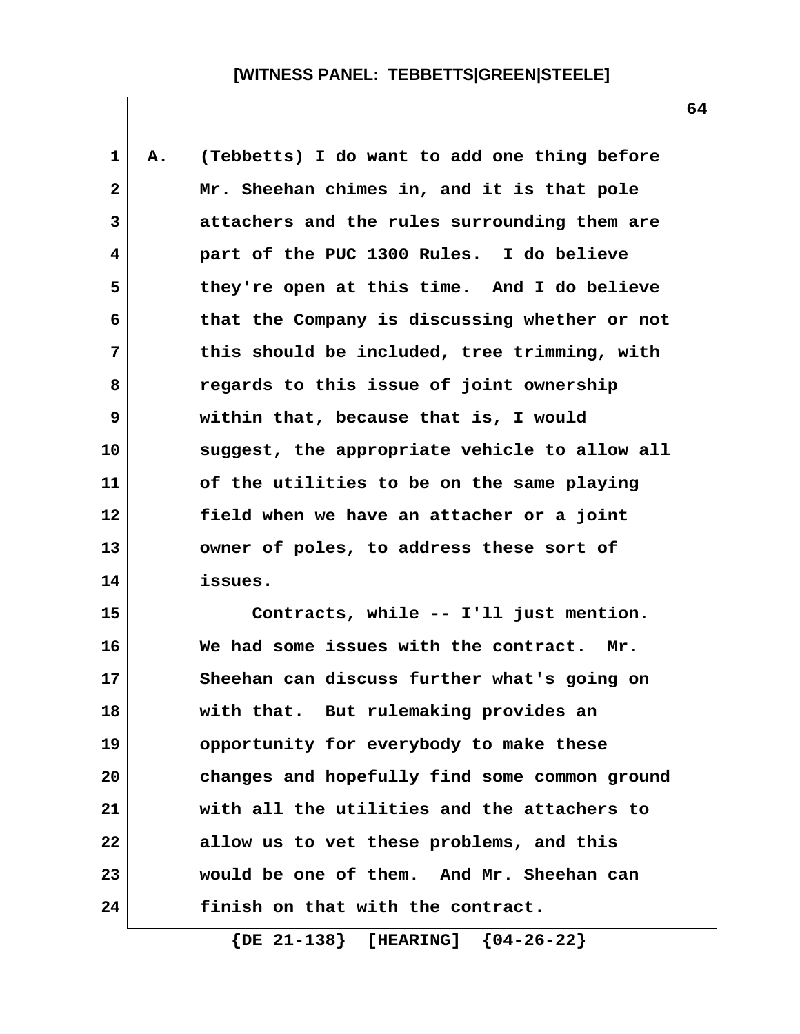A. (Tebbetts) I do want to add one thing before Mr. Sheehan chimes in, and it is that pole attachers and the rules surrounding them are part of the PUC 1300 Rules. I do believe they're open at this time. And I do believe that the Company is discussing whether or not this should be included, tree trimming, with regards to this issue of joint ownership within that, because that is, I would suggest, the appropriate vehicle to allow all of the utilities to be on the same playing field when we have an attacher or a joint owner of poles, to address these sort of issues.

Contracts, while -- I'll just mention. We had some issues with the contract. Mr. Sheehan can discuss further what's going on with that. But rulemaking provides an opportunity for everybody to make these changes and hopefully find some common ground with all the utilities and the attachers to allow us to vet these problems, and this would be one of them. And Mr. Sheehan can finish on that with the contract.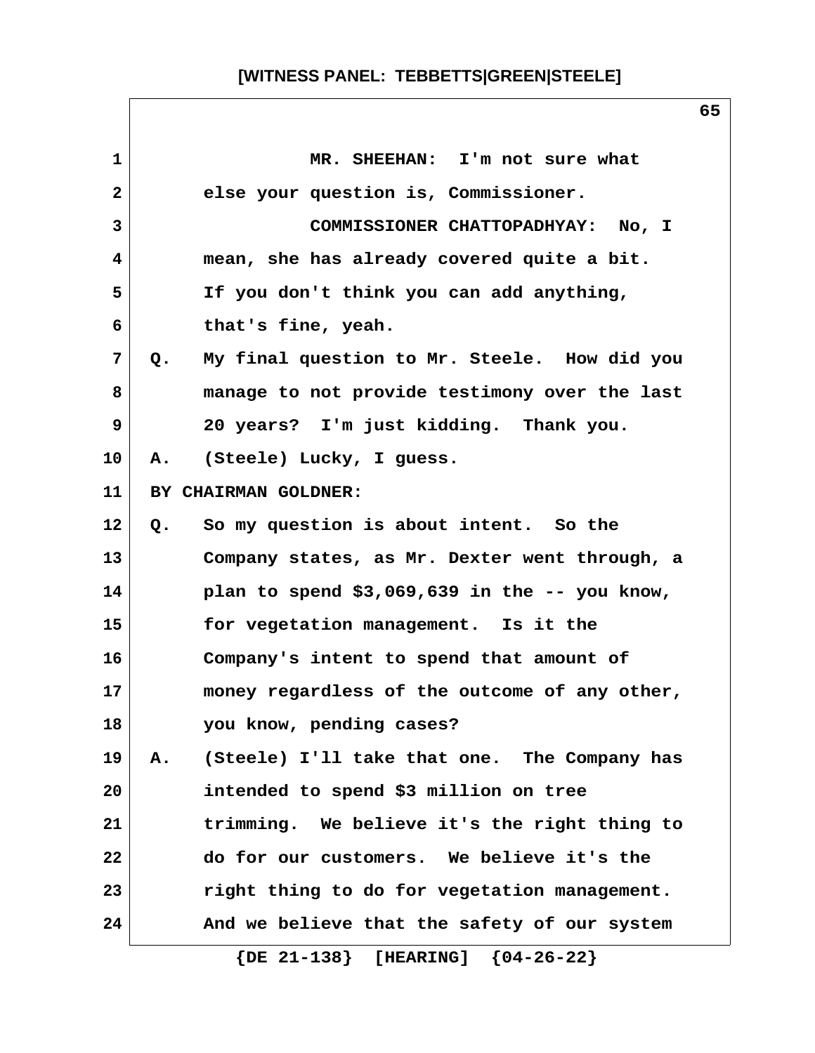MR. SHEEHAN: I'm not sure what else your question is, Commissioner.

COMMISSIONER CHATTOPADHYAY: No, I mean, she has already covered quite a bit. If you don't think you can add anything, that's fine, yeah.

Q. My final question to Mr. Steele. How did you manage to not provide testimony over the last 20 years? I'm just kidding. Thank you.

A. (Steele) Lucky, I guess.

BY CHAIRMAN GOLDNER:

Q. So my question is about intent. So the Company states, as Mr. Dexter went through, a plan to spend $3,069,639 in the -- you know, for vegetation management. Is it the Company's intent to spend that amount of money regardless of the outcome of any other, you know, pending cases?

A. (Steele) I'll take that one. The Company has intended to spend $3 million on tree trimming. We believe it's the right thing to do for our customers. We believe it's the right thing to do for vegetation management. And we believe that the safety of our system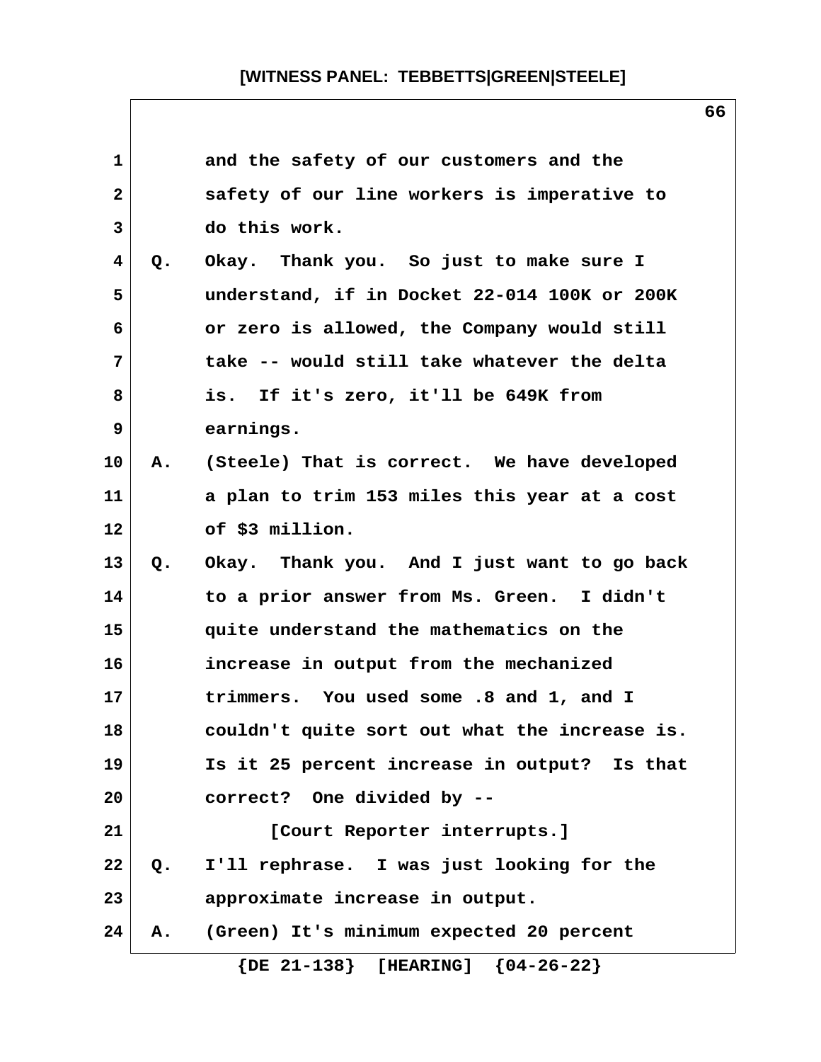and the safety of our customers and the safety of our line workers is imperative to do this work.

Q. Okay. Thank you. So just to make sure I understand, if in Docket 22-014 100K or 200K or zero is allowed, the Company would still take -- would still take whatever the delta is. If it's zero, it'll be 649K from earnings.

A. (Steele) That is correct. We have developed a plan to trim 153 miles this year at a cost of $3 million.

Q. Okay. Thank you. And I just want to go back to a prior answer from Ms. Green. I didn't quite understand the mathematics on the increase in output from the mechanized trimmers. You used some .8 and 1, and I couldn't quite sort out what the increase is. Is it 25 percent increase in output? Is that correct? One divided by --

[Court Reporter interrupts.]

Q. I'll rephrase. I was just looking for the approximate increase in output.

A. (Green) It's minimum expected 20 percent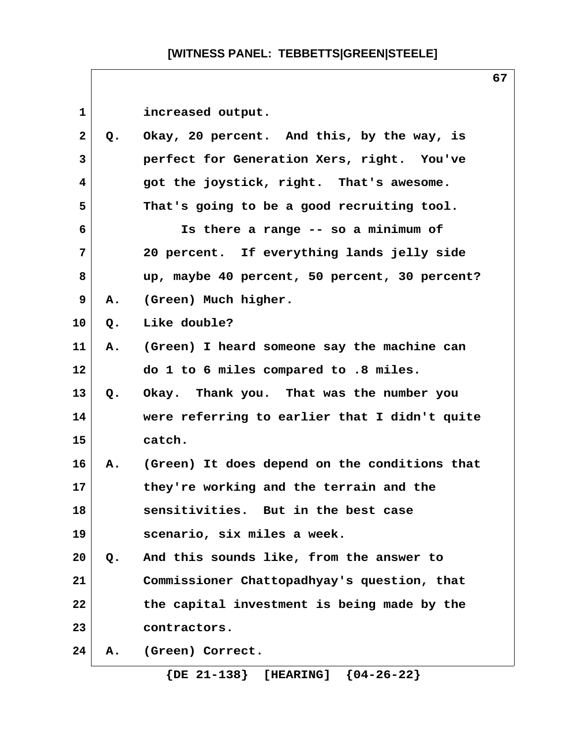increased output.

Q. Okay, 20 percent. And this, by the way, is perfect for Generation Xers, right. You've got the joystick, right. That's awesome. That's going to be a good recruiting tool.

Is there a range -- so a minimum of 20 percent. If everything lands jelly side up, maybe 40 percent, 50 percent, 30 percent?

A. (Green) Much higher.

Q. Like double?

A. (Green) I heard someone say the machine can do 1 to 6 miles compared to .8 miles.

Q. Okay. Thank you. That was the number you were referring to earlier that I didn't quite catch.

A. (Green) It does depend on the conditions that they're working and the terrain and the sensitivities. But in the best case scenario, six miles a week.

Q. And this sounds like, from the answer to Commissioner Chattopadhyay's question, that the capital investment is being made by the contractors.

A. (Green) Correct.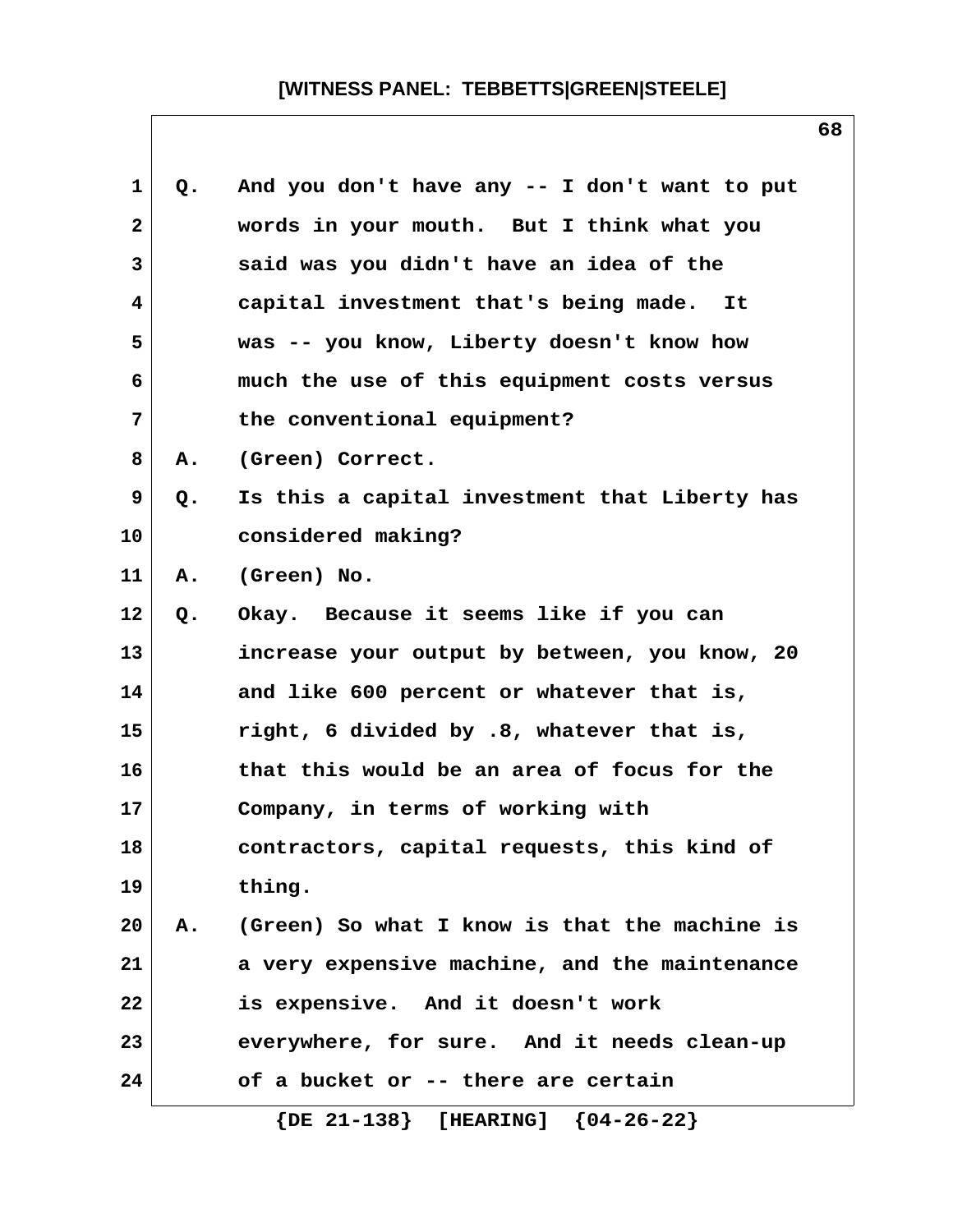Q. And you don't have any -- I don't want to put words in your mouth. But I think what you said was you didn't have an idea of the capital investment that's being made. It was -- you know, Liberty doesn't know how much the use of this equipment costs versus the conventional equipment?

A. (Green) Correct.

Q. Is this a capital investment that Liberty has considered making?

A. (Green) No.

Q. Okay. Because it seems like if you can increase your output by between, you know, 20 and like 600 percent or whatever that is, right, 6 divided by .8, whatever that is, that this would be an area of focus for the Company, in terms of working with contractors, capital requests, this kind of thing.

A. (Green) So what I know is that the machine is a very expensive machine, and the maintenance is expensive. And it doesn't work everywhere, for sure. And it needs clean-up of a bucket or -- there are certain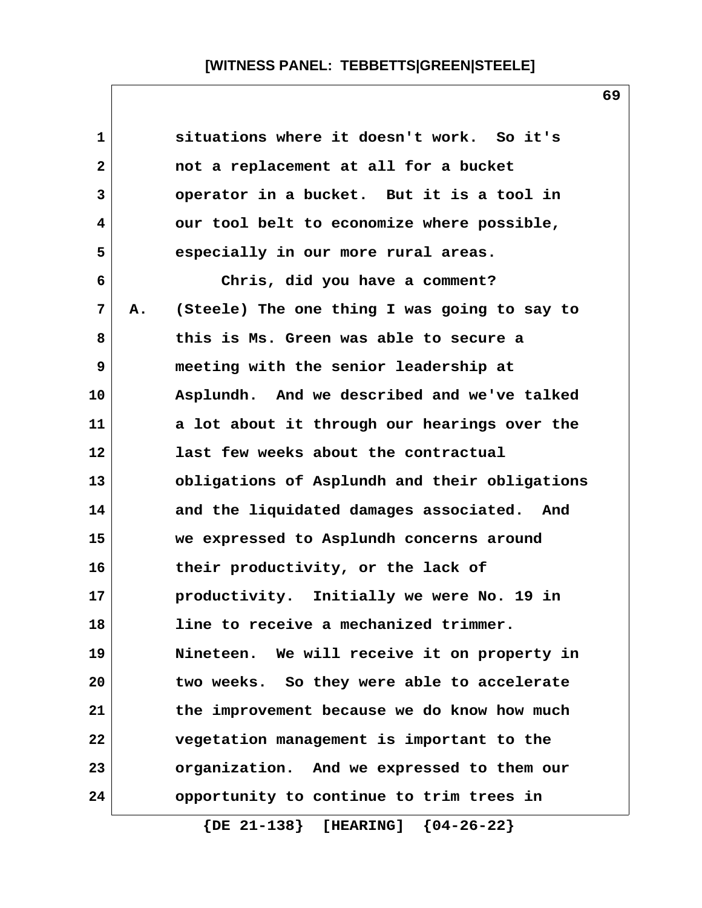situations where it doesn't work. So it's not a replacement at all for a bucket operator in a bucket. But it is a tool in our tool belt to economize where possible, especially in our more rural areas.

Chris, did you have a comment?

A. (Steele) The one thing I was going to say to this is Ms. Green was able to secure a meeting with the senior leadership at Asplundh. And we described and we've talked a lot about it through our hearings over the last few weeks about the contractual obligations of Asplundh and their obligations and the liquidated damages associated. And we expressed to Asplundh concerns around their productivity, or the lack of productivity. Initially we were No. 19 in line to receive a mechanized trimmer. Nineteen. We will receive it on property in two weeks. So they were able to accelerate the improvement because we do know how much vegetation management is important to the organization. And we expressed to them our opportunity to continue to trim trees in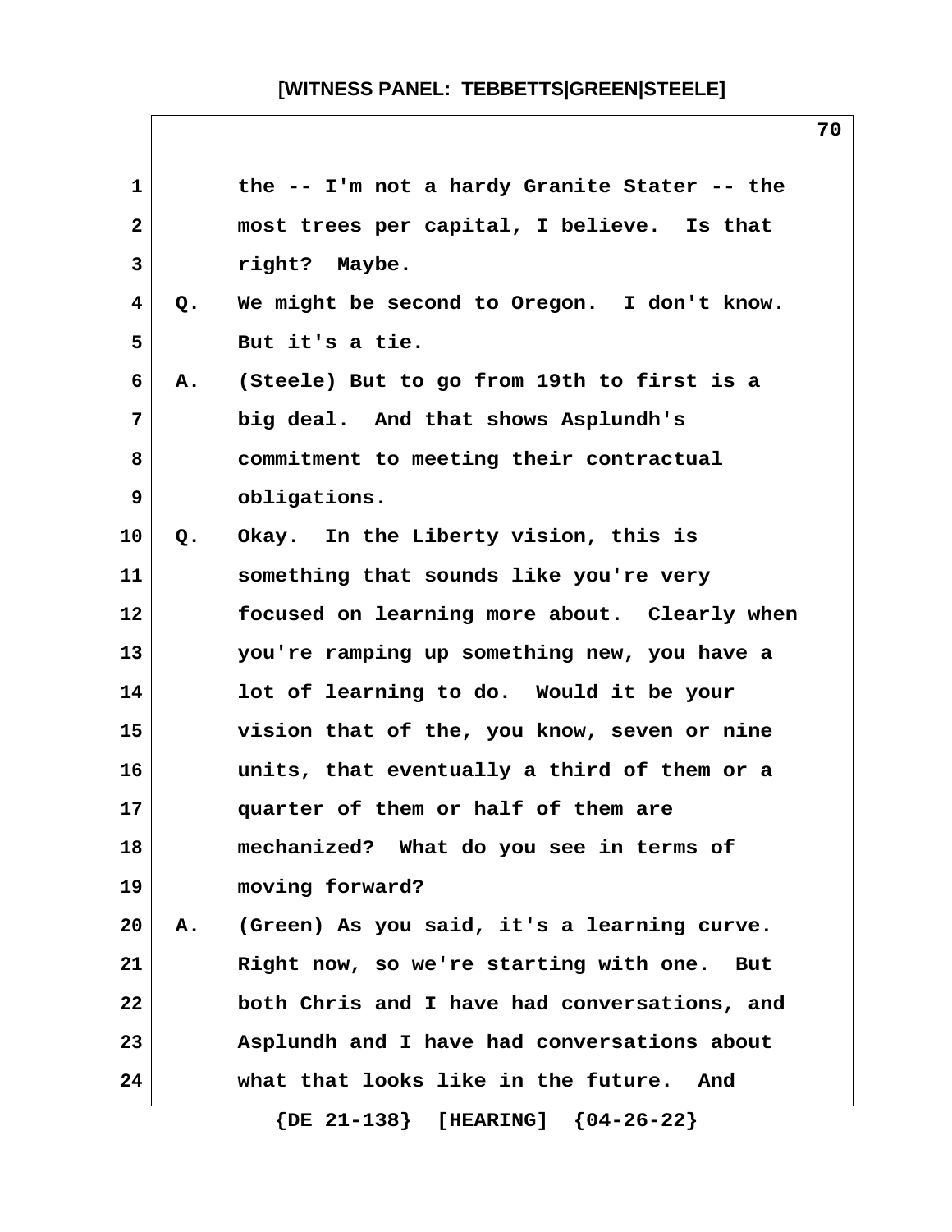the -- I'm not a hardy Granite Stater -- the most trees per capital, I believe. Is that right? Maybe.

Q. We might be second to Oregon. I don't know. But it's a tie.

A. (Steele) But to go from 19th to first is a big deal. And that shows Asplundh's commitment to meeting their contractual obligations.

Q. Okay. In the Liberty vision, this is something that sounds like you're very focused on learning more about. Clearly when you're ramping up something new, you have a lot of learning to do. Would it be your vision that of the, you know, seven or nine units, that eventually a third of them or a quarter of them or half of them are mechanized? What do you see in terms of moving forward?

A. (Green) As you said, it's a learning curve. Right now, so we're starting with one. But both Chris and I have had conversations, and Asplundh and I have had conversations about what that looks like in the future. And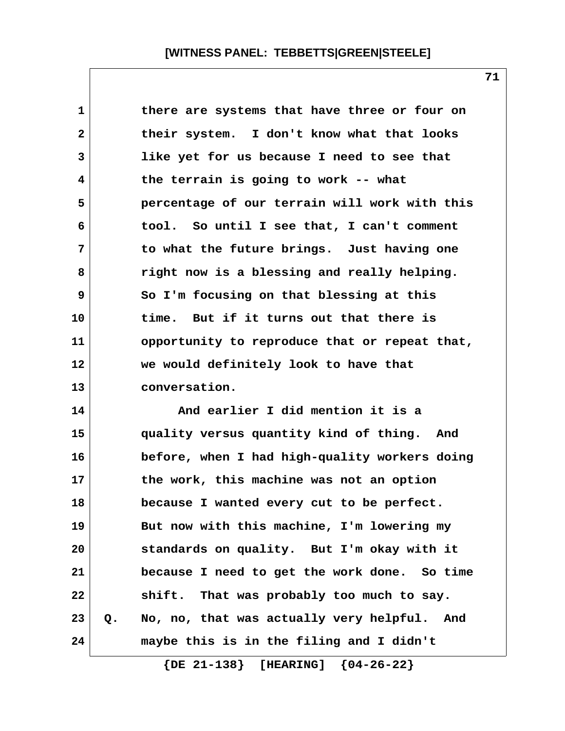there are systems that have three or four on their system. I don't know what that looks like yet for us because I need to see that the terrain is going to work -- what percentage of our terrain will work with this tool. So until I see that, I can't comment to what the future brings. Just having one right now is a blessing and really helping. So I'm focusing on that blessing at this time. But if it turns out that there is opportunity to reproduce that or repeat that, we would definitely look to have that conversation.

And earlier I did mention it is a quality versus quantity kind of thing. And before, when I had high-quality workers doing the work, this machine was not an option because I wanted every cut to be perfect. But now with this machine, I'm lowering my standards on quality. But I'm okay with it because I need to get the work done. So time shift. That was probably too much to say.

Q. No, no, that was actually very helpful. And maybe this is in the filing and I didn't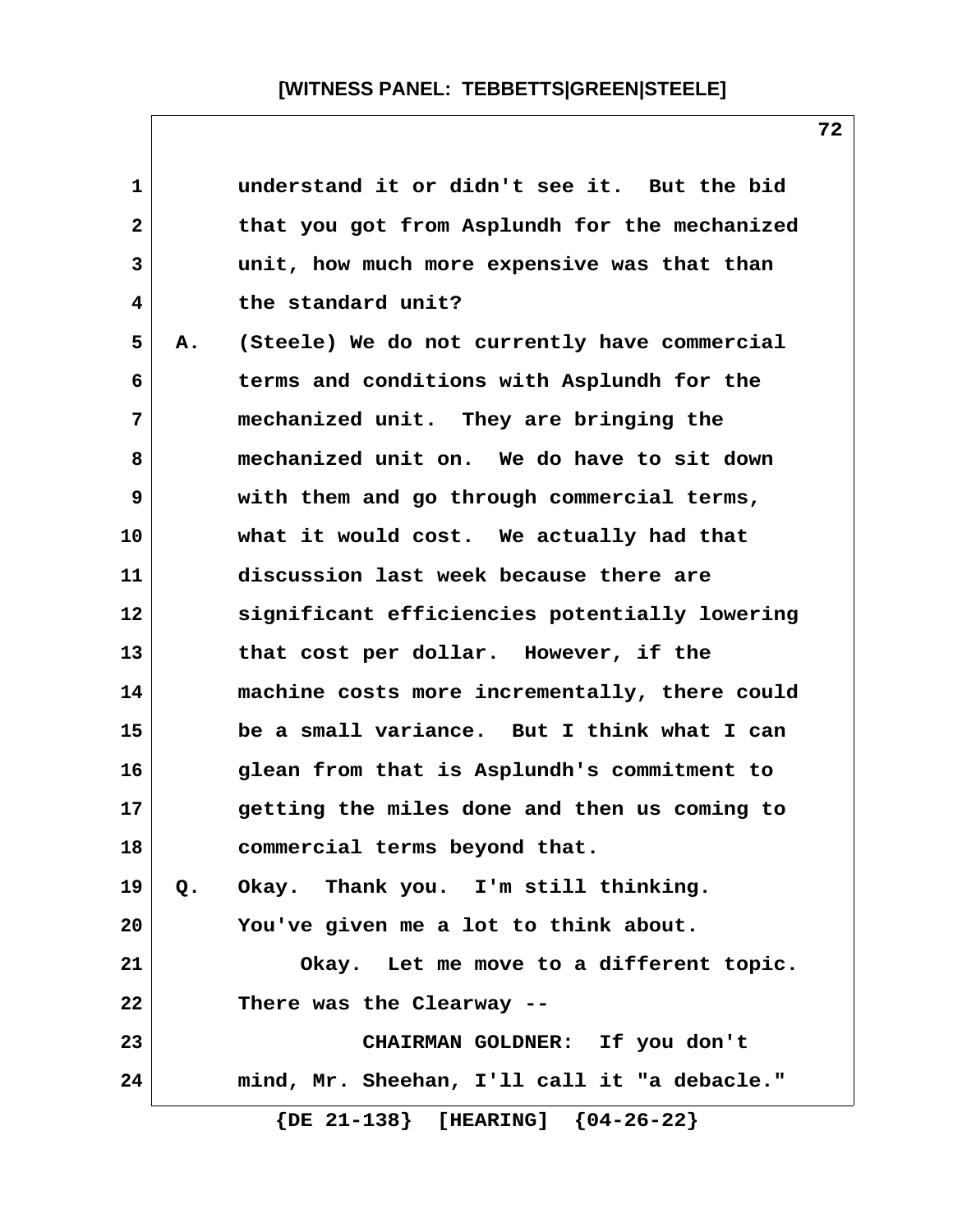understand it or didn't see it. But the bid that you got from Asplundh for the mechanized unit, how much more expensive was that than the standard unit?

A. (Steele) We do not currently have commercial terms and conditions with Asplundh for the mechanized unit. They are bringing the mechanized unit on. We do have to sit down with them and go through commercial terms, what it would cost. We actually had that discussion last week because there are significant efficiencies potentially lowering that cost per dollar. However, if the machine costs more incrementally, there could be a small variance. But I think what I can glean from that is Asplundh's commitment to getting the miles done and then us coming to commercial terms beyond that.

Q. Okay. Thank you. I'm still thinking. You've given me a lot to think about.

Okay. Let me move to a different topic. There was the Clearway --

CHAIRMAN GOLDNER: If you don't mind, Mr. Sheehan, I'll call it "a debacle."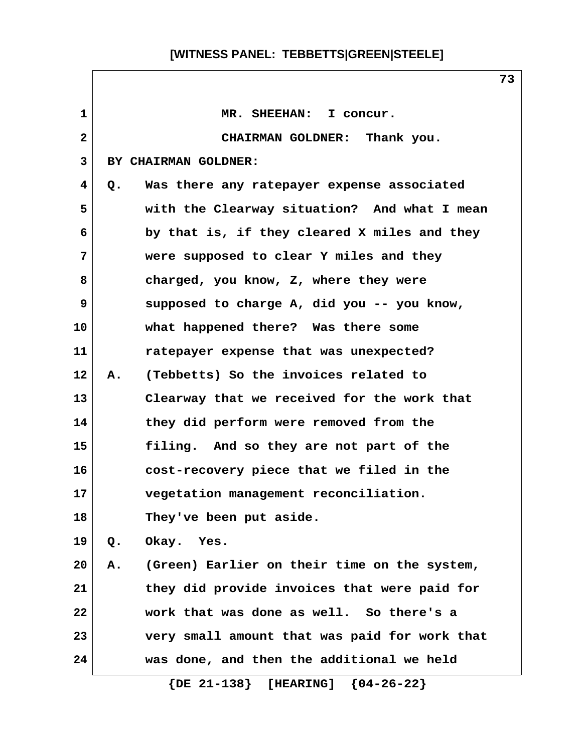MR. SHEEHAN: I concur.

CHAIRMAN GOLDNER: Thank you.

BY CHAIRMAN GOLDNER:

Q. Was there any ratepayer expense associated with the Clearway situation? And what I mean by that is, if they cleared X miles and they were supposed to clear Y miles and they charged, you know, Z, where they were supposed to charge A, did you -- you know, what happened there? Was there some ratepayer expense that was unexpected?

A. (Tebbetts) So the invoices related to Clearway that we received for the work that they did perform were removed from the filing. And so they are not part of the cost-recovery piece that we filed in the vegetation management reconciliation. They've been put aside.

Q. Okay. Yes.

A. (Green) Earlier on their time on the system, they did provide invoices that were paid for work that was done as well. So there's a very small amount that was paid for work that was done, and then the additional we held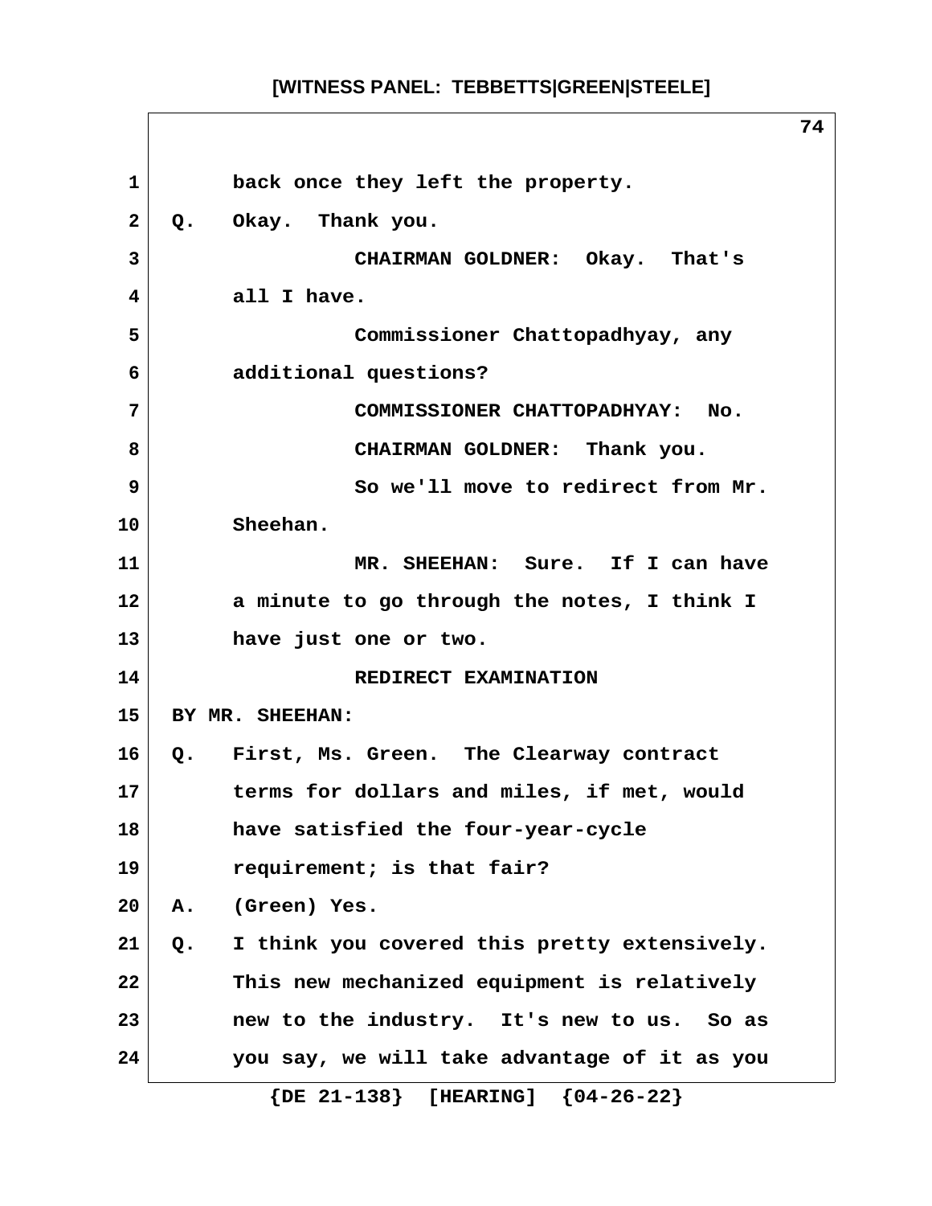1 back once they left the property.

2 Q. Okay. Thank you.

3 CHAIRMAN GOLDNER: Okay. That's

4 all I have.

5 Commissioner Chattopadhyay, any

6 additional questions?

7 COMMISSIONER CHATTOPADHYAY: No.

8 CHAIRMAN GOLDNER: Thank you.

9 So we'll move to redirect from Mr.

10 Sheehan.

11 MR. SHEEHAN: Sure. If I can have

12 a minute to go through the notes, I think I

13 have just one or two.

14 REDIRECT EXAMINATION

15 BY MR. SHEEHAN:

16 Q. First, Ms. Green. The Clearway contract

17 terms for dollars and miles, if met, would

18 have satisfied the four-year-cycle

19 requirement; is that fair?

20 A. (Green) Yes.

21 Q. I think you covered this pretty extensively.

22 This new mechanized equipment is relatively

23 new to the industry. It's new to us. So as

24 you say, we will take advantage of it as you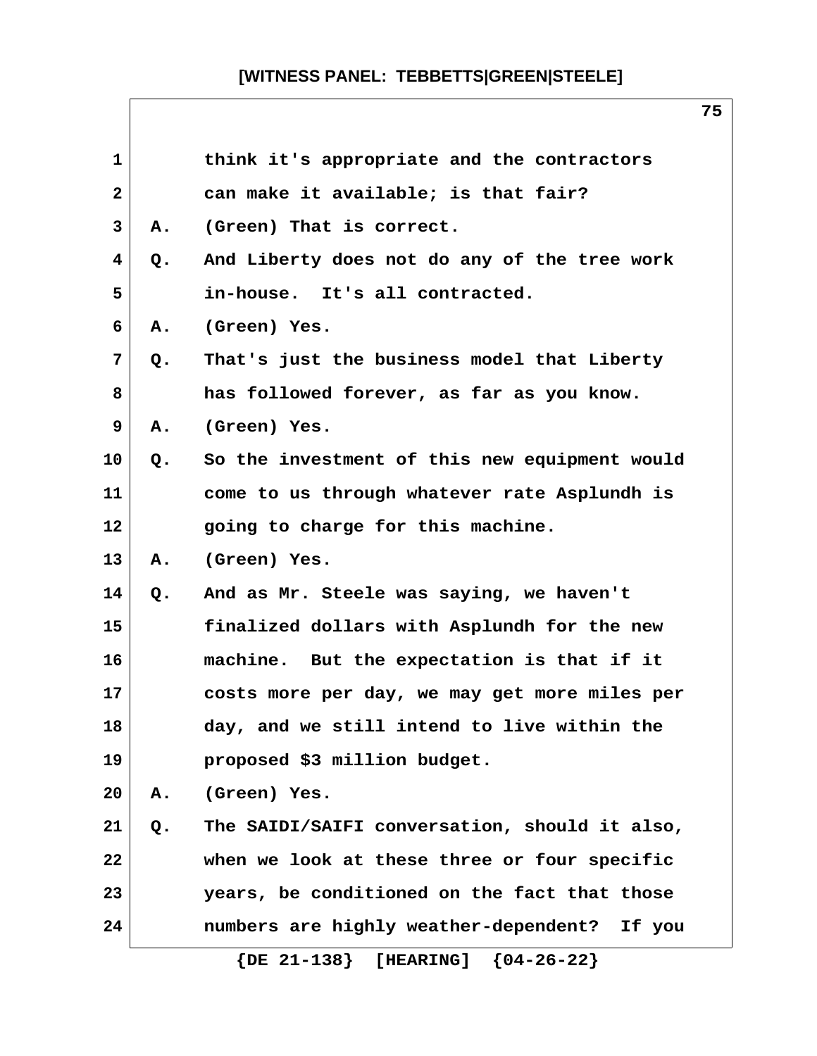think it's appropriate and the contractors can make it available; is that fair?

A. (Green) That is correct.

Q. And Liberty does not do any of the tree work in-house. It's all contracted.

A. (Green) Yes.

Q. That's just the business model that Liberty has followed forever, as far as you know.

A. (Green) Yes.

Q. So the investment of this new equipment would come to us through whatever rate Asplundh is going to charge for this machine.

A. (Green) Yes.

Q. And as Mr. Steele was saying, we haven't finalized dollars with Asplundh for the new machine. But the expectation is that if it costs more per day, we may get more miles per day, and we still intend to live within the proposed $3 million budget.

A. (Green) Yes.

Q. The SAIDI/SAIFI conversation, should it also, when we look at these three or four specific years, be conditioned on the fact that those numbers are highly weather-dependent? If you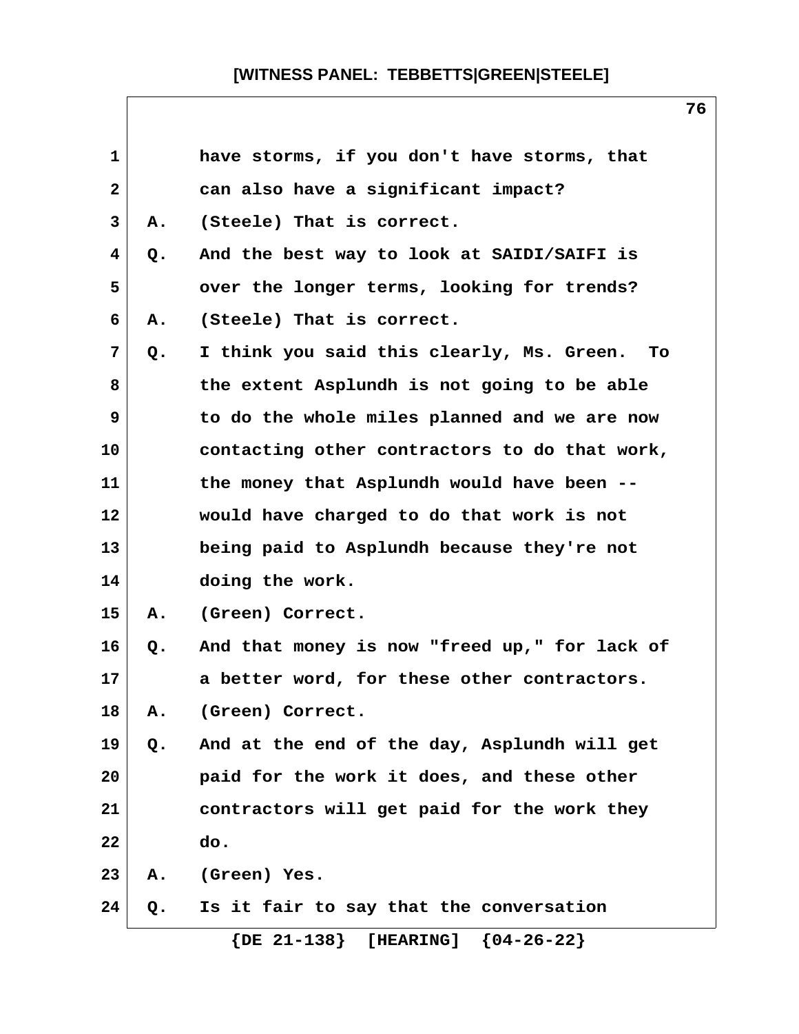1 have storms, if you don't have storms, that
2 can also have a significant impact?
3 A. (Steele) That is correct.
4 Q. And the best way to look at SAIDI/SAIFI is
5 over the longer terms, looking for trends?
6 A. (Steele) That is correct.
7 Q. I think you said this clearly, Ms. Green. To
8 the extent Asplundh is not going to be able
9 to do the whole miles planned and we are now
10 contacting other contractors to do that work,
11 the money that Asplundh would have been --
12 would have charged to do that work is not
13 being paid to Asplundh because they're not
14 doing the work.
15 A. (Green) Correct.
16 Q. And that money is now "freed up," for lack of
17 a better word, for these other contractors.
18 A. (Green) Correct.
19 Q. And at the end of the day, Asplundh will get
20 paid for the work it does, and these other
21 contractors will get paid for the work they
22 do.
23 A. (Green) Yes.
24 Q. Is it fair to say that the conversation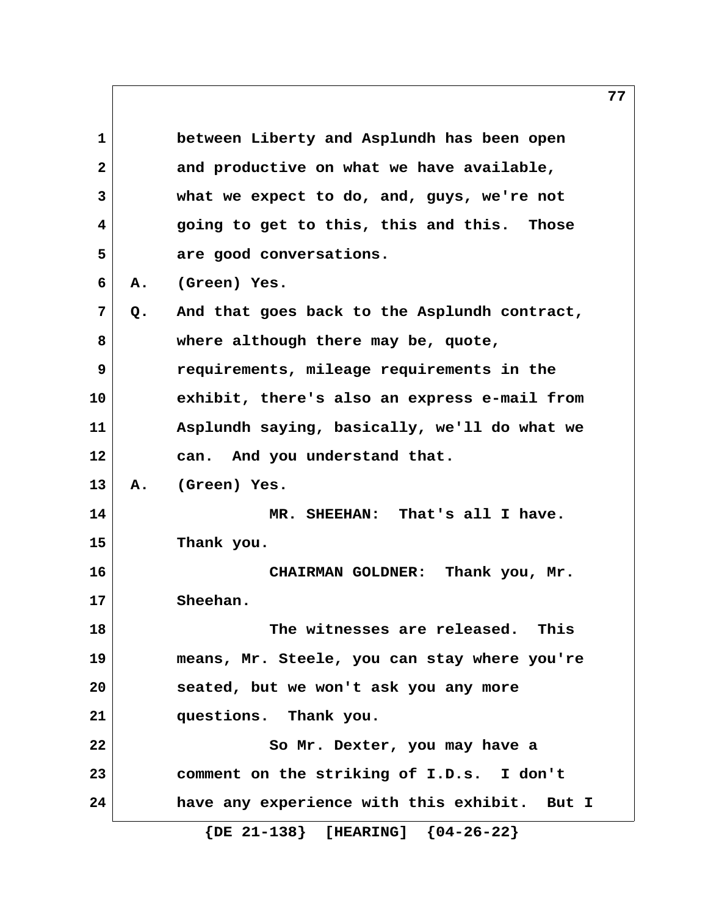between Liberty and Asplundh has been open and productive on what we have available, what we expect to do, and, guys, we're not going to get to this, this and this. Those are good conversations.

A. (Green) Yes.

Q. And that goes back to the Asplundh contract, where although there may be, quote, requirements, mileage requirements in the exhibit, there's also an express e-mail from Asplundh saying, basically, we'll do what we can. And you understand that.

A. (Green) Yes.

MR. SHEEHAN: That's all I have. Thank you.

CHAIRMAN GOLDNER: Thank you, Mr. Sheehan.

The witnesses are released. This means, Mr. Steele, you can stay where you're seated, but we won't ask you any more questions. Thank you.

So Mr. Dexter, you may have a comment on the striking of I.D.s. I don't have any experience with this exhibit. But I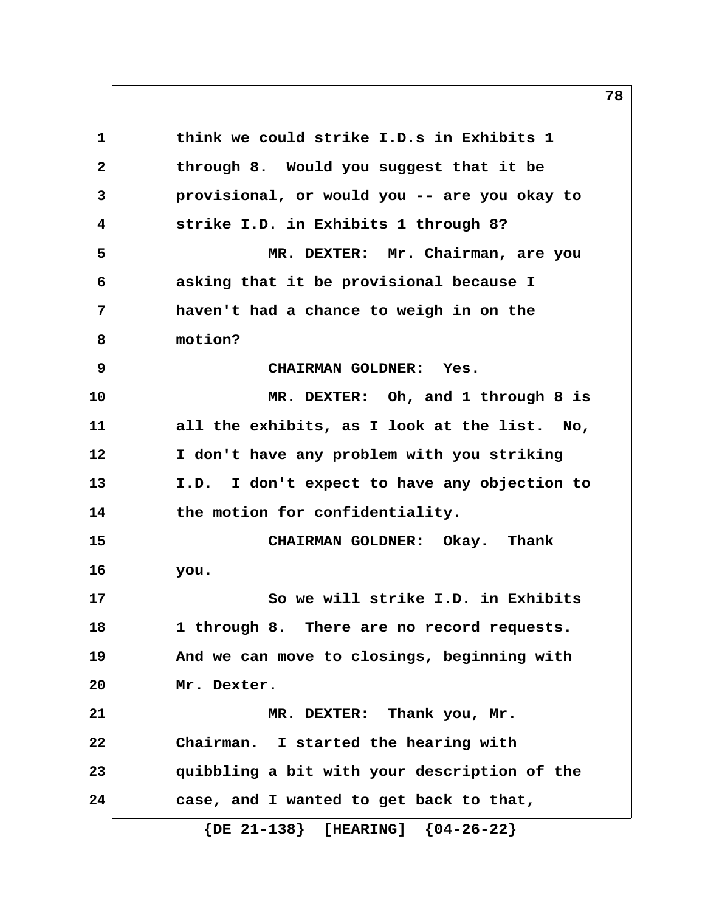think we could strike I.D.s in Exhibits 1 through 8. Would you suggest that it be provisional, or would you -- are you okay to strike I.D. in Exhibits 1 through 8?

MR. DEXTER: Mr. Chairman, are you asking that it be provisional because I haven't had a chance to weigh in on the motion?

CHAIRMAN GOLDNER: Yes.

MR. DEXTER: Oh, and 1 through 8 is all the exhibits, as I look at the list. No, I don't have any problem with you striking I.D. I don't expect to have any objection to the motion for confidentiality.

CHAIRMAN GOLDNER: Okay. Thank you.

So we will strike I.D. in Exhibits 1 through 8. There are no record requests. And we can move to closings, beginning with Mr. Dexter.

MR. DEXTER: Thank you, Mr. Chairman. I started the hearing with quibbling a bit with your description of the case, and I wanted to get back to that,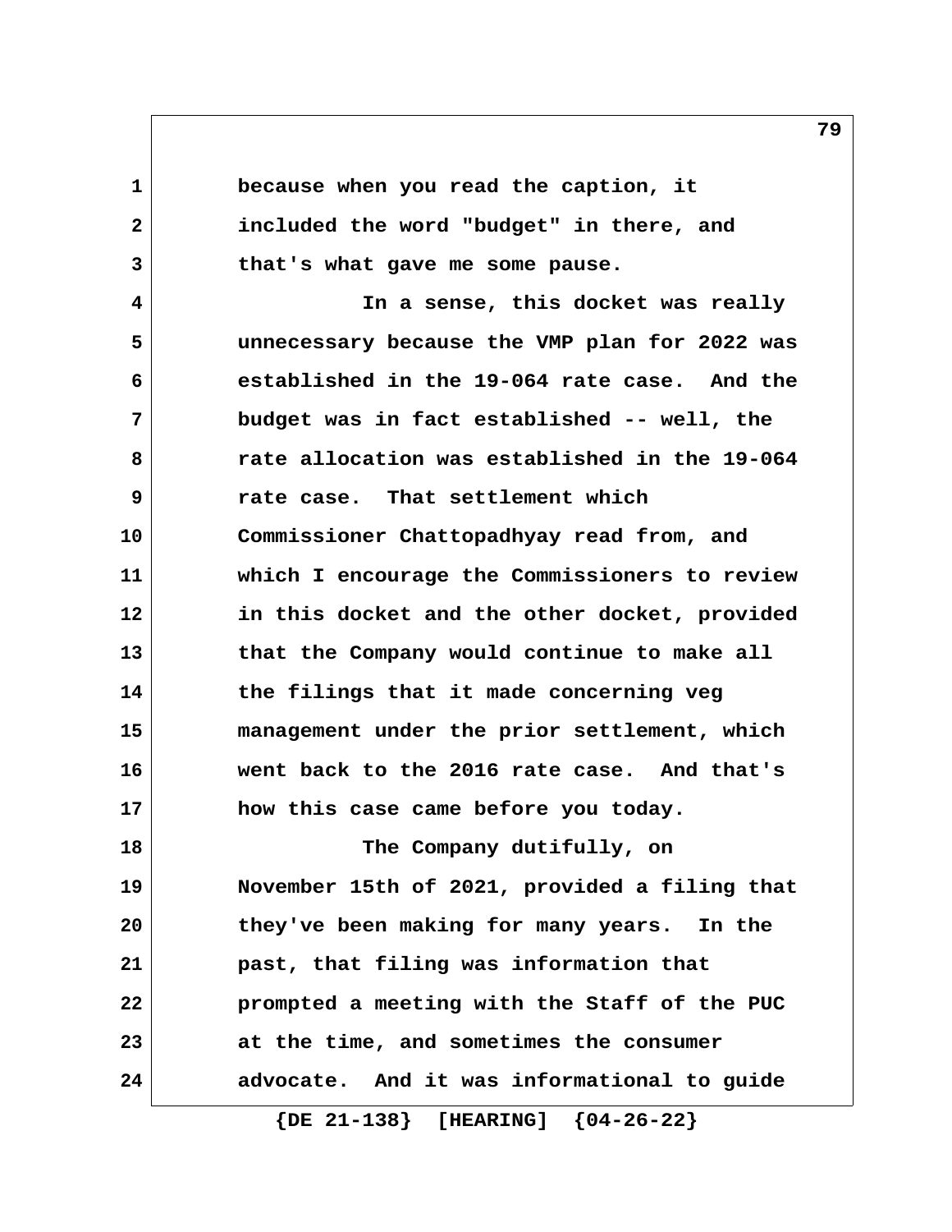because when you read the caption, it included the word "budget" in there, and that's what gave me some pause.

In a sense, this docket was really unnecessary because the VMP plan for 2022 was established in the 19-064 rate case. And the budget was in fact established -- well, the rate allocation was established in the 19-064 rate case. That settlement which Commissioner Chattopadhyay read from, and which I encourage the Commissioners to review in this docket and the other docket, provided that the Company would continue to make all the filings that it made concerning veg management under the prior settlement, which went back to the 2016 rate case. And that's how this case came before you today.

The Company dutifully, on November 15th of 2021, provided a filing that they've been making for many years. In the past, that filing was information that prompted a meeting with the Staff of the PUC at the time, and sometimes the consumer advocate. And it was informational to guide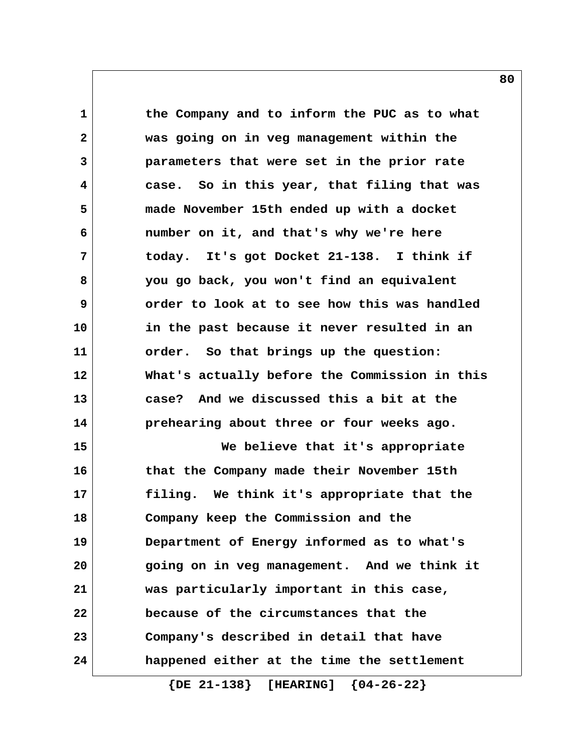the Company and to inform the PUC as to what was going on in veg management within the parameters that were set in the prior rate case. So in this year, that filing that was made November 15th ended up with a docket number on it, and that's why we're here today. It's got Docket 21-138. I think if you go back, you won't find an equivalent order to look at to see how this was handled in the past because it never resulted in an order. So that brings up the question: What's actually before the Commission in this case? And we discussed this a bit at the prehearing about three or four weeks ago.

We believe that it's appropriate that the Company made their November 15th filing. We think it's appropriate that the Company keep the Commission and the Department of Energy informed as to what's going on in veg management. And we think it was particularly important in this case, because of the circumstances that the Company's described in detail that have happened either at the time the settlement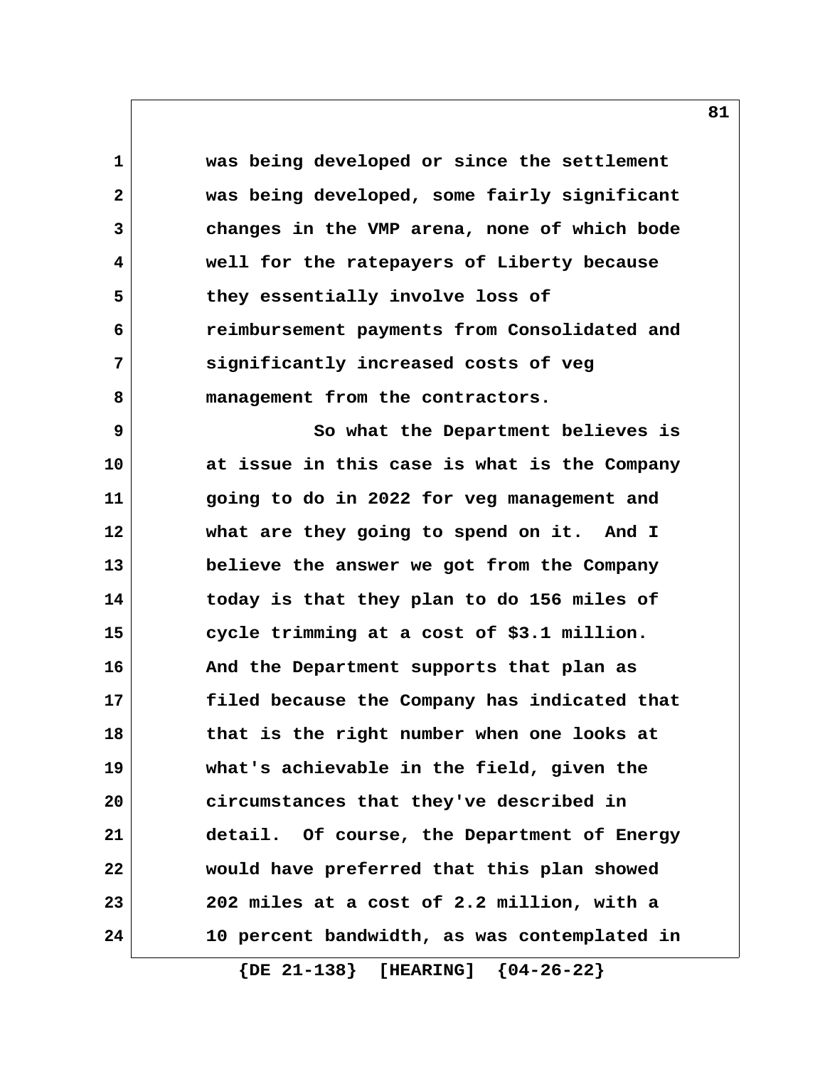was being developed or since the settlement was being developed, some fairly significant changes in the VMP arena, none of which bode well for the ratepayers of Liberty because they essentially involve loss of reimbursement payments from Consolidated and significantly increased costs of veg management from the contractors.

So what the Department believes is at issue in this case is what is the Company going to do in 2022 for veg management and what are they going to spend on it. And I believe the answer we got from the Company today is that they plan to do 156 miles of cycle trimming at a cost of $3.1 million. And the Department supports that plan as filed because the Company has indicated that that is the right number when one looks at what's achievable in the field, given the circumstances that they've described in detail. Of course, the Department of Energy would have preferred that this plan showed 202 miles at a cost of 2.2 million, with a 10 percent bandwidth, as was contemplated in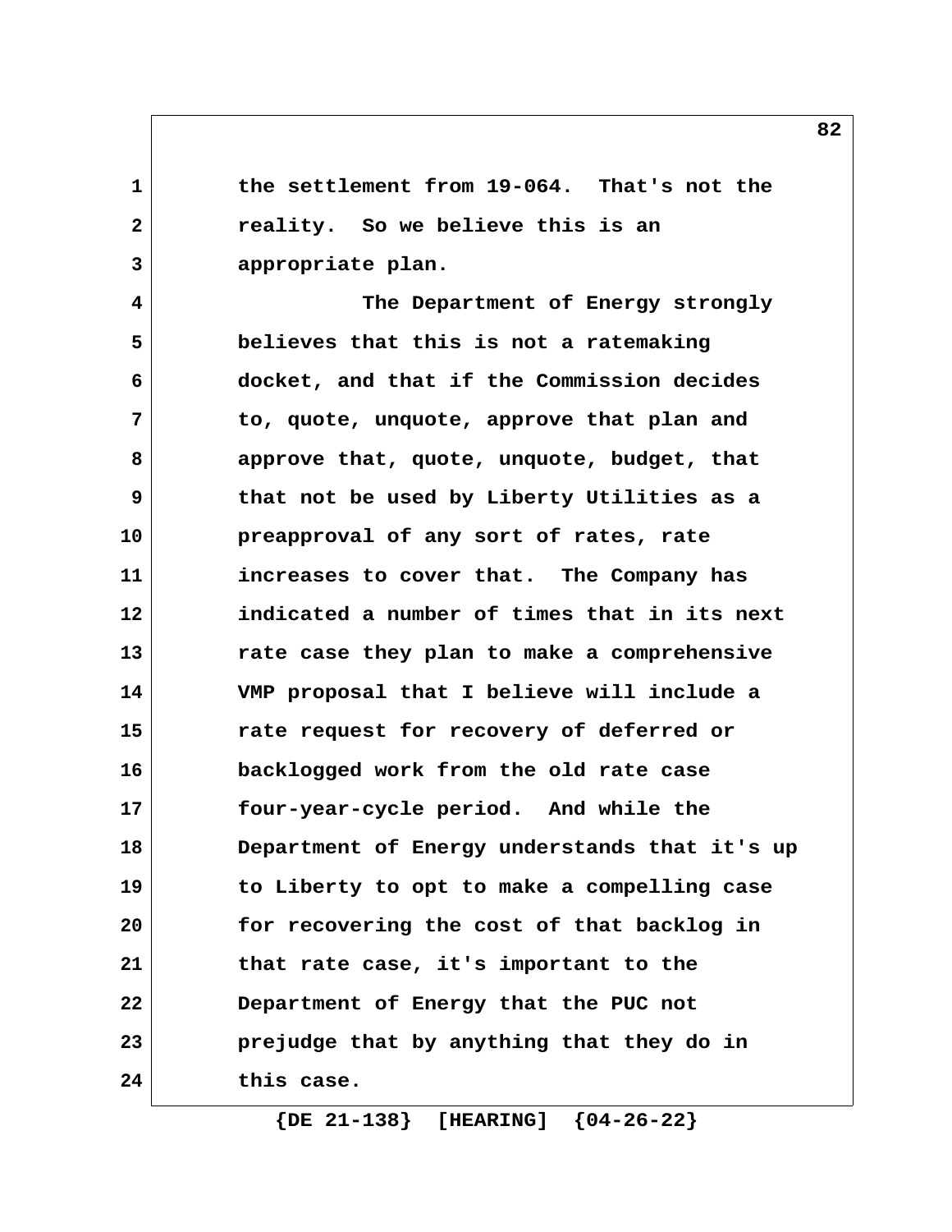the settlement from 19-064. That's not the reality. So we believe this is an appropriate plan.

The Department of Energy strongly believes that this is not a ratemaking docket, and that if the Commission decides to, quote, unquote, approve that plan and approve that, quote, unquote, budget, that that not be used by Liberty Utilities as a preapproval of any sort of rates, rate increases to cover that. The Company has indicated a number of times that in its next rate case they plan to make a comprehensive VMP proposal that I believe will include a rate request for recovery of deferred or backlogged work from the old rate case four-year-cycle period. And while the Department of Energy understands that it's up to Liberty to opt to make a compelling case for recovering the cost of that backlog in that rate case, it's important to the Department of Energy that the PUC not prejudge that by anything that they do in this case.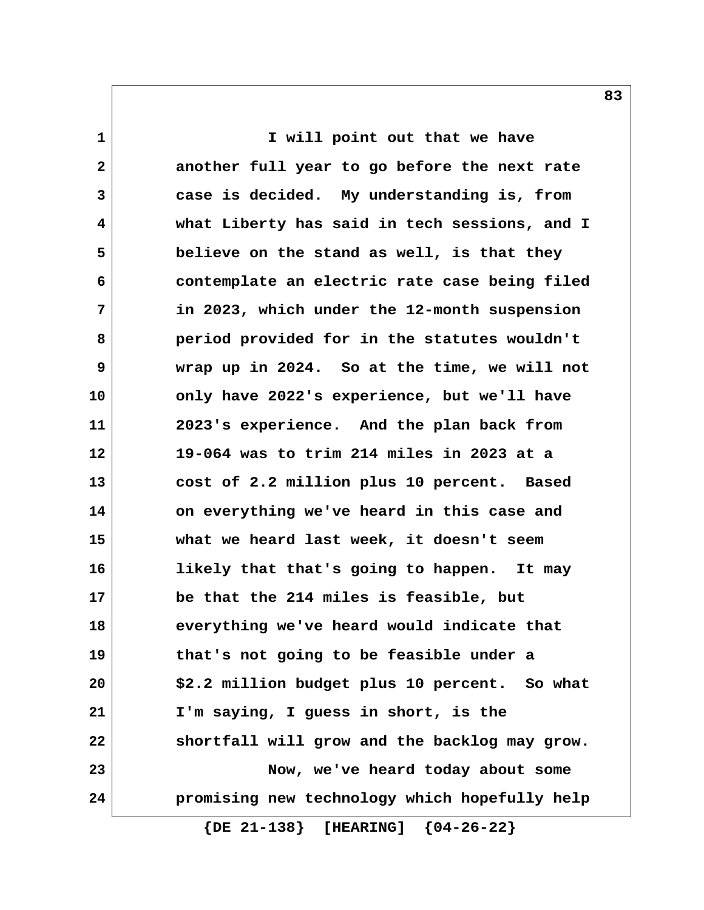I will point out that we have another full year to go before the next rate case is decided. My understanding is, from what Liberty has said in tech sessions, and I believe on the stand as well, is that they contemplate an electric rate case being filed in 2023, which under the 12-month suspension period provided for in the statutes wouldn't wrap up in 2024. So at the time, we will not only have 2022's experience, but we'll have 2023's experience. And the plan back from 19-064 was to trim 214 miles in 2023 at a cost of 2.2 million plus 10 percent. Based on everything we've heard in this case and what we heard last week, it doesn't seem likely that that's going to happen. It may be that the 214 miles is feasible, but everything we've heard would indicate that that's not going to be feasible under a $2.2 million budget plus 10 percent. So what I'm saying, I guess in short, is the shortfall will grow and the backlog may grow.

Now, we've heard today about some promising new technology which hopefully help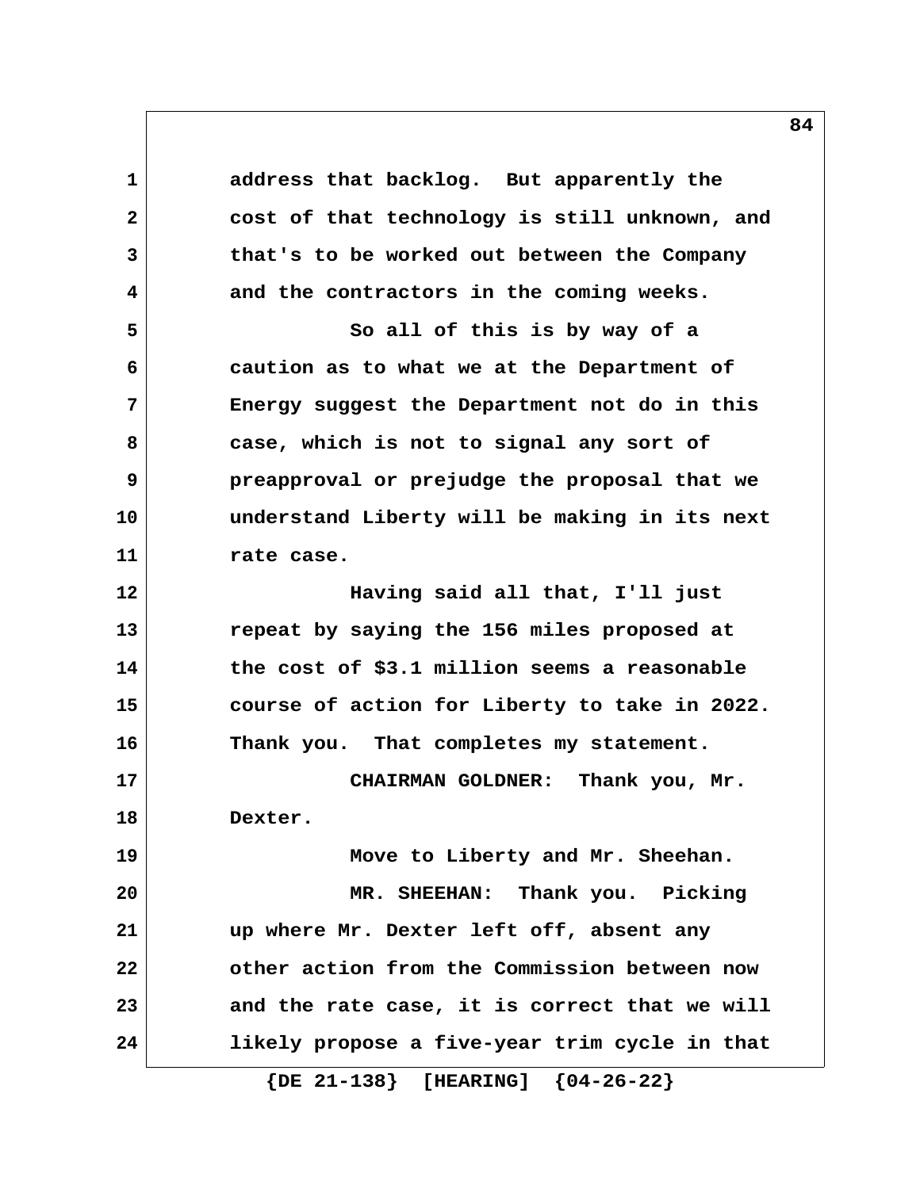address that backlog. But apparently the cost of that technology is still unknown, and that's to be worked out between the Company and the contractors in the coming weeks.

So all of this is by way of a caution as to what we at the Department of Energy suggest the Department not do in this case, which is not to signal any sort of preapproval or prejudge the proposal that we understand Liberty will be making in its next rate case.

Having said all that, I'll just repeat by saying the 156 miles proposed at the cost of $3.1 million seems a reasonable course of action for Liberty to take in 2022. Thank you. That completes my statement.

CHAIRMAN GOLDNER: Thank you, Mr. Dexter.

Move to Liberty and Mr. Sheehan.

MR. SHEEHAN: Thank you. Picking up where Mr. Dexter left off, absent any other action from the Commission between now and the rate case, it is correct that we will likely propose a five-year trim cycle in that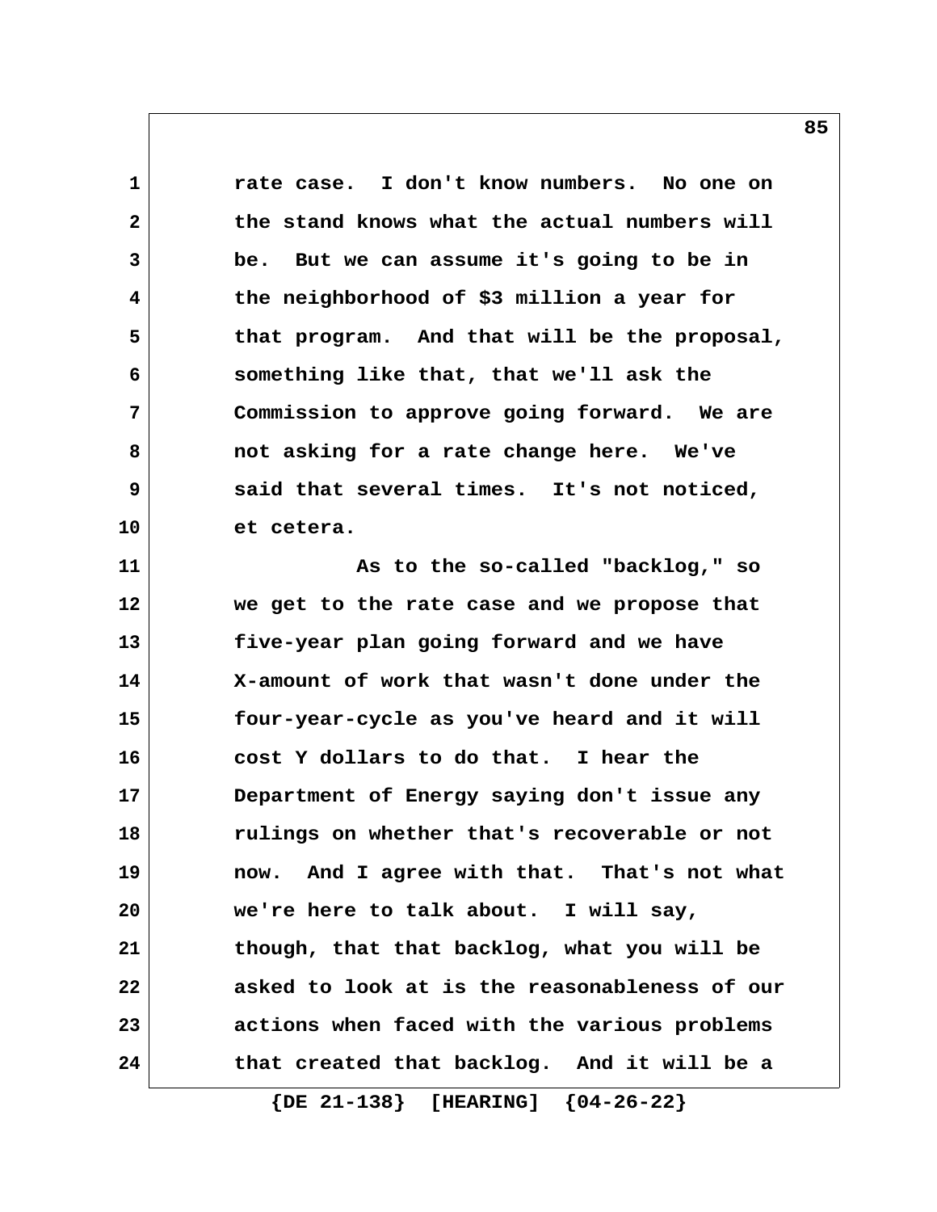rate case. I don't know numbers. No one on the stand knows what the actual numbers will be. But we can assume it's going to be in the neighborhood of $3 million a year for that program. And that will be the proposal, something like that, that we'll ask the Commission to approve going forward. We are not asking for a rate change here. We've said that several times. It's not noticed, et cetera.

As to the so-called "backlog," so we get to the rate case and we propose that five-year plan going forward and we have X-amount of work that wasn't done under the four-year-cycle as you've heard and it will cost Y dollars to do that. I hear the Department of Energy saying don't issue any rulings on whether that's recoverable or not now. And I agree with that. That's not what we're here to talk about. I will say, though, that that backlog, what you will be asked to look at is the reasonableness of our actions when faced with the various problems that created that backlog. And it will be a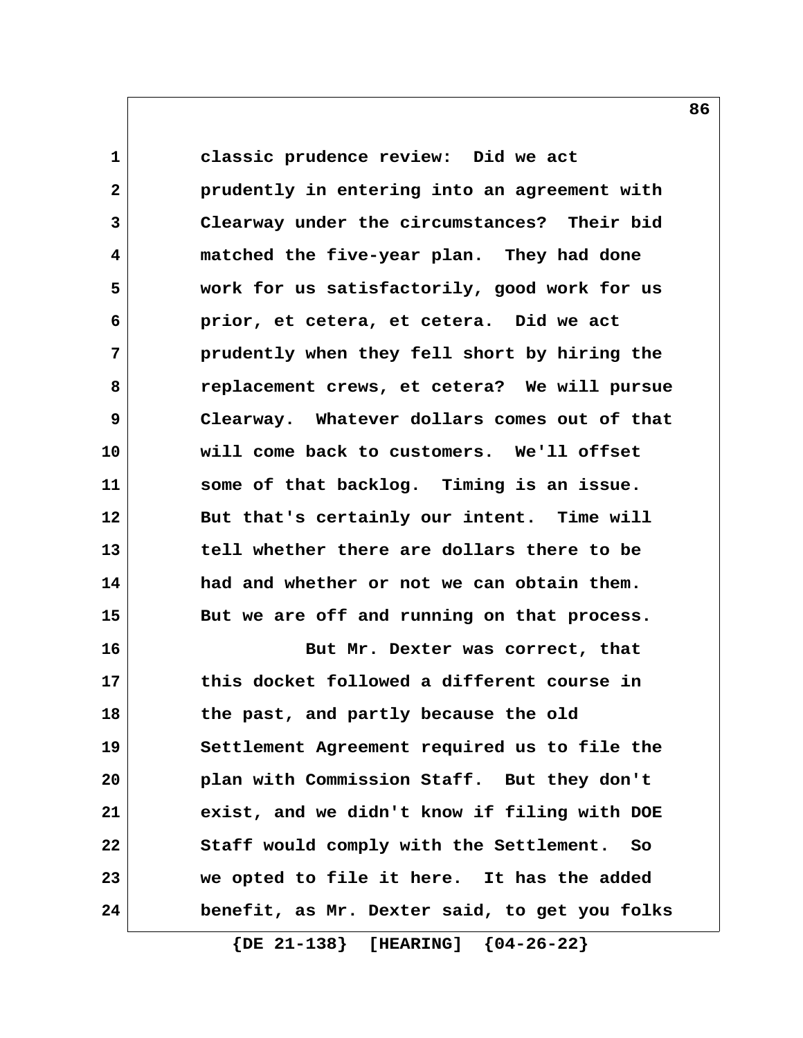classic prudence review: Did we act prudently in entering into an agreement with Clearway under the circumstances? Their bid matched the five-year plan. They had done work for us satisfactorily, good work for us prior, et cetera, et cetera. Did we act prudently when they fell short by hiring the replacement crews, et cetera? We will pursue Clearway. Whatever dollars comes out of that will come back to customers. We'll offset some of that backlog. Timing is an issue. But that's certainly our intent. Time will tell whether there are dollars there to be had and whether or not we can obtain them. But we are off and running on that process.

But Mr. Dexter was correct, that this docket followed a different course in the past, and partly because the old Settlement Agreement required us to file the plan with Commission Staff. But they don't exist, and we didn't know if filing with DOE Staff would comply with the Settlement. So we opted to file it here. It has the added benefit, as Mr. Dexter said, to get you folks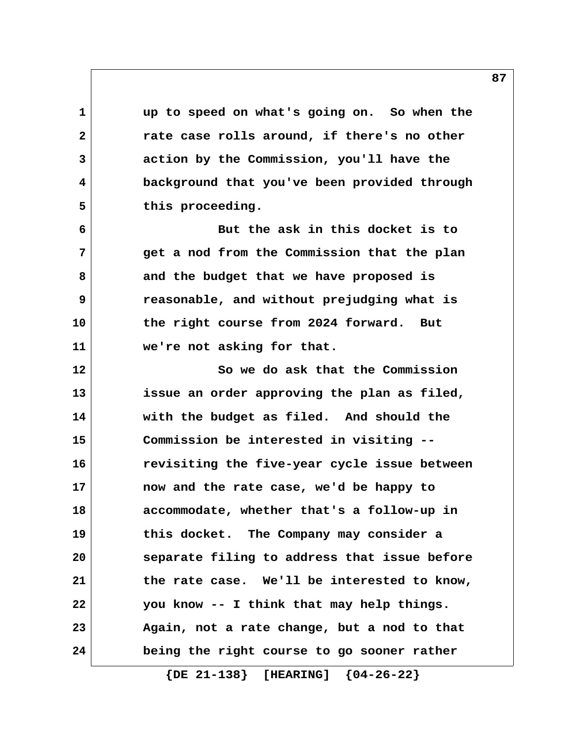up to speed on what's going on. So when the rate case rolls around, if there's no other action by the Commission, you'll have the background that you've been provided through this proceeding.

But the ask in this docket is to get a nod from the Commission that the plan and the budget that we have proposed is reasonable, and without prejudging what is the right course from 2024 forward. But we're not asking for that.

So we do ask that the Commission issue an order approving the plan as filed, with the budget as filed. And should the Commission be interested in visiting -- revisiting the five-year cycle issue between now and the rate case, we'd be happy to accommodate, whether that's a follow-up in this docket. The Company may consider a separate filing to address that issue before the rate case. We'll be interested to know, you know -- I think that may help things. Again, not a rate change, but a nod to that being the right course to go sooner rather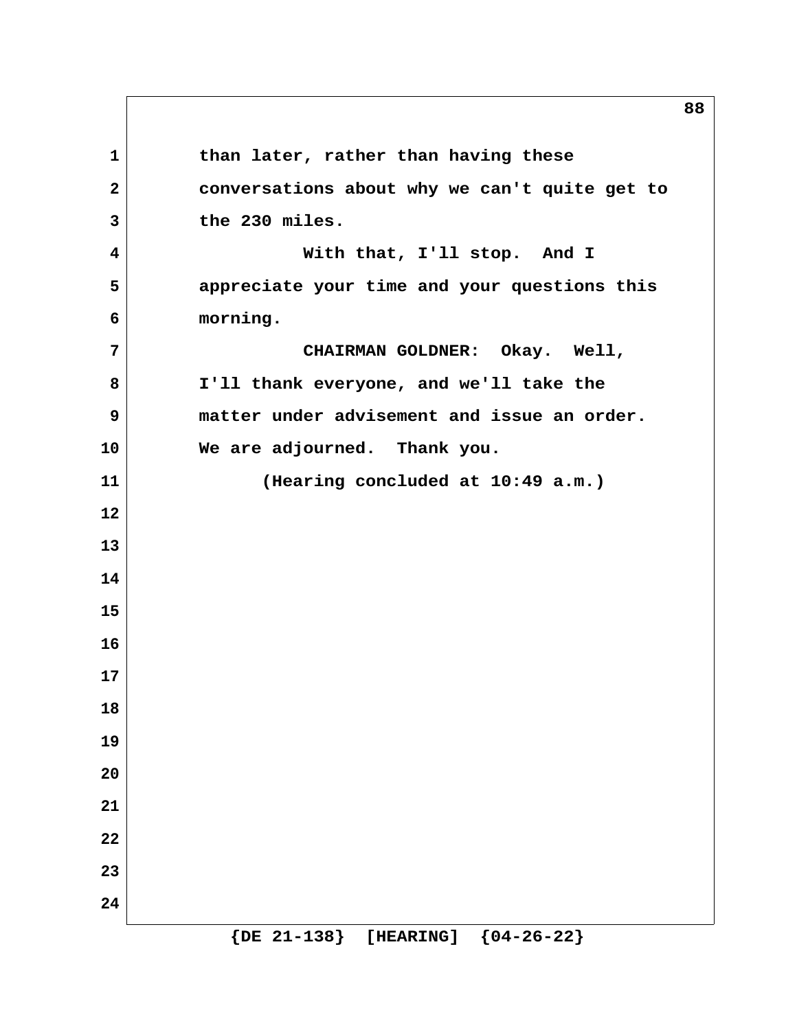than later, rather than having these conversations about why we can't quite get to the 230 miles.

With that, I'll stop. And I appreciate your time and your questions this morning.

CHAIRMAN GOLDNER: Okay. Well, I'll thank everyone, and we'll take the matter under advisement and issue an order. We are adjourned. Thank you.

(Hearing concluded at 10:49 a.m.)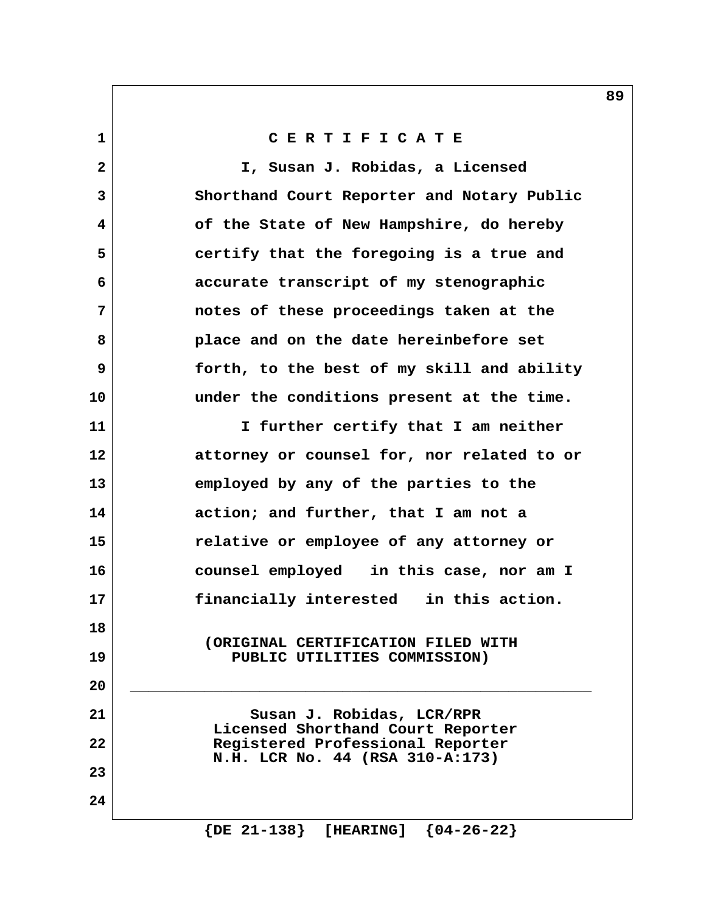# C E R T I F I C A T E

I, Susan J. Robidas, a Licensed Shorthand Court Reporter and Notary Public of the State of New Hampshire, do hereby certify that the foregoing is a true and accurate transcript of my stenographic notes of these proceedings taken at the place and on the date hereinbefore set forth, to the best of my skill and ability under the conditions present at the time.

I further certify that I am neither attorney or counsel for, nor related to or employed by any of the parties to the action; and further, that I am not a relative or employee of any attorney or counsel employed in this case, nor am I financially interested in this action.

(ORIGINAL CERTIFICATION FILED WITH PUBLIC UTILITIES COMMISSION)

______________________________________________

Susan J. Robidas, LCR/RPR
Licensed Shorthand Court Reporter
Registered Professional Reporter
N.H. LCR No. 44 (RSA 310-A:173)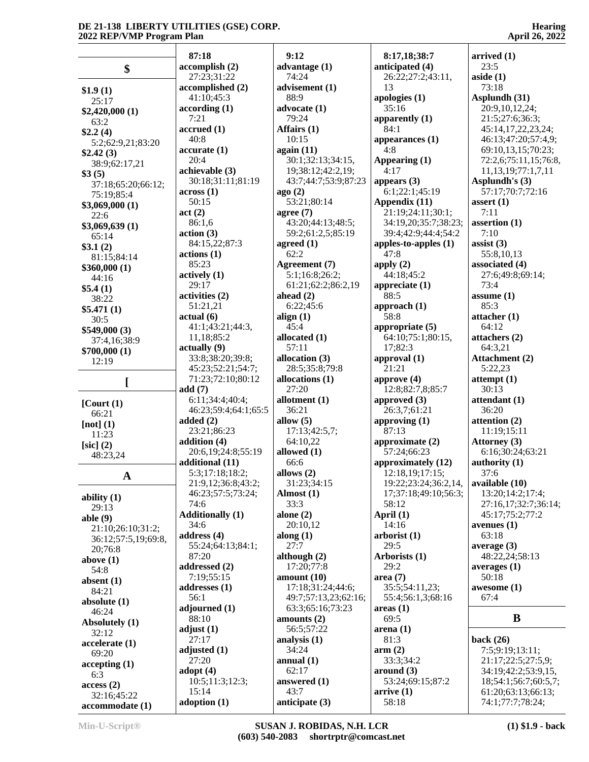## $

**$1.9 (1)**
25:17
**$2,420,000 (1)**
63:2
**$2.2 (4)**
5:2;62:9,21;83:20
**$2.42 (3)**
38:9;62:17,21
**$3 (5)**
37:18;65:20;66:12;75:19;85:4
**$3,069,000 (1)**
22:6
**$3,069,639 (1)**
65:14
**$3.1 (2)**
81:15;84:14
**$360,000 (1)**
44:16
**$5.4 (1)**
38:22
**$5.471 (1)**
30:5
**$549,000 (3)**
37:4,16;38:9
**$700,000 (1)**
12:19

## [

**[Court (1)**
66:21
**[not] (1)**
11:23
**[sic] (2)**
48:23,24

## A

**ability (1)**
29:13
**able (9)**
21:10;26:10;31:2;36:12;57:5,19;69:8,20;76:8
**above (1)**
54:8
**absent (1)**
84:21
**absolute (1)**
46:24
**Absolutely (1)**
32:12
**accelerate (1)**
69:20
**accepting (1)**
6:3
**access (2)**
32:16;45:22
**accommodate (1)**
87:18
**accomplish (2)**
27:23;31:22
**accomplished (2)**
41:10;45:3
**according (1)**
7:21
**accrued (1)**
40:8
**accurate (1)**
20:4
**achievable (3)**
30:18;31:11;81:19
**across (1)**
50:15
**act (2)**
86:1,6
**action (3)**
84:15,22;87:3
**actions (1)**
85:23
**actively (1)**
29:17
**activities (2)**
51:21,21
**actual (6)**
41:1;43:21;44:3,11,18;85:2
**actually (9)**
33:8;38:20;39:8;45:23;52:21;54:7;71:23;72:10;80:12
**add (7)**
6:11;34:4;40:4;46:23;59:4;64:1;65:5
**added (2)**
23:21;86:23
**addition (4)**
20:6,19;24:8;55:19
**additional (11)**
5:3;17:18;18:2;21:9,12;36:8;43:2;46:23;57:5;73:24;74:6
**Additionally (1)**
34:6
**address (4)**
55:24;64:13;84:1;87:20
**addressed (2)**
7:19;55:15
**addresses (1)**
56:1
**adjourned (1)**
88:10
**adjust (1)**
27:17
**adjusted (1)**
27:20
**adopt (4)**
10:5;11:3;12:3;15:14
**adoption (1)**
9:12
**advantage (1)**
74:24
**advisement (1)**
88:9
**advocate (1)**
79:24
**Affairs (1)**
10:15
**again (11)**
30:1;32:13;34:15,19;38:12;42:2,19;43:7;44:7;53:9;87:23
**ago (2)**
53:21;80:14
**agree (7)**
43:20;44:13;48:5;59:2;61:2,5;85:19
**agreed (1)**
62:2
**Agreement (7)**
5:1;16:8;26:2;61:21;62:2;86:2,19
**ahead (2)**
6:22;45:6
**align (1)**
45:4
**allocated (1)**
57:11
**allocation (3)**
28:5;35:8;79:8
**allocations (1)**
27:20
**allotment (1)**
36:21
**allow (5)**
17:13;42:5,7;64:10,22
**allowed (1)**
66:6
**allows (2)**
31:23;34:15
**Almost (1)**
33:3
**alone (2)**
20:10,12
**along (1)**
27:7
**although (2)**
17:20;77:8
**amount (10)**
17:18;31:24;44:6;49:7;57:13,23;62:16;63:3;65:16;73:23
**amounts (2)**
56:5;57:22
**analysis (1)**
34:24
**annual (1)**
62:17
**answered (1)**
43:7
**anticipate (3)**
8:17,18;38:7
**anticipated (4)**
26:22;27:2;43:11,13
**apologies (1)**
35:16
**apparently (1)**
84:1
**appearances (1)**
4:8
**Appearing (1)**
4:17
**appears (3)**
6:1;22:1;45:19
**Appendix (11)**
21:19;24:11;30:1;34:19,20;35:7;38:23;39:4;42:9;44:4;54:2
**apples-to-apples (1)**
47:8
**apply (2)**
44:18;45:2
**appreciate (1)**
88:5
**approach (1)**
58:8
**appropriate (5)**
64:10;75:1;80:15,17;82:3
**approval (1)**
21:21
**approve (4)**
12:8;82:7,8;85:7
**approved (3)**
26:3,7;61:21
**approving (1)**
87:13
**approximate (2)**
57:24;66:23
**approximately (12)**
12:18,19;17:15;19:22;23:24;36:2,14,17;37:18;49:10;56:3;58:12
**April (1)**
14:16
**arborist (1)**
29:5
**Arborists (1)**
29:2
**area (7)**
35:5;54:11,23;55:4;56:1,3;68:16
**areas (1)**
69:5
**arena (1)**
81:3
**arm (2)**
33:3;34:2
**around (3)**
53:24;69:15;87:2
**arrive (1)**
58:18
**arrived (1)**
23:5
**aside (1)**
73:18
**Asplundh (31)**
20:9,10,12,24;21:5;27:6;36:3;45:14,17,22,23,24;46:13;47:20;57:4,9;69:10,13,15;70:23;72:2,6;75:11,15;76:8,11,13,19;77:1,7,11
**Asplundh's (3)**
57:17;70:7;72:16
**assert (1)**
7:11
**assertion (1)**
7:10
**assist (3)**
55:8,10,13
**associated (4)**
27:6;49:8;69:14;73:4
**assume (1)**
85:3
**attacher (1)**
64:12
**attachers (2)**
64:3,21
**Attachment (2)**
5:22,23
**attempt (1)**
30:13
**attendant (1)**
36:20
**attention (2)**
11:19;15:11
**Attorney (3)**
6:16;30:24;63:21
**authority (1)**
37:6
**available (10)**
13:20;14:2;17:4;27:16,17;32:7;36:14;45:17;75:2;77:2
**avenues (1)**
63:18
**average (3)**
48:22,24;58:13
**averages (1)**
50:18
**awesome (1)**
67:4

## B

**back (26)**
7:5;9:19;13:11;21:17;22:5;27:5,9;34:19;42:2;53:9,15,18;54:1;56:7;60:5,7;61:20;63:13;66:13;74:1;77:7;78:24;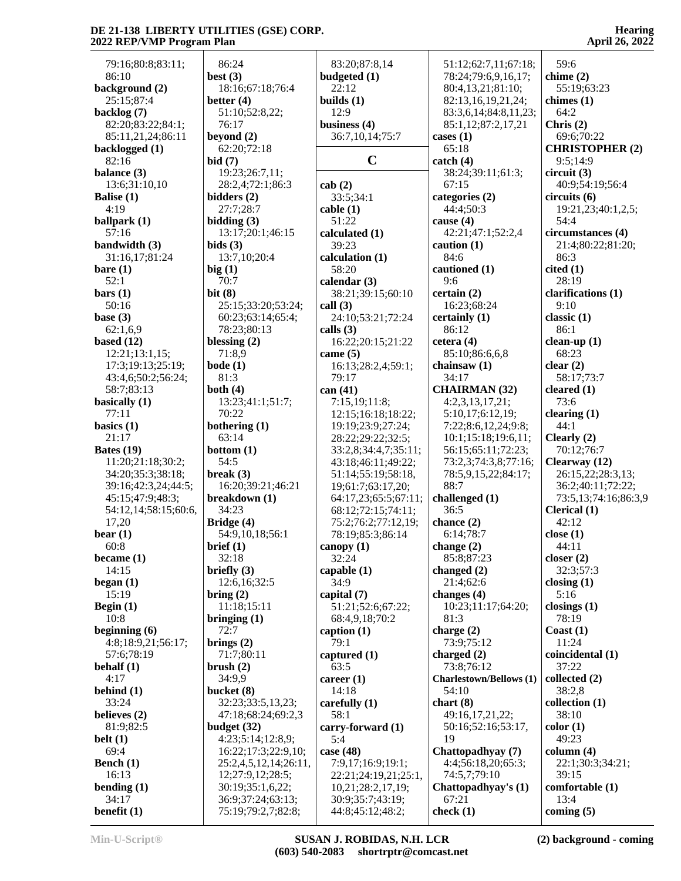79:16;80:8;83:11;
86:10
**background (2)**
25:15;87:4
**backlog (7)**
82:20;83:22;84:1;
85:11,21,24;86:11
**backlogged (1)**
82:16
**balance (3)**
13:6;31:10,10
**Balise (1)**
4:19
**ballpark (1)**
57:16
**bandwidth (3)**
31:16,17;81:24
**bare (1)**
52:1
**bars (1)**
50:16
**base (3)**
62:1,6,9
**based (12)**
12:21;13:1,15;
17:3;19:13;25:19;
43:4,6;50:2;56:24;
58:7;83:13
**basically (1)**
77:11
**basics (1)**
21:17
**Bates (19)**
11:20;21:18;30:2;
34:20;35:3;38:18;
39:16;42:3,24;44:5;
45:15;47:9;48:3;
54:12,14;58:15;60:6,
17,20
**bear (1)**
60:8
**became (1)**
14:15
**began (1)**
15:19
**Begin (1)**
10:8
**beginning (6)**
4:8;18:9,21;56:17;
57:6;78:19
**behalf (1)**
4:17
**behind (1)**
33:24
**believes (2)**
81:9;82:5
**belt (1)**
69:4
**Bench (1)**
16:13
**bending (1)**
34:17
**benefit (1)**
86:24
**best (3)**
18:16;67:18;76:4
**better (4)**
51:10;52:8,22;
76:17
**beyond (2)**
62:20;72:18
**bid (7)**
19:23;26:7,11;
28:2,4;72:1;86:3
**bidders (2)**
27:7;28:7
**bidding (3)**
13:17;20:1;46:15
**bids (3)**
13:7,10;20:4
**big (1)**
70:7
**bit (8)**
25:15;33:20;53:24;
60:23;63:14;65:4;
78:23;80:13
**blessing (2)**
71:8,9
**bode (1)**
81:3
**both (4)**
13:23;41:1;51:7;
70:22
**bothering (1)**
63:14
**bottom (1)**
54:5
**break (3)**
16:20;39:21;46:21
**breakdown (1)**
34:23
**Bridge (4)**
54:9,10,18;56:1
**brief (1)**
32:18
**briefly (3)**
12:6,16;32:5
**bring (2)**
11:18;15:11
**bringing (1)**
72:7
**brings (2)**
71:7;80:11
**brush (2)**
34:9,9
**bucket (8)**
32:23;33:5,13,23;
47:18;68:24;69:2,3
**budget (32)**
4:23;5:14;12:8,9;
16:22;17:3;22:9,10;
25:2,4,5,12,14;26:11,
12;27:9,12;28:5;
30:19;35:1,6,22;
36:9;37:24;63:13;
75:19;79:2,7;82:8;
83:20;87:8,14
**budgeted (1)**
22:12
**builds (1)**
12:9
**business (4)**
36:7,10,14;75:7

## C

**cab (2)**
33:5;34:1
**cable (1)**
51:22
**calculated (1)**
39:23
**calculation (1)**
58:20
**calendar (3)**
38:21;39:15;60:10
**call (3)**
24:10;53:21;72:24
**calls (3)**
16:22;20:15;21:22
**came (5)**
16:13;28:2,4;59:1;
79:17
**can (41)**
7:15,19;11:8;
12:15;16:18;18:22;
19:19;23:9;27:24;
28:22;29:22;32:5;
33:2,8;34:4,7;35:11;
43:18;46:11;49:22;
51:14;55:19;58:18,
19;61:7;63:17,20;
64:17,23;65:5;67:11;
68:12;72:15;74:11;
75:2;76:2;77:12,19;
78:19;85:3;86:14
**canopy (1)**
32:24
**capable (1)**
34:9
**capital (7)**
51:21;52:6;67:22;
68:4,9,18;70:2
**caption (1)**
79:1
**captured (1)**
63:5
**career (1)**
14:18
**carefully (1)**
58:1
**carry-forward (1)**
5:4
**case (48)**
7:9,17;16:9;19:1;
22:21;24:19,21;25:1,
10,21;28:2,17,19;
30:9;35:7;43:19;
44:8;45:12;48:2;
51:12;62:7,11;67:18;
78:24;79:6,9,16,17;
80:4,13,21;81:10;
82:13,16,19,21,24;
83:3,6,14;84:8,11,23;
85:1,12;87:2,17,21
**cases (1)**
65:18
**catch (4)**
38:24;39:11;61:3;
67:15
**categories (2)**
44:4;50:3
**cause (4)**
42:21;47:1;52:2,4
**caution (1)**
84:6
**cautioned (1)**
9:6
**certain (2)**
16:23;68:24
**certainly (1)**
86:12
**cetera (4)**
85:10;86:6,6,8
**chainsaw (1)**
34:17
**CHAIRMAN (32)**
4:2,3,13,17,21;
5:10,17;6:12,19;
7:22;8:6,12,24;9:8;
10:1;15:18;19:6,11;
56:15;65:11;72:23;
73:2,3;74:3,8;77:16;
78:5,9,15,22;84:17;
88:7
**challenged (1)**
36:5
**chance (2)**
6:14;78:7
**change (2)**
85:8;87:23
**changed (2)**
21:4;62:6
**changes (4)**
10:23;11:17;64:20;
81:3
**charge (2)**
73:9;75:12
**charged (2)**
73:8;76:12
**Charlestown/Bellows (1)**
54:10
**chart (8)**
49:16,17,21,22;
50:16;52:16;53:17,
19
**Chattopadhyay (7)**
4:4;56:18,20;65:3;
74:5,7;79:10
**Chattopadhyay's (1)**
67:21
**check (1)**
59:6
**chime (2)**
55:19;63:23
**chimes (1)**
64:2
**Chris (2)**
69:6;70:22
**CHRISTOPHER (2)**
9:5;14:9
**circuit (3)**
40:9;54:19;56:4
**circuits (6)**
19:21,23;40:1,2,5;
54:4
**circumstances (4)**
21:4;80:22;81:20;
86:3
**cited (1)**
28:19
**clarifications (1)**
9:10
**classic (1)**
86:1
**clean-up (1)**
68:23
**clear (2)**
58:17;73:7
**cleared (1)**
73:6
**clearing (1)**
44:1
**Clearly (2)**
70:12;76:7
**Clearway (12)**
26:15,22;28:3,13;
36:2;40:11;72:22;
73:5,13;74:16;86:3,9
**Clerical (1)**
42:12
**close (1)**
44:11
**closer (2)**
32:3;57:3
**closing (1)**
5:16
**closings (1)**
78:19
**Coast (1)**
11:24
**coincidental (1)**
37:22
**collected (2)**
38:2,8
**collection (1)**
38:10
**color (1)**
49:23
**column (4)**
22:1;30:3;34:21;
39:15
**comfortable (1)**
13:4
**coming (5)**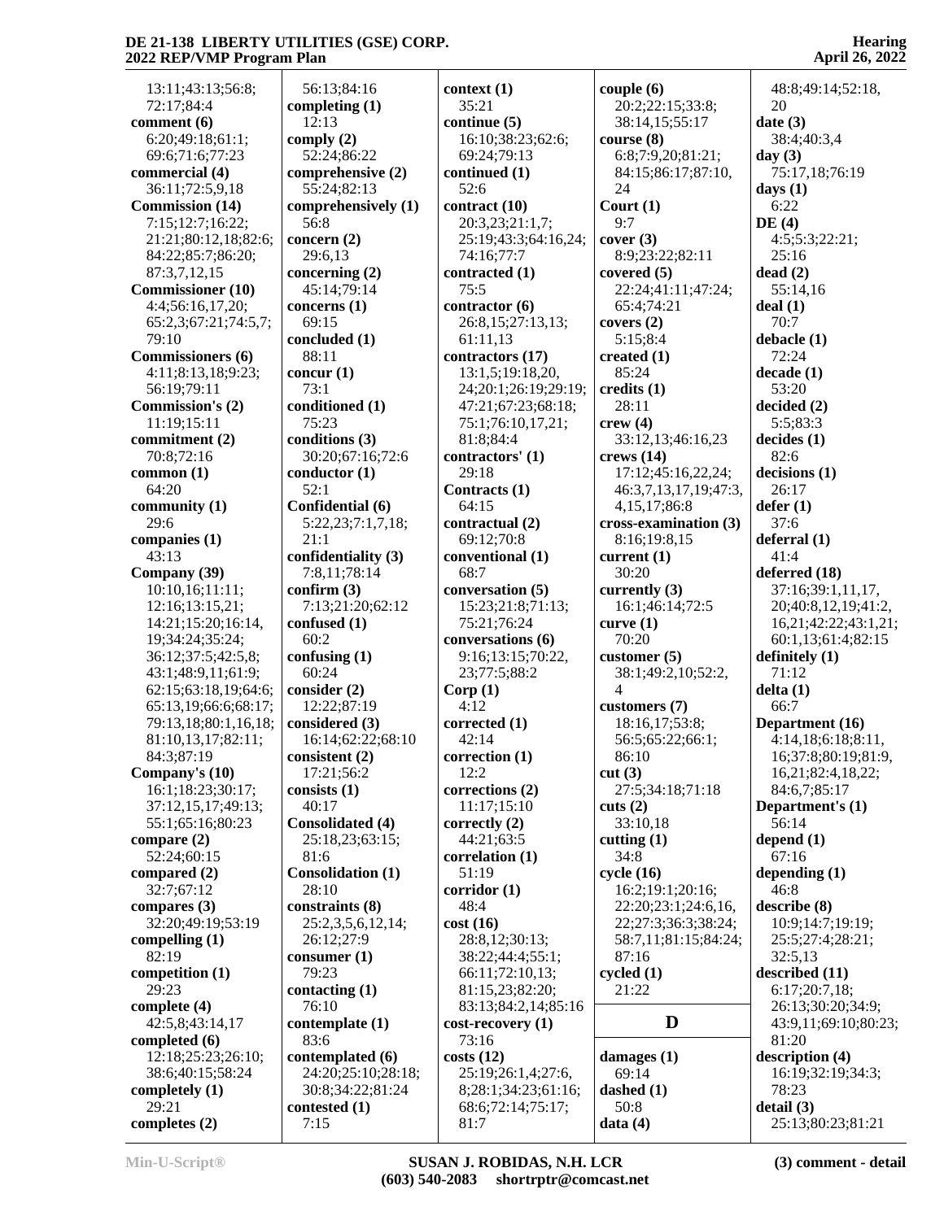13:11;43:13;56:8; 72:17;84:4
**comment (6)**
6:20;49:18;61:1; 69:6;71:6;77:23
**commercial (4)**
36:11;72:5,9,18
**Commission (14)**
7:15;12:7;16:22; 21:21;80:12,18;82:6; 84:22;85:7;86:20; 87:3,7,12,15
**Commissioner (10)**
4:4;56:16,17,20; 65:2,3;67:21;74:5,7; 79:10
**Commissioners (6)**
4:11;8:13,18;9:23; 56:19;79:11
**Commission's (2)**
11:19;15:11
**commitment (2)**
70:8;72:16
**common (1)**
64:20
**community (1)**
29:6
**companies (1)**
43:13
**Company (39)**
10:10,16;11:11; 12:16;13:15,21; 14:21;15:20;16:14, 19;34:24;35:24; 36:12;37:5;42:5,8; 43:1;48:9,11;61:9; 62:15;63:18,19;64:6; 65:13,19;66:6;68:17; 79:13,18;80:1,16,18; 81:10,13,17;82:11; 84:3;87:19
**Company's (10)**
16:1;18:23;30:17; 37:12,15,17;49:13; 55:1;65:16;80:23
**compare (2)**
52:24;60:15
**compared (2)**
32:7;67:12
**compares (3)**
32:20;49:19;53:19
**compelling (1)**
82:19
**competition (1)**
29:23
**complete (4)**
42:5,8;43:14,17
**completed (6)**
12:18;25:23;26:10; 38:6;40:15;58:24
**completely (1)**
29:21
**completes (2)**
56:13;84:16
**completing (1)**
12:13
**comply (2)**
52:24;86:22
**comprehensive (2)**
55:24;82:13
**comprehensively (1)**
56:8
**concern (2)**
29:6,13
**concerning (2)**
45:14;79:14
**concerns (1)**
69:15
**concluded (1)**
88:11
**concur (1)**
73:1
**conditioned (1)**
75:23
**conditions (3)**
30:20;67:16;72:6
**conductor (1)**
52:1
**Confidential (6)**
5:22,23;7:1,7,18; 21:1
**confidentiality (3)**
7:8,11;78:14
**confirm (3)**
7:13;21:20;62:12
**confused (1)**
60:2
**confusing (1)**
60:24
**consider (2)**
12:22;87:19
**considered (3)**
16:14;62:22;68:10
**consistent (2)**
17:21;56:2
**consists (1)**
40:17
**Consolidated (4)**
25:18,23;63:15; 81:6
**Consolidation (1)**
28:10
**constraints (8)**
25:2,3,5,6,12,14; 26:12;27:9
**consumer (1)**
79:23
**contacting (1)**
76:10
**contemplate (1)**
83:6
**contemplated (6)**
24:20;25:10;28:18; 30:8;34:22;81:24
**contested (1)**
7:15
**context (1)**
35:21
**continue (5)**
16:10;38:23;62:6; 69:24;79:13
**continued (1)**
52:6
**contract (10)**
20:3,23;21:1,7; 25:19;43:3;64:16,24; 74:16;77:7
**contracted (1)**
75:5
**contractor (6)**
26:8,15;27:13,13; 61:11,13
**contractors (17)**
13:1,5;19:18,20, 24;20:1;26:19;29:19; 47:21;67:23;68:18; 75:1;76:10,17,21; 81:8;84:4
**contractors' (1)**
29:18
**Contracts (1)**
64:15
**contractual (2)**
69:12;70:8
**conventional (1)**
68:7
**conversation (5)**
15:23;21:8;71:13; 75:21;76:24
**conversations (6)**
9:16;13:15;70:22, 23;77:5;88:2
**Corp (1)**
4:12
**corrected (1)**
42:14
**correction (1)**
12:2
**corrections (2)**
11:17;15:10
**correctly (2)**
44:21;63:5
**correlation (1)**
51:19
**corridor (1)**
48:4
**cost (16)**
28:8,12;30:13; 38:22;44:4;55:1; 66:11;72:10,13; 81:15,23;82:20; 83:13;84:2,14;85:16
**cost-recovery (1)**
73:16
**costs (12)**
25:19;26:1,4;27:6, 8;28:1;34:23;61:16; 68:6;72:14;75:17; 81:7
**couple (6)**
20:2;22:15;33:8; 38:14,15;55:17
**course (8)**
6:8;7:9,20;81:21; 84:15;86:17;87:10, 24
**Court (1)**
9:7
**cover (3)**
8:9;23:22;82:11
**covered (5)**
22:24;41:11;47:24; 65:4;74:21
**covers (2)**
5:15;8:4
**created (1)**
85:24
**credits (1)**
28:11
**crew (4)**
33:12,13;46:16,23
**crews (14)**
17:12;45:16,22,24; 46:3,7,13,17,19;47:3, 4,15,17;86:8
**cross-examination (3)**
8:16;19:8,15
**current (1)**
30:20
**currently (3)**
16:1;46:14;72:5
**curve (1)**
70:20
**customer (5)**
38:1;49:2,10;52:2, 4
**customers (7)**
18:16,17;53:8; 56:5;65:22;66:1; 86:10
**cut (3)**
27:5;34:18;71:18
**cuts (2)**
33:10,18
**cutting (1)**
34:8
**cycle (16)**
16:2;19:1;20:16; 22:20;23:1;24:6,16, 22;27:3;36:3;38:24; 58:7,11;81:15;84:24; 87:16
**cycled (1)**
21:22

## D

**damages (1)**
69:14
**dashed (1)**
50:8
**data (4)**
48:8;49:14;52:18, 20
**date (3)**
38:4;40:3,4
**day (3)**
75:17,18;76:19
**days (1)**
6:22
**DE (4)**
4:5;5:3;22:21; 25:16
**dead (2)**
55:14,16
**deal (1)**
70:7
**debacle (1)**
72:24
**decade (1)**
53:20
**decided (2)**
5:5;83:3
**decides (1)**
82:6
**decisions (1)**
26:17
**defer (1)**
37:6
**deferral (1)**
41:4
**deferred (18)**
37:16;39:1,11,17, 20;40:8,12,19;41:2, 16,21;42:22;43:1,21; 60:1,13;61:4;82:15
**definitely (1)**
71:12
**delta (1)**
66:7
**Department (16)**
4:14,18;6:18;8:11, 16;37:8;80:19;81:9, 16,21;82:4,18,22; 84:6,7;85:17
**Department's (1)**
56:14
**depend (1)**
67:16
**depending (1)**
46:8
**describe (8)**
10:9;14:7;19:19; 25:5;27:4;28:21; 32:5,13
**described (11)**
6:17;20:7,18; 26:13;30:20;34:9; 43:9,11;69:10;80:23; 81:20
**description (4)**
16:19;32:19;34:3; 78:23
**detail (3)**
25:13;80:23;81:21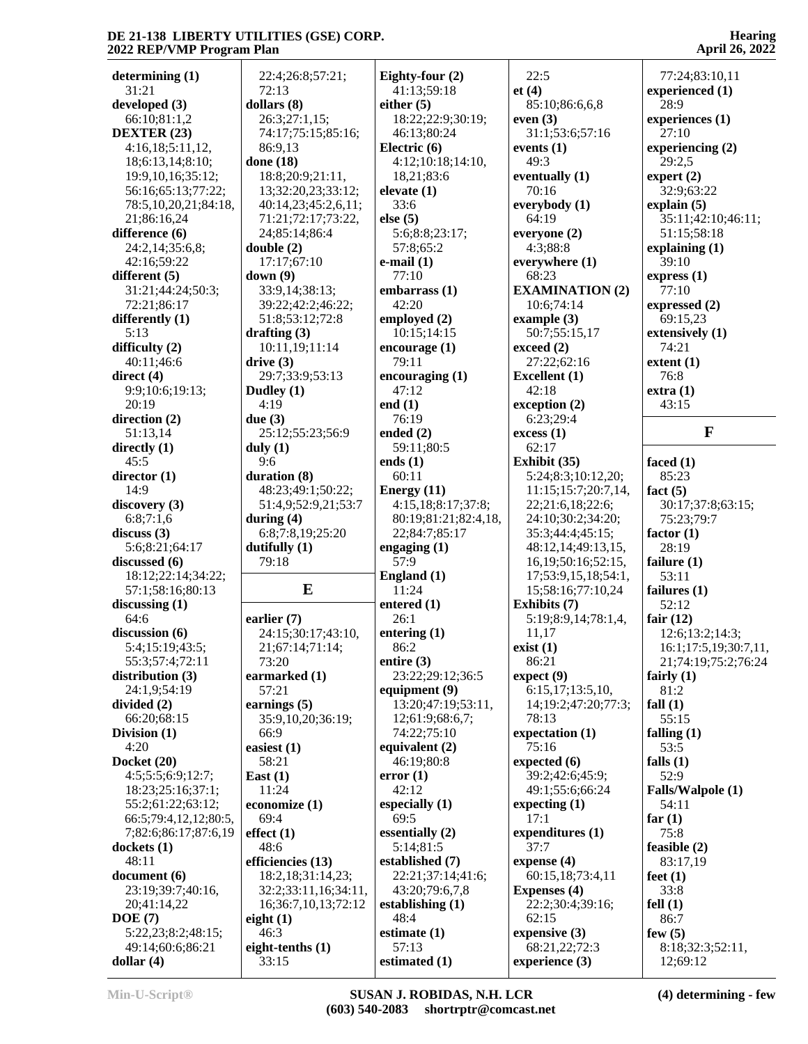**determining (1)**
31:21
**developed (3)**
66:10;81:1,2
**DEXTER (23)**
4:16,18;5:11,12,
18;6:13,14;8:10;
19:9,10,16;35:12;
56:16;65:13;77:22;
78:5,10,20,21;84:18,
21;86:16,24
**difference (6)**
24:2,14;35:6,8;
42:16;59:22
**different (5)**
31:21;44:24;50:3;
72:21;86:17
**differently (1)**
5:13
**difficulty (2)**
40:11;46:6
**direct (4)**
9:9;10:6;19:13;
20:19
**direction (2)**
51:13,14
**directly (1)**
45:5
**director (1)**
14:9
**discovery (3)**
6:8;7:1,6
**discuss (3)**
5:6;8:21;64:17
**discussed (6)**
18:12;22:14;34:22;
57:1;58:16;80:13
**discussing (1)**
64:6
**discussion (6)**
5:4;15:19;43:5;
55:3;57:4;72:11
**distribution (3)**
24:1,9;54:19
**divided (2)**
66:20;68:15
**Division (1)**
4:20
**Docket (20)**
4:5;5:5;6:9;12:7;
18:23;25:16;37:1;
55:2;61:22;63:12;
66:5;79:4,12,12;80:5,
7;82:6;86:17;87:6,19
**dockets (1)**
48:11
**document (6)**
23:19;39:7;40:16,
20;41:14,22
**DOE (7)**
5:22,23;8:2;48:15;
49:14;60:6;86:21
**dollar (4)**
22:4;26:8;57:21;
72:13
**dollars (8)**
26:3;27:1,15;
74:17;75:15;85:16;
86:9,13
**done (18)**
18:8;20:9;21:11,
13;32:20,23;33:12;
40:14,23;45:2,6,11;
71:21;72:17;73:22,
24;85:14;86:4
**double (2)**
17:17;67:10
**down (9)**
33:9,14;38:13;
39:22;42:2;46:22;
51:8;53:12;72:8
**drafting (3)**
10:11,19;11:14
**drive (3)**
29:7;33:9;53:13
**Dudley (1)**
4:19
**due (3)**
25:12;55:23;56:9
**duly (1)**
9:6
**duration (8)**
48:23;49:1;50:22;
51:4,9;52:9,21;53:7
**during (4)**
6:8;7:8,19;25:20
**dutifully (1)**
79:18

## E

**earlier (7)**
24:15;30:17;43:10,
21;67:14;71:14;
73:20
**earmarked (1)**
57:21
**earnings (5)**
35:9,10,20;36:19;
66:9
**easiest (1)**
58:21
**East (1)**
11:24
**economize (1)**
69:4
**effect (1)**
48:6
**efficiencies (13)**
18:2,18;31:14,23;
32:2;33:11,16;34:11,
16;36:7,10,13;72:12
**eight (1)**
46:3
**eight-tenths (1)**
33:15
**Eighty-four (2)**
41:13;59:18
**either (5)**
18:22;22:9;30:19;
46:13;80:24
**Electric (6)**
4:12;10:18;14:10,
18,21;83:6
**elevate (1)**
33:6
**else (5)**
5:6;8:8;23:17;
57:8;65:2
**e-mail (1)**
77:10
**embarrass (1)**
42:20
**employed (2)**
10:15;14:15
**encourage (1)**
79:11
**encouraging (1)**
47:12
**end (1)**
76:19
**ended (2)**
59:11;80:5
**ends (1)**
60:11
**Energy (11)**
4:15,18;8:17;37:8;
80:19;81:21;82:4,18,
22;84:7;85:17
**engaging (1)**
57:9
**England (1)**
11:24
**entered (1)**
26:1
**entering (1)**
86:2
**entire (3)**
23:22;29:12;36:5
**equipment (9)**
13:20;47:19;53:11,
12;61:9;68:6,7;
74:22;75:10
**equivalent (2)**
46:19;80:8
**error (1)**
42:12
**especially (1)**
69:5
**essentially (2)**
5:14;81:5
**established (7)**
22:21;37:14;41:6;
43:20;79:6,7,8
**establishing (1)**
48:4
**estimate (1)**
57:13
**estimated (1)**
22:5
**et (4)**
85:10;86:6,6,8
**even (3)**
31:1;53:6;57:16
**events (1)**
49:3
**eventually (1)**
70:16
**everybody (1)**
64:19
**everyone (2)**
4:3;88:8
**everywhere (1)**
68:23
**EXAMINATION (2)**
10:6;74:14
**example (3)**
50:7;55:15,17
**exceed (2)**
27:22;62:16
**Excellent (1)**
42:18
**exception (2)**
6:23;29:4
**excess (1)**
62:17
**Exhibit (35)**
5:24;8:3;10:12,20;
11:15;15:7;20:7,14,
22;21:6,18;22:6;
24:10;30:2;34:20;
35:3;44:4;45:15;
48:12,14;49:13,15,
16,19;50:16;52:15,
17;53:9,15,18;54:1,
15;58:16;77:10,24
**Exhibits (7)**
5:19;8:9,14;78:1,4,
11,17
**exist (1)**
86:21
**expect (9)**
6:15,17;13:5,10,
14;19:2;47:20;77:3;
78:13
**expectation (1)**
75:16
**expected (6)**
39:2;42:6;45:9;
49:1;55:6;66:24
**expecting (1)**
17:1
**expenditures (1)**
37:7
**expense (4)**
60:15,18;73:4,11
**Expenses (4)**
22:2;30:4;39:16;
62:15
**expensive (3)**
68:21,22;72:3
**experience (3)**
77:24;83:10,11
**experienced (1)**
28:9
**experiences (1)**
27:10
**experiencing (2)**
29:2,5
**expert (2)**
32:9;63:22
**explain (5)**
35:11;42:10;46:11;
51:15;58:18
**explaining (1)**
39:10
**express (1)**
77:10
**expressed (2)**
69:15,23
**extensively (1)**
74:21
**extent (1)**
76:8
**extra (1)**
43:15

## F

**faced (1)**
85:23
**fact (5)**
30:17;37:8;63:15;
75:23;79:7
**factor (1)**
28:19
**failure (1)**
53:11
**failures (1)**
52:12
**fair (12)**
12:6;13:2;14:3;
16:1;17:5,19;30:7,11,
21;74:19;75:2;76:24
**fairly (1)**
81:2
**fall (1)**
55:15
**falling (1)**
53:5
**falls (1)**
52:9
**Falls/Walpole (1)**
54:11
**far (1)**
75:8
**feasible (2)**
83:17,19
**feet (1)**
33:8
**fell (1)**
86:7
**few (5)**
8:18;32:3;52:11,
12;69:12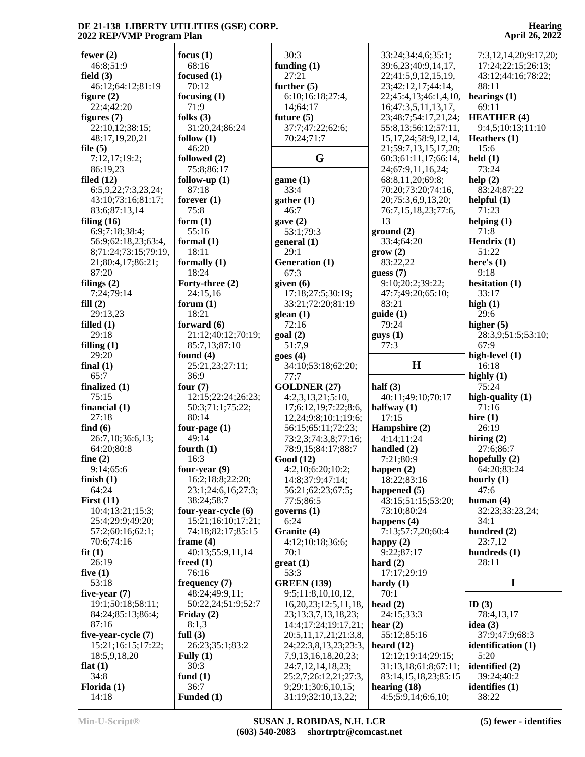**fewer (2)**
46:8;51:9
**field (3)**
46:12;64:12;81:19
**figure (2)**
22:4;42:20
**figures (7)**
22:10,12;38:15;
48:17,19,20,21
**file (5)**
7:12,17;19:2;
86:19,23
**filed (12)**
6:5,9,22;7:3,23,24;
43:10;73:16;81:17;
83:6;87:13,14
**filing (16)**
6:9;7:18;38:4;
56:9;62:18,23;63:4,
8;71:24;73:15;79:19,
21;80:4,17;86:21;
87:20
**filings (2)**
7:24;79:14
**fill (2)**
29:13,23
**filled (1)**
29:18
**filling (1)**
29:20
**final (1)**
65:7
**finalized (1)**
75:15
**financial (1)**
27:18
**find (6)**
26:7,10;36:6,13;
64:20;80:8
**fine (2)**
9:14;65:6
**finish (1)**
64:24
**First (11)**
10:4;13:21;15:3;
25:4;29:9;49:20;
57:2;60:16;62:1;
70:6;74:16
**fit (1)**
26:19
**five (1)**
53:18
**five-year (7)**
19:1;50:18;58:11;
84:24;85:13;86:4;
87:16
**five-year-cycle (7)**
15:21;16:15;17:22;
18:5,9,18,20
**flat (1)**
34:8
**Florida (1)**
14:18

**focus (1)**
68:16
**focused (1)**
70:12
**focusing (1)**
71:9
**folks (3)**
31:20,24;86:24
**follow (1)**
46:20
**followed (2)**
75:8;86:17
**follow-up (1)**
87:18
**forever (1)**
75:8
**form (1)**
55:16
**formal (1)**
18:11
**formally (1)**
18:24
**Forty-three (2)**
24:15,16
**forum (1)**
18:21
**forward (6)**
21:12;40:12;70:19;
85:7,13;87:10
**found (4)**
25:21,23;27:11;
36:9
**four (7)**
12:15;22:24;26:23;
50:3;71:1;75:22;
80:14
**four-page (1)**
49:14
**fourth (1)**
16:3
**four-year (9)**
16:2;18:8;22:20;
23:1;24:6,16;27:3;
38:24;58:7
**four-year-cycle (6)**
15:21;16:10;17:21;
74:18;82:17;85:15
**frame (4)**
40:13;55:9,11,14
**freed (1)**
76:16
**frequency (7)**
48:24;49:9,11;
50:22,24;51:9;52:7
**Friday (2)**
8:1,3
**full (3)**
26:23;35:1;83:2
**Fully (1)**
30:3
**fund (1)**
36:7
**Funded (1)**

30:3
**funding (1)**
27:21
**further (5)**
6:10;16:18;27:4,
14;64:17
**future (5)**
37:7;47:22;62:6;
70:24;71:7

## G

**game (1)**
33:4
**gather (1)**
46:7
**gave (2)**
53:1;79:3
**general (1)**
29:1
**Generation (1)**
67:3
**given (6)**
17:18;27:5;30:19;
33:21;72:20;81:19
**glean (1)**
72:16
**goal (2)**
51:7,9
**goes (4)**
34:10;53:18;62:20;
77:7
**GOLDNER (27)**
4:2,3,13,21;5:10,
17;6:12,19;7:22;8:6,
12,24;9:8;10:1;19:6;
56:15;65:11;72:23;
73:2,3;74:3,8;77:16;
78:9,15;84:17;88:7
**Good (12)**
4:2,10;6:20;10:2;
14:8;37:9;47:14;
56:21;62:23;67:5;
77:5;86:5
**governs (1)**
6:24
**Granite (4)**
4:12;10:18;36:6;
70:1
**great (1)**
53:3
**GREEN (139)**
9:5;11:8,10,10,12,
16,20,23;12:5,11,18,
23;13:3,7,13,18,23;
14:4;17:24;19:17,21;
20:5,11,17,21;21:3,8,
24;22:3,8,13,23;23:3,
7,9,13,16,18,20,23;
24:7,12,14,18,23;
25:2,7;26:12,21;27:3,
9;29:1;30:6,10,15;
31:19;32:10,13,22;

33:24;34:4,6;35:1;
39:6,23;40:9,14,17,
22;41:5,9,12,15,19,
23;42:12,17;44:14,
22;45:4,13;46:1,4,10,
16;47:3,5,11,13,17,
23;48:7;54:17,21,24;
55:8,13;56:12;57:11,
15,17,24;58:9,12,14,
21;59:7,13,15,17,20;
60:3;61:11,17;66:14,
24;67:9,11,16,24;
68:8,11,20;69:8;
70:20;73:20;74:16,
20;75:3,6,9,13,20;
76:7,15,18,23;77:6,
13
**ground (2)**
33:4;64:20
**grow (2)**
83:22,22
**guess (7)**
9:10;20:2;39:22;
47:7;49:20;65:10;
83:21
**guide (1)**
79:24
**guys (1)**
77:3

## H

**half (3)**
40:11;49:10;70:17
**halfway (1)**
17:15
**Hampshire (2)**
4:14;11:24
**handled (2)**
7:21;80:9
**happen (2)**
18:22;83:16
**happened (5)**
43:15;51:15;53:20;
73:10;80:24
**happens (4)**
7:13;57:7,20;60:4
**happy (2)**
9:22;87:17
**hard (2)**
17:17;29:19
**hardy (1)**
70:1
**head (2)**
24:15;33:3
**hear (2)**
55:12;85:16
**heard (12)**
12:12;19:14;29:15;
31:13,18;61:8;67:11;
83:14,15,18,23;85:15
**hearing (18)**
4:5;5:9,14;6:6,10;

7:3,12,14,20;9:17,20;
17:24;22:15;26:13;
43:12;44:16;78:22;
88:11
**hearings (1)**
69:11
**HEATHER (4)**
9:4,5;10:13;11:10
**Heathers (1)**
15:6
**held (1)**
73:24
**help (2)**
83:24;87:22
**helpful (1)**
71:23
**helping (1)**
71:8
**Hendrix (1)**
51:22
**here's (1)**
9:18
**hesitation (1)**
33:17
**high (1)**
29:6
**higher (5)**
28:3,9;51:5;53:10;
67:9
**high-level (1)**
16:18
**highly (1)**
75:24
**high-quality (1)**
71:16
**hire (1)**
26:19
**hiring (2)**
27:6;86:7
**hopefully (2)**
64:20;83:24
**hourly (1)**
47:6
**human (4)**
32:23;33:23,24;
34:1
**hundred (2)**
23:7,12
**hundreds (1)**
28:11

## I

**ID (3)**
78:4,13,17
**idea (3)**
37:9;47:9;68:3
**identification (1)**
5:20
**identified (2)**
39:24;40:2
**identifies (1)**
38:22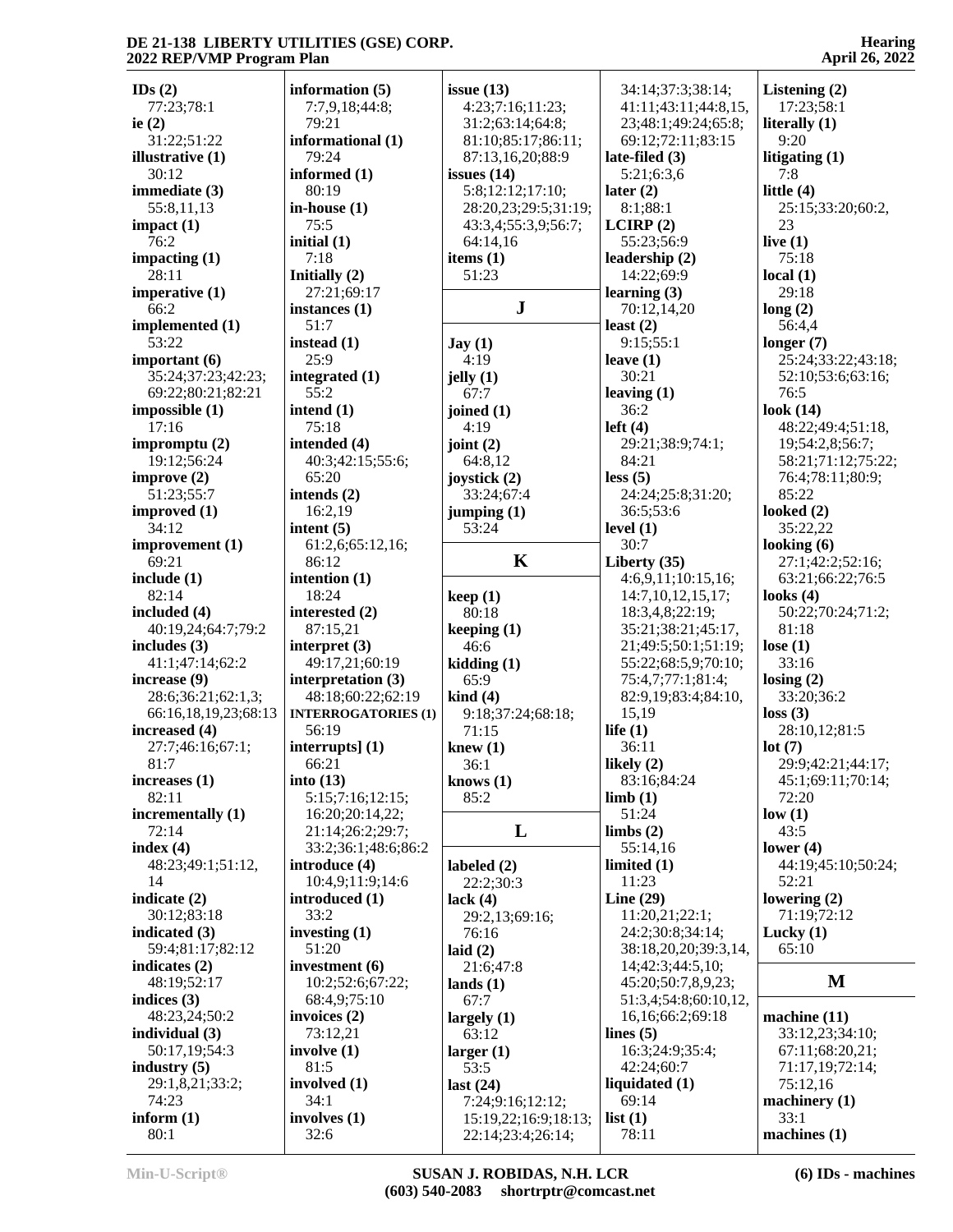**IDs (2)**
77:23;78:1
**ie (2)**
31:22;51:22
**illustrative (1)**
30:12
**immediate (3)**
55:8,11,13
**impact (1)**
76:2
**impacting (1)**
28:11
**imperative (1)**
66:2
**implemented (1)**
53:22
**important (6)**
35:24;37:23;42:23;69:22;80:21;82:21
**impossible (1)**
17:16
**impromptu (2)**
19:12;56:24
**improve (2)**
51:23;55:7
**improved (1)**
34:12
**improvement (1)**
69:21
**include (1)**
82:14
**included (4)**
40:19,24;64:7;79:2
**includes (3)**
41:1;47:14;62:2
**increase (9)**
28:6;36:21;62:1,3;66:16,18,19,23;68:13
**increased (4)**
27:7;46:16;67:1;81:7
**increases (1)**
82:11
**incrementally (1)**
72:14
**index (4)**
48:23;49:1;51:12,14
**indicate (2)**
30:12;83:18
**indicated (3)**
59:4;81:17;82:12
**indicates (2)**
48:19;52:17
**indices (3)**
48:23,24;50:2
**individual (3)**
50:17,19;54:3
**industry (5)**
29:1,8,21;33:2;74:23
**inform (1)**
80:1
**information (5)**
7:7,9,18;44:8;79:21
**informational (1)**
79:24
**informed (1)**
80:19
**in-house (1)**
75:5
**initial (1)**
7:18
**Initially (2)**
27:21;69:17
**instances (1)**
51:7
**instead (1)**
25:9
**integrated (1)**
55:2
**intend (1)**
75:18
**intended (4)**
40:3;42:15;55:6;65:20
**intends (2)**
16:2,19
**intent (5)**
61:2,6;65:12,16;86:12
**intention (1)**
18:24
**interested (2)**
87:15,21
**interpret (3)**
49:17,21;60:19
**interpretation (3)**
48:18;60:22;62:19
**INTERROGATORIES (1)**
56:19
**interrupts] (1)**
66:21
**into (13)**
5:15;7:16;12:15;16:20;20:14,22;21:14;26:2;29:7;33:2;36:1;48:6;86:2
**introduce (4)**
10:4,9;11:9;14:6
**introduced (1)**
33:2
**investing (1)**
51:20
**investment (6)**
10:2;52:6;67:22;68:4,9;75:10
**invoices (2)**
73:12,21
**involve (1)**
81:5
**involved (1)**
34:1
**involves (1)**
32:6
**issue (13)**
4:23;7:16;11:23;31:2;63:14;64:8;81:10;85:17;86:11;87:13,16,20;88:9
**issues (14)**
5:8;12:12;17:10;28:20,23;29:5;31:19;43:3,4;55:3,9;56:7;64:14,16
**items (1)**
51:23

## J

**Jay (1)**
4:19
**jelly (1)**
67:7
**joined (1)**
4:19
**joint (2)**
64:8,12
**joystick (2)**
33:24;67:4
**jumping (1)**
53:24

## K

**keep (1)**
80:18
**keeping (1)**
46:6
**kidding (1)**
65:9
**kind (4)**
9:18;37:24;68:18;71:15
**knew (1)**
36:1
**knows (1)**
85:2

## L

**labeled (2)**
22:2;30:3
**lack (4)**
29:2,13;69:16;76:16
**laid (2)**
21:6;47:8
**lands (1)**
67:7
**largely (1)**
63:12
**larger (1)**
53:5
**last (24)**
7:24;9:16;12:12;15:19,22;16:9;18:13;22:14;23:4;26:14;34:14;37:3;38:14;41:11;43:11;44:8,15,23;48:1;49:24;65:8;69:12;72:11;83:15
**late-filed (3)**
5:21;6:3,6
**later (2)**
8:1;88:1
**LCIRP (2)**
55:23;56:9
**leadership (2)**
14:22;69:9
**learning (3)**
70:12,14,20
**least (2)**
9:15;55:1
**leave (1)**
30:21
**leaving (1)**
36:2
**left (4)**
29:21;38:9;74:1;84:21
**less (5)**
24:24;25:8;31:20;36:5;53:6
**level (1)**
30:7
**Liberty (35)**
4:6,9,11;10:15,16;14:7,10,12,15,17;18:3,4,8;22:19;35:21;38:21;45:17,21;49:5;50:1;51:19;55:22;68:5,9;70:10;75:4,7;77:1;81:4;82:9,19;83:4;84:10,15,19
**life (1)**
36:11
**likely (2)**
83:16;84:24
**limb (1)**
51:24
**limbs (2)**
55:14,16
**limited (1)**
11:23
**Line (29)**
11:20,21;22:1;24:2;30:8;34:14;38:18,20,20;39:3,14,14;42:3;44:5,10;45:20;50:7,8,9,23;51:3,4;54:8;60:10,12,16,16;66:2;69:18
**lines (5)**
16:3;24:9;35:4;42:24;60:7
**liquidated (1)**
69:14
**list (1)**
78:11
**Listening (2)**
17:23;58:1
**literally (1)**
9:20
**litigating (1)**
7:8
**little (4)**
25:15;33:20;60:2,23
**live (1)**
75:18
**local (1)**
29:18
**long (2)**
56:4,4
**longer (7)**
25:24;33:22;43:18;52:10;53:6;63:16;76:5
**look (14)**
48:22;49:4;51:18,19;54:2,8;56:7;58:21;71:12;75:22;76:4;78:11;80:9;85:22
**looked (2)**
35:22,22
**looking (6)**
27:1;42:2;52:16;63:21;66:22;76:5
**looks (4)**
50:22;70:24;71:2;81:18
**lose (1)**
33:16
**losing (2)**
33:20;36:2
**loss (3)**
28:10,12;81:5
**lot (7)**
29:9;42:21;44:17;45:1;69:11;70:14;72:20
**low (1)**
43:5
**lower (4)**
44:19;45:10;50:24;52:21
**lowering (2)**
71:19;72:12
**Lucky (1)**
65:10

## M

**machine (11)**
33:12,23;34:10;67:11;68:20,21;71:17,19;72:14;75:12,16
**machinery (1)**
33:1
**machines (1)**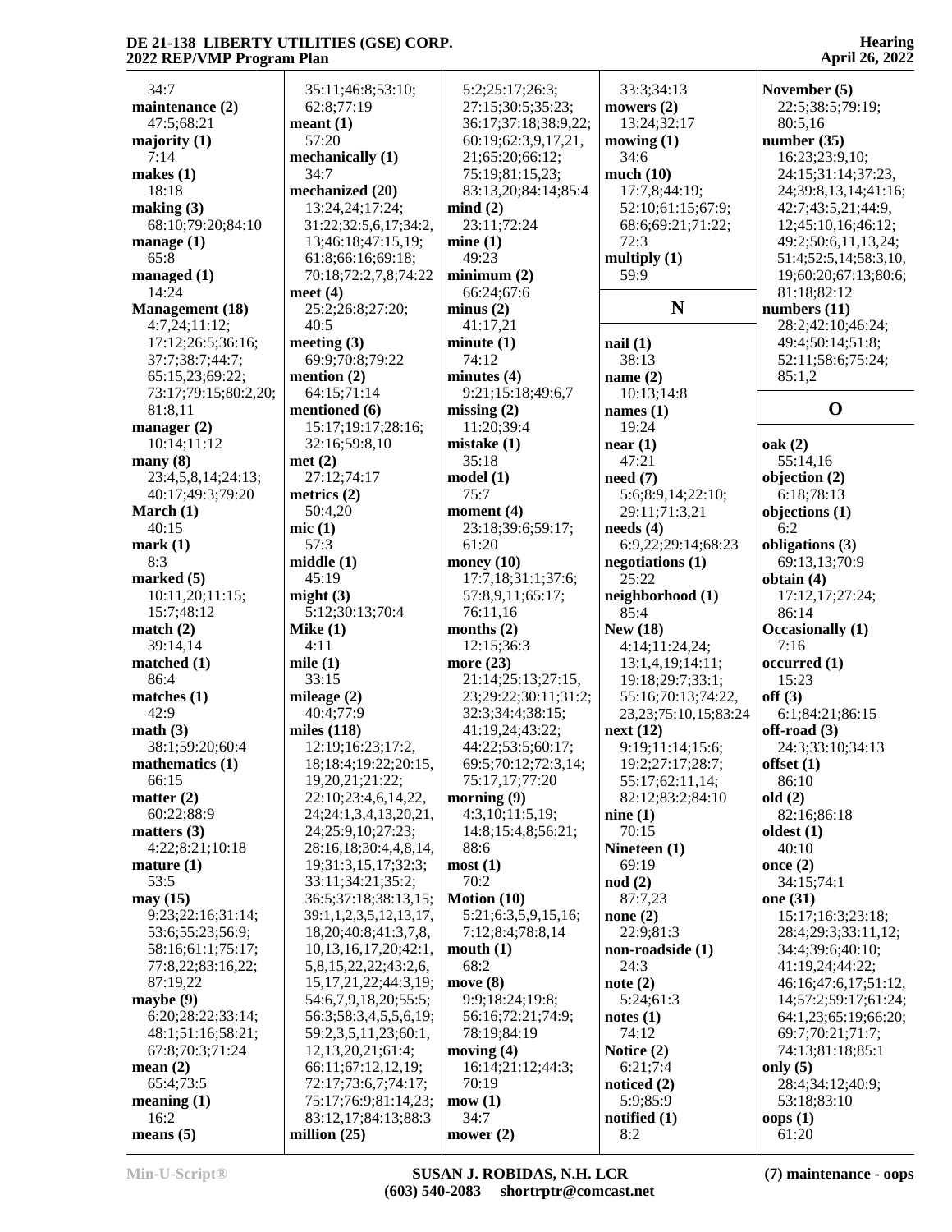34:7
**maintenance (2)**
47:5;68:21
**majority (1)**
7:14
**makes (1)**
18:18
**making (3)**
68:10;79:20;84:10
**manage (1)**
65:8
**managed (1)**
14:24
**Management (18)**
4:7,24;11:12;17:12;26:5;36:16;37:7;38:7;44:7;65:15,23;69:22;73:17;79:15;80:2,20;81:8,11
**manager (2)**
10:14;11:12
**many (8)**
23:4,5,8,14;24:13;40:17;49:3;79:20
**March (1)**
40:15
**mark (1)**
8:3
**marked (5)**
10:11,20;11:15;15:7;48:12
**match (2)**
39:14,14
**matched (1)**
86:4
**matches (1)**
42:9
**math (3)**
38:1;59:20;60:4
**mathematics (1)**
66:15
**matter (2)**
60:22;88:9
**matters (3)**
4:22;8:21;10:18
**mature (1)**
53:5
**may (15)**
9:23;22:16;31:14;53:6;55:23;56:9;58:16;61:1;75:17;77:8,22;83:16,22;87:19,22
**maybe (9)**
6:20;28:22;33:14;48:1;51:16;58:21;67:8;70:3;71:24
**mean (2)**
65:4;73:5
**meaning (1)**
16:2
**means (5)**
35:11;46:8;53:10;62:8;77:19
**meant (1)**
57:20
**mechanically (1)**
34:7
**mechanized (20)**
13:24,24;17:24;31:22;32:5,6,17;34:2,13;46:18;47:15,19;61:8;66:16;69:18;70:18;72:2,7,8;74:22
**meet (4)**
25:2;26:8;27:20;40:5
**meeting (3)**
69:9;70:8;79:22
**mention (2)**
64:15;71:14
**mentioned (6)**
15:17;19:17;28:16;32:16;59:8,10
**met (2)**
27:12;74:17
**metrics (2)**
50:4,20
**mic (1)**
57:3
**middle (1)**
45:19
**might (3)**
5:12;30:13;70:4
**Mike (1)**
4:11
**mile (1)**
33:15
**mileage (2)**
40:4;77:9
**miles (118)**
12:19;16:23;17:2,18;18:4;19:22;20:15,19,20,21;21:22;22:10;23:4,6,14,22,24;24:1,3,4,13,20,21,24;25:9,10;27:23;28:16,18;30:4,4,8,14,19;31:3,15,17;32:3;33:11;34:21;35:2;36:5;37:18;38:13,15;39:1,1,2,3,5,12,13,17,18,20;40:8;41:3,7,8,10,13,16,17,20;42:1,5,8,15,22,22;43:2,6,15,17,21,22;44:3,19;54:6,7,9,18,20;55:5;56:3;58:3,4,5,5,6,19;59:2,3,5,11,23;60:1,12,13,20,21;61:4;66:11;67:12,12,19;72:17;73:6,7;74:17;75:17;76:9;81:14,23;83:12,17;84:13;88:3
**million (25)**
5:2;25:17;26:3;27:15;30:5;35:23;36:17;37:18;38:9,22;60:19;62:3,9,17,21,21;65:20;66:12;75:19;81:15,23;83:13,20;84:14;85:4
**mind (2)**
23:11;72:24
**mine (1)**
49:23
**minimum (2)**
66:24;67:6
**minus (2)**
41:17,21
**minute (1)**
74:12
**minutes (4)**
9:21;15:18;49:6,7
**missing (2)**
11:20;39:4
**mistake (1)**
35:18
**model (1)**
75:7
**moment (4)**
23:18;39:6;59:17;61:20
**money (10)**
17:7,18;31:1;37:6;57:8,9,11;65:17;76:11,16
**months (2)**
12:15;36:3
**more (23)**
21:14;25:13;27:15,23;29:22;30:11;31:2;32:3;34:4;38:15;41:19,24;43:22;44:22;53:5;60:17;69:5;70:12;72:3,14;75:17,17;77:20
**morning (9)**
4:3,10;11:5,19;14:8;15:4,8;56:21;88:6
**most (1)**
70:2
**Motion (10)**
5:21;6:3,5,9,15,16;7:12;8:4;78:8,14
**mouth (1)**
68:2
**move (8)**
9:9;18:24;19:8;56:16;72:21;74:9;78:19;84:19
**moving (4)**
16:14;21:12;44:3;70:19
**mow (1)**
34:7
**mower (2)**
33:3;34:13
**mowers (2)**
13:24;32:17
**mowing (1)**
34:6
**much (10)**
17:7,8;44:19;52:10;61:15;67:9;68:6;69:21;71:22;72:3
**multiply (1)**
59:9

## N

**nail (1)**
38:13
**name (2)**
10:13;14:8
**names (1)**
19:24
**near (1)**
47:21
**need (7)**
5:6;8:9,14;22:10;29:11;71:3,21
**needs (4)**
6:9,22;29:14;68:23
**negotiations (1)**
25:22
**neighborhood (1)**
85:4
**New (18)**
4:14;11:24,24;13:1,4,19;14:11;19:18;29:7;33:1;55:16;70:13;74:22,23,23;75:10,15;83:24
**next (12)**
9:19;11:14;15:6;19:2;27:17;28:7;55:17;62:11,14;82:12;83:2;84:10
**nine (1)**
70:15
**Nineteen (1)**
69:19
**nod (2)**
87:7,23
**none (2)**
22:9;81:3
**non-roadside (1)**
24:3
**note (2)**
5:24;61:3
**notes (1)**
74:12
**Notice (2)**
6:21;7:4
**noticed (2)**
5:9;85:9
**notified (1)**
8:2
**November (5)**
22:5;38:5;79:19;80:5,16
**number (35)**
16:23;23:9,10;24:15;31:14;37:23,24;39:8,13,14;41:16;42:7;43:5,21;44:9,12;45:10,16;46:12;49:2;50:6,11,13,24;51:4;52:5,14;58:3,10,19;60:20;67:13;80:6;81:18;82:12
**numbers (11)**
28:2;42:10;46:24;49:4;50:14;51:8;52:11;58:6;75:24;85:1,2

## O

**oak (2)**
55:14,16
**objection (2)**
6:18;78:13
**objections (1)**
6:2
**obligations (3)**
69:13,13;70:9
**obtain (4)**
17:12,17;27:24;86:14
**Occasionally (1)**
7:16
**occurred (1)**
15:23
**off (3)**
6:1;84:21;86:15
**off-road (3)**
24:3;33:10;34:13
**offset (1)**
86:10
**old (2)**
82:16;86:18
**oldest (1)**
40:10
**once (2)**
34:15;74:1
**one (31)**
15:17;16:3;23:18;28:4;29:3;33:11,12;34:4;39:6;40:10;41:19,24;44:22;46:16;47:6,17;51:12,14;57:2;59:17;61:24;64:1,23;65:19;66:20;69:7;70:21;71:7;74:13;81:18;85:1
**only (5)**
28:4;34:12;40:9;53:18;83:10
**oops (1)**
61:20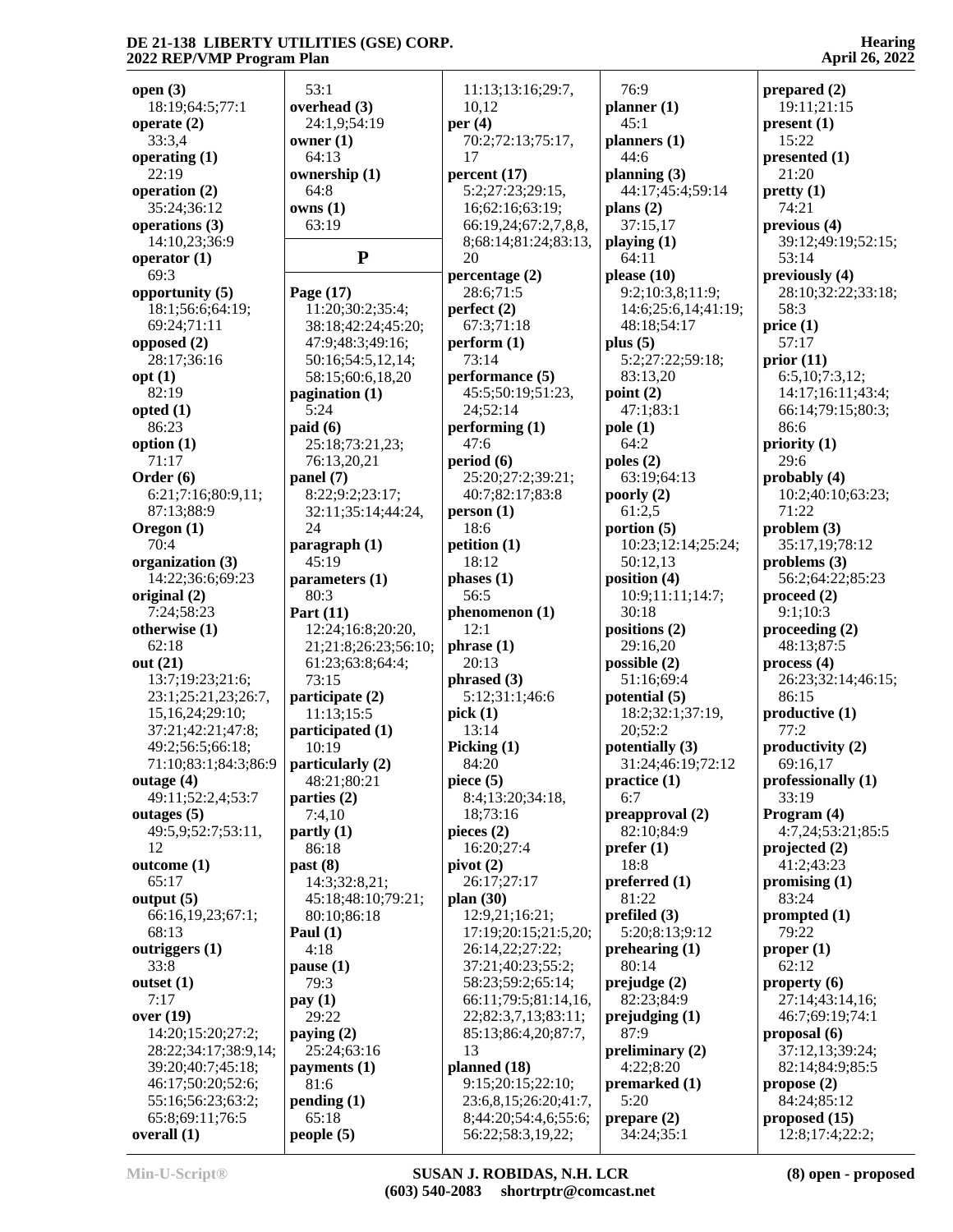**open (3)**
18:19;64:5;77:1
**operate (2)**
33:3,4
**operating (1)**
22:19
**operation (2)**
35:24;36:12
**operations (3)**
14:10,23;36:9
**operator (1)**
69:3
**opportunity (5)**
18:1;56:6;64:19;
69:24;71:11
**opposed (2)**
28:17;36:16
**opt (1)**
82:19
**opted (1)**
86:23
**option (1)**
71:17
**Order (6)**
6:21;7:16;80:9,11;
87:13;88:9
**Oregon (1)**
70:4
**organization (3)**
14:22;36:6;69:23
**original (2)**
7:24;58:23
**otherwise (1)**
62:18
**out (21)**
13:7;19:23;21:6;
23:1;25:21,23;26:7,
15,16,24;29:10;
37:21;42:21;47:8;
49:2;56:5;66:18;
71:10;83:1;84:3;86:9
**outage (4)**
49:11;52:2,4;53:7
**outages (5)**
49:5,9;52:7;53:11,
12
**outcome (1)**
65:17
**output (5)**
66:16,19,23;67:1;
68:13
**outriggers (1)**
33:8
**outset (1)**
7:17
**over (19)**
14:20;15:20;27:2;
28:22;34:17;38:9,14;
39:20;40:7;45:18;
46:17;50:20;52:6;
55:16;56:23;63:2;
65:8;69:11;76:5
**overall (1)**
53:1
**overhead (3)**
24:1,9;54:19
**owner (1)**
64:13
**ownership (1)**
64:8
**owns (1)**
63:19

## P

**Page (17)**
11:20;30:2;35:4;
38:18;42:24;45:20;
47:9;48:3;49:16;
50:16;54:5,12,14;
58:15;60:6,18,20
**pagination (1)**
5:24
**paid (6)**
25:18;73:21,23;
76:13,20,21
**panel (7)**
8:22;9:2;23:17;
32:11;35:14;44:24,
24
**paragraph (1)**
45:19
**parameters (1)**
80:3
**Part (11)**
12:24;16:8;20:20,
21;21:8;26:23;56:10;
61:23;63:8;64:4;
73:15
**participate (2)**
11:13;15:5
**participated (1)**
10:19
**particularly (2)**
48:21;80:21
**parties (2)**
7:4,10
**partly (1)**
86:18
**past (8)**
14:3;32:8,21;
45:18;48:10;79:21;
80:10;86:18
**Paul (1)**
4:18
**pause (1)**
79:3
**pay (1)**
29:22
**paying (2)**
25:24;63:16
**payments (1)**
81:6
**pending (1)**
65:18
**people (5)**
11:13;13:16;29:7,
10,12
**per (4)**
70:2;72:13;75:17,
17
**percent (17)**
5:2;27:23;29:15,
16;62:16;63:19;
66:19,24;67:2,7,8,8,
8;68:14;81:24;83:13,
20
**percentage (2)**
28:6;71:5
**perfect (2)**
67:3;71:18
**perform (1)**
73:14
**performance (5)**
45:5;50:19;51:23,
24;52:14
**performing (1)**
47:6
**period (6)**
25:20;27:2;39:21;
40:7;82:17;83:8
**person (1)**
18:6
**petition (1)**
18:12
**phases (1)**
56:5
**phenomenon (1)**
12:1
**phrase (1)**
20:13
**phrased (3)**
5:12;31:1;46:6
**pick (1)**
13:14
**Picking (1)**
84:20
**piece (5)**
8:4;13:20;34:18,
18;73:16
**pieces (2)**
16:20;27:4
**pivot (2)**
26:17;27:17
**plan (30)**
12:9,21;16:21;
17:19;20:15;21:5,20;
26:14,22;27:22;
37:21;40:23;55:2;
58:23;59:2;65:14;
66:11;79:5;81:14,16,
22;82:3,7,13;83:11;
85:13;86:4,20;87:7,
13
**planned (18)**
9:15;20:15;22:10;
23:6,8,15;26:20;41:7,
8;44:20;54:4,6;55:6;
56:22;58:3,19,22;
76:9
**planner (1)**
45:1
**planners (1)**
44:6
**planning (3)**
44:17;45:4;59:14
**plans (2)**
37:15,17
**playing (1)**
64:11
**please (10)**
9:2;10:3,8;11:9;
14:6;25:6,14;41:19;
48:18;54:17
**plus (5)**
5:2;27:22;59:18;
83:13,20
**point (2)**
47:1;83:1
**pole (1)**
64:2
**poles (2)**
63:19;64:13
**poorly (2)**
61:2,5
**portion (5)**
10:23;12:14;25:24;
50:12,13
**position (4)**
10:9;11:11;14:7;
30:18
**positions (2)**
29:16,20
**possible (2)**
51:16;69:4
**potential (5)**
18:2;32:1;37:19,
20;52:2
**potentially (3)**
31:24;46:19;72:12
**practice (1)**
6:7
**preapproval (2)**
82:10;84:9
**prefer (1)**
18:8
**preferred (1)**
81:22
**prefiled (3)**
5:20;8:13;9:12
**prehearing (1)**
80:14
**prejudge (2)**
82:23;84:9
**prejudging (1)**
87:9
**preliminary (2)**
4:22;8:20
**premarked (1)**
5:20
**prepare (2)**
34:24;35:1
**prepared (2)**
19:11;21:15
**present (1)**
15:22
**presented (1)**
21:20
**pretty (1)**
74:21
**previous (4)**
39:12;49:19;52:15;
53:14
**previously (4)**
28:10;32:22;33:18;
58:3
**price (1)**
57:17
**prior (11)**
6:5,10;7:3,12;
14:17;16:11;43:4;
66:14;79:15;80:3;
86:6
**priority (1)**
29:6
**probably (4)**
10:2;40:10;63:23;
71:22
**problem (3)**
35:17,19;78:12
**problems (3)**
56:2;64:22;85:23
**proceed (2)**
9:1;10:3
**proceeding (2)**
48:13;87:5
**process (4)**
26:23;32:14;46:15;
86:15
**productive (1)**
77:2
**productivity (2)**
69:16,17
**professionally (1)**
33:19
**Program (4)**
4:7,24;53:21;85:5
**projected (2)**
41:2;43:23
**promising (1)**
83:24
**prompted (1)**
79:22
**proper (1)**
62:12
**property (6)**
27:14;43:14,16;
46:7;69:19;74:1
**proposal (6)**
37:12,13;39:24;
82:14;84:9;85:5
**propose (2)**
84:24;85:12
**proposed (15)**
12:8;17:4;22:2;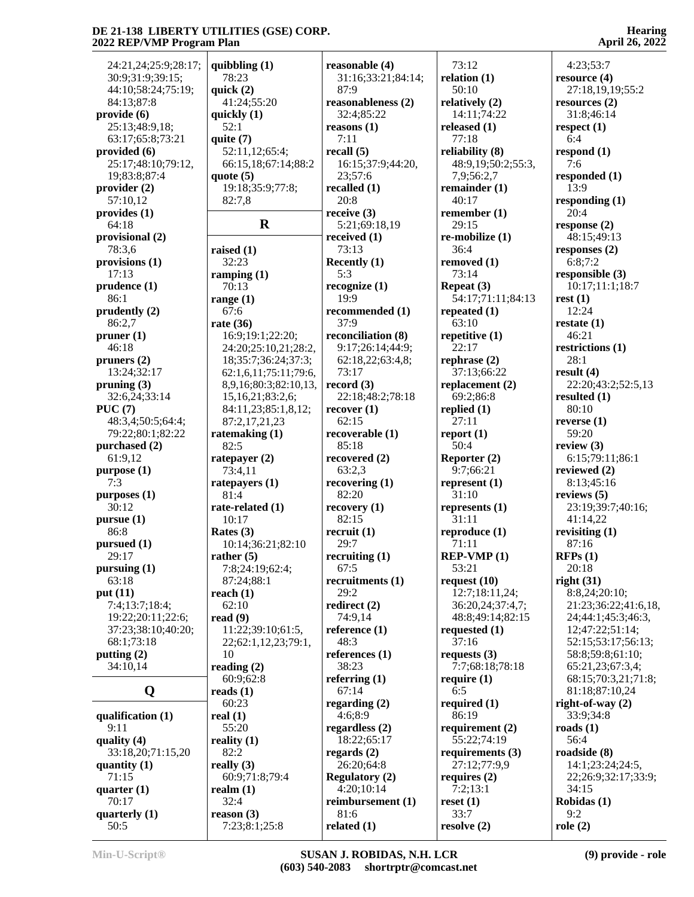24:21,24;25:9;28:17;
30:9;31:9;39:15;
44:10;58:24;75:19;
84:13;87:8

**provide (6)**
25:13;48:9,18;
63:17;65:8;73:21

**provided (6)**
25:17;48:10;79:12,
19;83:8;87:4

**provider (2)**
57:10,12

**provides (1)**
64:18

**provisional (2)**
78:3,6

**provisions (1)**
17:13

**prudence (1)**
86:1

**prudently (2)**
86:2,7

**pruner (1)**
46:18

**pruners (2)**
13:24;32:17

**pruning (3)**
32:6,24;33:14

**PUC (7)**
48:3,4;50:5;64:4;
79:22;80:1;82:22

**purchased (2)**
61:9,12

**purpose (1)**
7:3

**purposes (1)**
30:12

**pursue (1)**
86:8

**pursued (1)**
29:17

**pursuing (1)**
63:18

**put (11)**
7:4;13:7;18:4;
19:22;20:11;22:6;
37:23;38:10;40:20;
68:1;73:18

**putting (2)**
34:10,14

## Q

**qualification (1)**
9:11

**quality (4)**
33:18,20;71:15,20

**quantity (1)**
71:15

**quarter (1)**
70:17

**quarterly (1)**
50:5

**quibbling (1)**
78:23

**quick (2)**
41:24;55:20

**quickly (1)**
52:1

**quite (7)**
52:11,12;65:4;
66:15,18;67:14;88:2

**quote (5)**
19:18;35:9;77:8;
82:7,8

## R

**raised (1)**
32:23

**ramping (1)**
70:13

**range (1)**
67:6

**rate (36)**
16:9;19:1;22:20;
24:20;25:10,21;28:2,
18;35:7;36:24;37:3;
62:1,6,11;75:11;79:6,
8,9,16;80:3;82:10,13,
15,16,21;83:2,6;
84:11,23;85:1,8,12;
87:2,17,21,23

**ratemaking (1)**
82:5

**ratepayer (2)**
73:4,11

**ratepayers (1)**
81:4

**rate-related (1)**
10:17

**Rates (3)**
10:14;36:21;82:10

**rather (5)**
7:8;24:19;62:4;
87:24;88:1

**reach (1)**
62:10

**read (9)**
11:22;39:10;61:5,
22;62:1,12,23;79:1,
10

**reading (2)**
60:9;62:8

**reads (1)**
60:23

**real (1)**
55:20

**reality (1)**
82:2

**really (3)**
60:9;71:8;79:4

**realm (1)**
32:4

**reason (3)**
7:23;8:1;25:8

**reasonable (4)**
31:16;33:21;84:14;
87:9

**reasonableness (2)**
32:4;85:22

**reasons (1)**
7:11

**recall (5)**
16:15;37:9;44:20,
23;57:6

**recalled (1)**
20:8

**receive (3)**
5:21;69:18,19

**received (1)**
73:13

**Recently (1)**
5:3

**recognize (1)**
19:9

**recommended (1)**
37:9

**reconciliation (8)**
9:17;26:14;44:9;
62:18,22;63:4,8;
73:17

**record (3)**
22:18;48:2;78:18

**recover (1)**
62:15

**recoverable (1)**
85:18

**recovered (2)**
63:2,3

**recovering (1)**
82:20

**recovery (1)**
82:15

**recruit (1)**
29:7

**recruiting (1)**
67:5

**recruitments (1)**
29:2

**redirect (2)**
74:9,14

**reference (1)**
48:3

**references (1)**
38:23

**referring (1)**
67:14

**regarding (2)**
4:6;8:9

**regardless (2)**
18:22;65:17

**regards (2)**
26:20;64:8

**Regulatory (2)**
4:20;10:14

**reimbursement (1)**
81:6

**related (1)**
73:12

**relation (1)**
50:10

**relatively (2)**
14:11;74:22

**released (1)**
77:18

**reliability (8)**
48:9,19;50:2;55:3,
7,9;56:2,7

**remainder (1)**
40:17

**remember (1)**
29:15

**re-mobilize (1)**
36:4

**removed (1)**
73:14

**Repeat (3)**
54:17;71:11;84:13

**repeated (1)**
63:10

**repetitive (1)**
22:17

**rephrase (2)**
37:13;66:22

**replacement (2)**
69:2;86:8

**replied (1)**
27:11

**report (1)**
50:4

**Reporter (2)**
9:7;66:21

**represent (1)**
31:10

**represents (1)**
31:11

**reproduce (1)**
71:11

**REP-VMP (1)**
53:21

**request (10)**
12:7;18:11,24;
36:20,24;37:4,7;
48:8;49:14;82:15

**requested (1)**
37:16

**requests (3)**
7:7;68:18;78:18

**require (1)**
6:5

**required (1)**
86:19

**requirement (2)**
55:22;74:19

**requirements (3)**
27:12;77:9,9

**requires (2)**
7:2;13:1

**reset (1)**
33:7

**resolve (2)**
4:23;53:7

**resource (4)**
27:18,19,19;55:2

**resources (2)**
31:8;46:14

**respect (1)**
6:4

**respond (1)**
7:6

**responded (1)**
13:9

**responding (1)**
20:4

**response (2)**
48:15;49:13

**responses (2)**
6:8;7:2

**responsible (3)**
10:17;11:1;18:7

**rest (1)**
12:24

**restate (1)**
46:21

**restrictions (1)**
28:1

**result (4)**
22:20;43:2;52:5,13

**resulted (1)**
80:10

**reverse (1)**
59:20

**review (3)**
6:15;79:11;86:1

**reviewed (2)**
8:13;45:16

**reviews (5)**
23:19;39:7;40:16;
41:14,22

**revisiting (1)**
87:16

**RFPs (1)**
20:18

**right (31)**
8:8,24;20:10;
21:23;36:22;41:6,18,
24;44:1;45:3;46:3,
12;47:22;51:14;
52:15;53:17;56:13;
58:8;59:8;61:10;
65:21,23;67:3,4;
68:15;70:3,21;71:8;
81:18;87:10,24

**right-of-way (2)**
33:9;34:8

**roads (1)**
56:4

**roadside (8)**
14:1;23:24;24:5,
22;26:9;32:17;33:9;
34:15

**Robidas (1)**
9:2

**role (2)**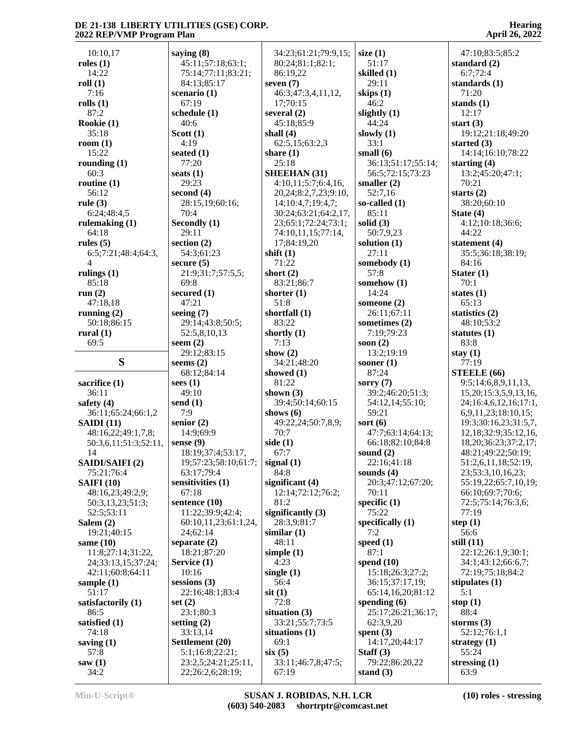10:10,17

**roles (1)**
14:22

**roll (1)**
7:16

**rolls (1)**
87:2

**Rookie (1)**
35:18

**room (1)**
15:22

**rounding (1)**
60:3

**routine (1)**
56:12

**rule (3)**
6:24;48:4,5

**rulemaking (1)**
64:18

**rules (5)**
6:5;7:21;48:4;64:3,4

**rulings (1)**
85:18

**run (2)**
47:18,18

**running (2)**
50:18;86:15

**rural (1)**
69:5

## S

**sacrifice (1)**
36:11

**safety (4)**
36:11;65:24;66:1,2

**SAIDI (11)**
48:16,22;49:1,7,8;50:3,6,11;51:3;52:11,14

**SAIDI/SAIFI (2)**
75:21;76:4

**SAIFI (10)**
48:16,23;49:2,9;50:3,13,23;51:3;52:5;53:11

**Salem (2)**
19:21;40:15

**same (10)**
11:8;27:14;31:22,24;33:13,15;37:24;42:11;60:8;64:11

**sample (1)**
51:17

**satisfactorily (1)**
86:5

**satisfied (1)**
74:18

**saving (1)**
57:8

**saw (1)**
34:2

**saying (8)**
45:11;57:18;63:1;75:14;77:11;83:21;84:13;85:17

**scenario (1)**
67:19

**schedule (1)**
40:6

**Scott (1)**
4:19

**seated (1)**
77:20

**seats (1)**
29:23

**second (4)**
28:15,19;60:16;70:4

**Secondly (1)**
29:11

**section (2)**
54:3;61:23

**secure (5)**
21:9;31:7;57:5,5;69:8

**secured (1)**
47:21

**seeing (7)**
29:14;43:8;50:5;52:5,8,10,13

**seem (2)**
29:12;83:15

**seems (2)**
68:12;84:14

**sees (1)**
49:10

**send (1)**
7:9

**senior (2)**
14:9;69:9

**sense (9)**
18:19;37:4;53:17,19;57:23;58:10;61:7;63:17;79:4

**sensitivities (1)**
67:18

**sentence (10)**
11:22;39:9;42:4;60:10,11,23;61:1,24,24;62:14

**separate (2)**
18:21;87:20

**Service (1)**
10:16

**sessions (3)**
22:16;48:1;83:4

**set (2)**
23:1;80:3

**setting (2)**
33:13,14

**Settlement (20)**
5:1;16:8;22:21;23:2,5;24:21;25:11,22;26:2,6;28:19;34:23;61:21;79:9,15;80:24;81:1;82:1;86:19,22

**seven (7)**
46:3;47:3,4,11,12,17;70:15

**several (2)**
45:18;85:9

**shall (4)**
62:5,15;63:2,3

**share (1)**
25:18

**SHEEHAN (31)**
4:10,11;5:7;6:4,16,20,24;8:2,7,23;9:10,14;10:4,7;19:4,7;30:24;63:21;64:2,17,23;65:1;72:24;73:1;74:10,11,15;77:14,17;84:19,20

**shift (1)**
71:22

**short (2)**
83:21;86:7

**shorter (1)**
51:8

**shortfall (1)**
83:22

**shortly (1)**
7:13

**show (2)**
34:21;48:20

**showed (1)**
81:22

**shown (3)**
39:4;50:14;60:15

**shows (6)**
49:22,24;50:7,8,9;70:7

**side (1)**
67:7

**signal (1)**
84:8

**significant (4)**
12:14;72:12;76:2;81:2

**significantly (3)**
28:3,9;81:7

**similar (1)**
48:11

**simple (1)**
4:23

**single (1)**
56:4

**sit (1)**
72:8

**situation (3)**
33:21;55:7;73:5

**situations (1)**
69:1

**six (5)**
33:11;46:7,8;47:5;67:19

**size (1)**
51:17

**skilled (1)**
29:11

**skips (1)**
46:2

**slightly (1)**
44:24

**slowly (1)**
33:1

**small (6)**
36:13;51:17;55:14;56:5;72:15;73:23

**smaller (2)**
52:7,16

**so-called (1)**
85:11

**solid (3)**
50:7,9,23

**solution (1)**
27:11

**somebody (1)**
57:8

**somehow (1)**
14:24

**someone (2)**
26:11;67:11

**sometimes (2)**
7:19;79:23

**soon (2)**
13:2;19:19

**sooner (1)**
87:24

**sorry (7)**
39:2;46:20;51:3;54:12,14;55:10;59:21

**sort (6)**
47:7;63:14;64:13;66:18;82:10;84:8

**sound (2)**
22:16;41:18

**sounds (4)**
20:3;47:12;67:20;70:11

**specific (1)**
75:22

**specifically (1)**
7:2

**speed (1)**
87:1

**spend (10)**
15:18;26:3;27:2;36:15;37:17,19;65:14,16,20;81:12

**spending (6)**
25:17;26:21;36:17;62:3,9,20

**spent (3)**
14:17,20;44:17

**Staff (3)**
79:22;86:20,22

**stand (3)**
47:10;83:5;85:2

**standard (2)**
6:7;72:4

**standards (1)**
71:20

**stands (1)**
12:17

**start (3)**
19:12;21:18;49:20

**started (3)**
14:14;16:10;78:22

**starting (4)**
13:2;45:20;47:1;70:21

**starts (2)**
38:20;60:10

**State (4)**
4:12;10:18;36:6;44:22

**statement (4)**
35:5;36:18;38:19;84:16

**Stater (1)**
70:1

**states (1)**
65:13

**statistics (2)**
48:10;53:2

**statutes (1)**
83:8

**stay (1)**
77:19

**STEELE (66)**
9:5;14:6,8,9,11,13,15,20;15:3,5,9,13,16,24;16:4,6,12,16;17:1,6,9,11,23;18:10,15;19:3;30:16,23;31:5,7,12,18;32:9;35:12,16,18,20;36:23;37:2,17;48:21;49:22;50:19;51:2,6,11,18;52:19,23;53:3,10,16,23;55:19,22;65:7,10,19;66:10;69:7;70:6;72:5;75:14;76:3,6;77:19

**step (1)**
56:6

**still (11)**
22:12;26:1,9;30:1;34:1;43:12;66:6,7;72:19;75:18;84:2

**stipulates (1)**
5:1

**stop (1)**
88:4

**storms (3)**
52:12;76:1,1

**strategy (1)**
55:24

**stressing (1)**
63:9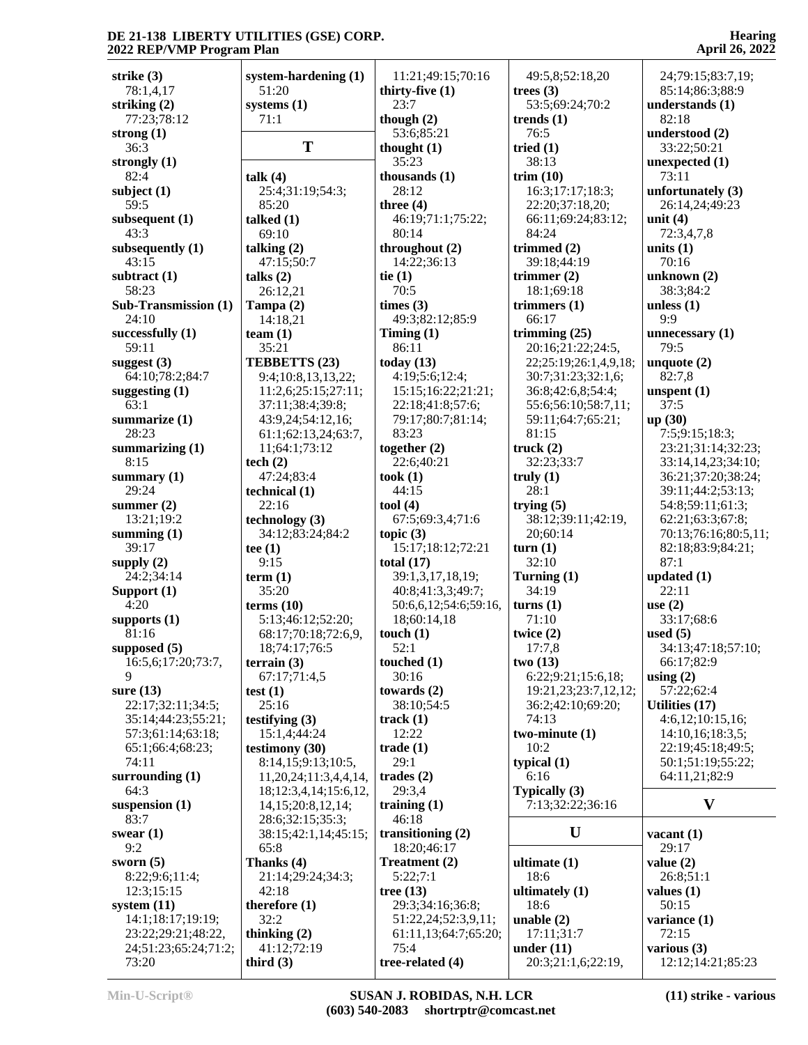**strike (3)**
78:1,4,17
**striking (2)**
77:23;78:12
**strong (1)**
36:3
**strongly (1)**
82:4
**subject (1)**
59:5
**subsequent (1)**
43:3
**subsequently (1)**
43:15
**subtract (1)**
58:23
**Sub-Transmission (1)**
24:10
**successfully (1)**
59:11
**suggest (3)**
64:10;78:2;84:7
**suggesting (1)**
63:1
**summarize (1)**
28:23
**summarizing (1)**
8:15
**summary (1)**
29:24
**summer (2)**
13:21;19:2
**summing (1)**
39:17
**supply (2)**
24:2;34:14
**Support (1)**
4:20
**supports (1)**
81:16
**supposed (5)**
16:5,6;17:20;73:7,9
**sure (13)**
22:17;32:11;34:5;35:14;44:23;55:21;57:3;61:14;63:18;65:1;66:4;68:23;74:11
**surrounding (1)**
64:3
**suspension (1)**
83:7
**swear (1)**
9:2
**sworn (5)**
8:22;9:6;11:4;12:3;15:15
**system (11)**
14:1;18:17;19:19;23:22;29:21;48:22,24;51:23;65:24;71:2;73:20
**system-hardening (1)**
51:20
**systems (1)**
71:1

## T

**talk (4)**
25:4;31:19;54:3;85:20
**talked (1)**
69:10
**talking (2)**
47:15;50:7
**talks (2)**
26:12,21
**Tampa (2)**
14:18,21
**team (1)**
35:21
**TEBBETTS (23)**
9:4;10:8,13,13,22;11:2,6;25:15;27:11;37:11;38:4;39:8;43:9,24;54:12,16;61:12;62:13,24;63:7,11;64:1;73:12
**tech (2)**
47:24;83:4
**technical (1)**
22:16
**technology (3)**
34:12;83:24;84:2
**tee (1)**
9:15
**term (1)**
35:20
**terms (10)**
5:13;46:12;52:20;68:17;70:18;72:6,9,18;74:17;76:5
**terrain (3)**
67:17;71:4,5
**test (1)**
25:16
**testifying (3)**
15:1,4;44:24
**testimony (30)**
8:14,15;9:13;10:5,11,20,24;11:3,4,4,14,18;12:3,4,14;15:6,12,14,15;20:8,12,14;28:6;32:15;35:3;38:15;42:1,14;45:15;65:8
**Thanks (4)**
21:14;29:24;34:3;42:18
**therefore (1)**
32:2
**thinking (2)**
41:12;72:19
**third (3)**
11:21;49:15;70:16
**thirty-five (1)**
23:7
**though (2)**
53:6;85:21
**thought (1)**
35:23
**thousands (1)**
28:12
**three (4)**
46:19;71:1;75:22;80:14
**throughout (2)**
14:22;36:13
**tie (1)**
70:5
**times (3)**
49:3;82:12;85:9
**Timing (1)**
86:11
**today (13)**
4:19;5:6;12:4;15:15;16:22;21:21;22:18;41:8;57:6;79:17;80:7;81:14;83:23
**together (2)**
22:6;40:21
**took (1)**
44:15
**tool (4)**
67:5;69:3,4;71:6
**topic (3)**
15:17;18:12;72:21
**total (17)**
39:1,3,17,18,19;40:8;41:3,3;49:7;50:6,6,12;54:6;59:16,18;60:14,18
**touch (1)**
52:1
**touched (1)**
30:16
**towards (2)**
38:10;54:5
**track (1)**
12:22
**trade (1)**
29:1
**trades (2)**
29:3,4
**training (1)**
46:18
**transitioning (2)**
18:20;46:17
**Treatment (2)**
5:22;7:1
**tree (13)**
29:3;34:16;36:8;51:22,24;52:3,9,11;61:11,13;64:7;65:20;75:4
**tree-related (4)**
49:5,8;52:18,20
**trees (3)**
53:5;69:24;70:2
**trends (1)**
76:5
**tried (1)**
38:13
**trim (10)**
16:3;17:17;18:3;22:20;37:18,20;66:11;69:24;83:12;84:24
**trimmed (2)**
39:18;44:19
**trimmer (2)**
18:1;69:18
**trimmers (1)**
66:17
**trimming (25)**
20:16;21:22;24:5,22;25:19;26:1,4,9,18;30:7;31:23;32:1,6;36:8;42:6,8;54:4;55:6;56:10;58:7,11;59:11;64:7;65:21;81:15
**truck (2)**
32:23;33:7
**truly (1)**
28:1
**trying (5)**
38:12;39:11;42:19,20;60:14
**turn (1)**
32:10
**Turning (1)**
34:19
**turns (1)**
71:10
**twice (2)**
17:7,8
**two (13)**
6:22;9:21;15:6,18;19:21,23;23:7,12,12;36:2;42:10;69:20;74:13
**two-minute (1)**
10:2
**typical (1)**
6:16
**Typically (3)**
7:13;32:22;36:16

## U

**ultimate (1)**
18:6
**ultimately (1)**
18:6
**unable (2)**
17:11;31:7
**under (11)**
20:3;21:1,6;22:19,24;79:15;83:7,19;85:14;86:3;88:9
**understands (1)**
82:18
**understood (2)**
33:22;50:21
**unexpected (1)**
73:11
**unfortunately (3)**
26:14,24;49:23
**unit (4)**
72:3,4,7,8
**units (1)**
70:16
**unknown (2)**
38:3;84:2
**unless (1)**
9:9
**unnecessary (1)**
79:5
**unquote (2)**
82:7,8
**unspent (1)**
37:5
**up (30)**
7:5;9:15;18:3;23:21;31:14;32:23;33:14,14,23;34:10;36:21;37:20;38:24;39:11;44:2;53:13;54:8;59:11;61:3;62:21;63:3;67:8;70:13;76:16;80:5,11;82:18;83:9;84:21;87:1
**updated (1)**
22:11
**use (2)**
33:17;68:6
**used (5)**
34:13;47:18;57:10;66:17;82:9
**using (2)**
57:22;62:4
**Utilities (17)**
4:6,12;10:15,16;14:10,16;18:3,5;22:19;45:18;49:5;50:1;51:19;55:22;64:11,21;82:9

## V

**vacant (1)**
29:17
**value (2)**
26:8;51:1
**values (1)**
50:15
**variance (1)**
72:15
**various (3)**
12:12;14:21;85:23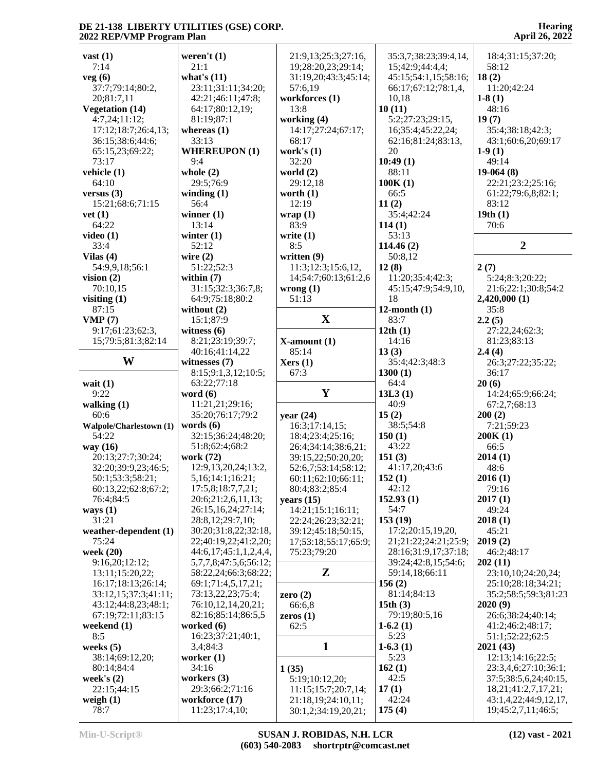**vast (1)**
7:14
**veg (6)**
37:7;79:14;80:2,
20;81:7,11
**Vegetation (14)**
4:7,24;11:12;
17:12;18:7;26:4,13;
36:15;38:6;44:6;
65:15,23;69:22;
73:17
**vehicle (1)**
64:10
**versus (3)**
15:21;68:6;71:15
**vet (1)**
64:22
**video (1)**
33:4
**Vilas (4)**
54:9,9,18;56:1
**vision (2)**
70:10,15
**visiting (1)**
87:15
**VMP (7)**
9:17;61:23;62:3,
15;79:5;81:3;82:14

## W

**wait (1)**
9:22
**walking (1)**
60:6
**Walpole/Charlestown (1)**
54:22
**way (16)**
20:13;27:7;30:24;
32:20;39:9,23;46:5;
50:1;53:3;58:21;
60:13,22;62:8;67:2;
76:4;84:5
**ways (1)**
31:21
**weather-dependent (1)**
75:24
**week (20)**
9:16,20;12:12;
13:11;15:20,22;
16:17;18:13;26:14;
33:12,15;37:3;41:11;
43:12;44:8,23;48:1;
67:19;72:11;83:15
**weekend (1)**
8:5
**weeks (5)**
38:14;69:12,20;
80:14;84:4
**week's (2)**
22:15;44:15
**weigh (1)**
78:7
**weren't (1)**
21:1
**what's (11)**
23:11;31:11;34:20;
42:21;46:11;47:8;
64:17;80:12,19;
81:19;87:1
**whereas (1)**
33:13
**WHEREUPON (1)**
9:4
**whole (2)**
29:5;76:9
**winding (1)**
56:4
**winner (1)**
13:14
**winter (1)**
52:12
**wire (2)**
51:22;52:3
**within (7)**
31:15;32:3;36:7,8;
64:9;75:18;80:2
**without (2)**
15:1;87:9
**witness (6)**
8:21;23:19;39:7;
40:16;41:14,22
**witnesses (7)**
8:15;9:1,3,12;10:5;
63:22;77:18
**word (6)**
11:21,21;29:16;
35:20;76:17;79:2
**words (6)**
32:15;36:24;48:20;
51:8;62:4;68:2
**work (72)**
12:9,13,20,24;13:2,
5,16;14:1;16:21;
17:5,8;18:7,7,21;
20:6;21:2,6,11,13;
26:15,16,24;27:14;
28:8,12;29:7,10;
30:20;31:8,22;32:18,
22;40:19,22;41:2,20;
44:6,17;45:1,1,2,4,4,
5,7,7,8;47:5,6;56:12;
58:22,24;66:3;68:22;
69:1;71:4,5,17,21;
73:13,22,23;75:4;
76:10,12,14,20,21;
82:16;85:14;86:5,5
**worked (6)**
16:23;37:21;40:1,
3,4;84:3
**worker (1)**
34:16
**workers (3)**
29:3;66:2;71:16
**workforce (17)**
11:23;17:4,10;
21:9,13;25:3;27:16,
19;28:20,23;29:14;
31:19,20;43:3;45:14;
57:6,19
**workforces (1)**
13:8
**working (4)**
14:17;27:24;67:17;
68:17
**work's (1)**
32:20
**world (2)**
29:12,18
**worth (1)**
12:19
**wrap (1)**
83:9
**write (1)**
8:5
**written (9)**
11:3;12:3;15:6,12,
14;54:7;60:13;61:2,6
**wrong (1)**
51:13

## X

**X-amount (1)**
85:14
**Xers (1)**
67:3

## Y

**year (24)**
16:3;17:14,15;
18:4;23:4;25:16;
26:4;34:14;38:6,21;
39:15,22;50:20,20;
52:6,7;53:14;58:12;
60:11;62:10;66:11;
80:4;83:2;85:4
**years (15)**
14:21;15:1;16:11;
22:24;26:23;32:21;
39:12;45:18;50:15,
17;53:18;55:17;65:9;
75:23;79:20

## Z

**zero (2)**
66:6,8
**zeros (1)**
62:5

## 1

**1 (35)**
5:19;10:12,20;
11:15;15:7;20:7,14;
21:18,19;24:10,11;
30:1,2;34:19,20,21;
35:3,7;38:23;39:4,14,
15;42:9;44:4,4;
45:15;54:1,15;58:16;
66:17;67:12;78:1,4,
10,18
**10 (11)**
5:2;27:23;29:15,
16;35:4;45:22,24;
62:16;81:24;83:13,
20
**10:49 (1)**
88:11
**100K (1)**
66:5
**11 (2)**
35:4;42:24
**114 (1)**
53:13
**114.46 (2)**
50:8,12
**12 (8)**
11:20;35:4;42:3;
45:15;47:9;54:9,10,
18
**12-month (1)**
83:7
**12th (1)**
14:16
**13 (3)**
35:4;42:3;48:3
**1300 (1)**
64:4
**13L3 (1)**
40:9
**15 (2)**
38:5;54:8
**150 (1)**
43:22
**151 (3)**
41:17,20;43:6
**152 (1)**
42:12
**152.93 (1)**
54:7
**153 (19)**
17:2;20:15,19,20,
21;21:22;24:21;25:9;
28:16;31:9,17;37:18;
39:24;42:8,15;54:6;
59:14,18;66:11
**156 (2)**
81:14;84:13
**15th (3)**
79:19;80:5,16
**1-6.2 (1)**
5:23
**1-6.3 (1)**
5:23
**162 (1)**
42:5
**17 (1)**
42:24
**175 (4)**
18:4;31:15;37:20;
58:12
**18 (2)**
11:20;42:24
**1-8 (1)**
48:16
**19 (7)**
35:4;38:18;42:3;
43:1;60:6,20;69:17
**1-9 (1)**
49:14
**19-064 (8)**
22:21;23:2;25:16;
61:22;79:6,8;82:1;
83:12
**19th (1)**
70:6

## 2

**2 (7)**
5:24;8:3;20:22;
21:6;22:1;30:8;54:2
**2,420,000 (1)**
35:8
**2.2 (5)**
27:22,24;62:3;
81:23;83:13
**2.4 (4)**
26:3;27:22;35:22;
36:17
**20 (6)**
14:24;65:9;66:24;
67:2,7;68:13
**200 (2)**
7:21;59:23
**200K (1)**
66:5
**2014 (1)**
48:6
**2016 (1)**
79:16
**2017 (1)**
49:24
**2018 (1)**
45:21
**2019 (2)**
46:2;48:17
**202 (11)**
23:10,10;24:20,24;
25:10;28:18;34:21;
35:2;58:5;59:3;81:23
**2020 (9)**
26:6;38:24;40:14;
41:2;46:2;48:17;
51:1;52:22;62:5
**2021 (43)**
12:13;14:16;22:5;
23:3,4,6;27:10;36:1;
37:5;38:5,6,24;40:15,
18,21;41:2,7,17,21;
43:1,4,22;44:9,12,17,
19;45:2,7,11;46:5;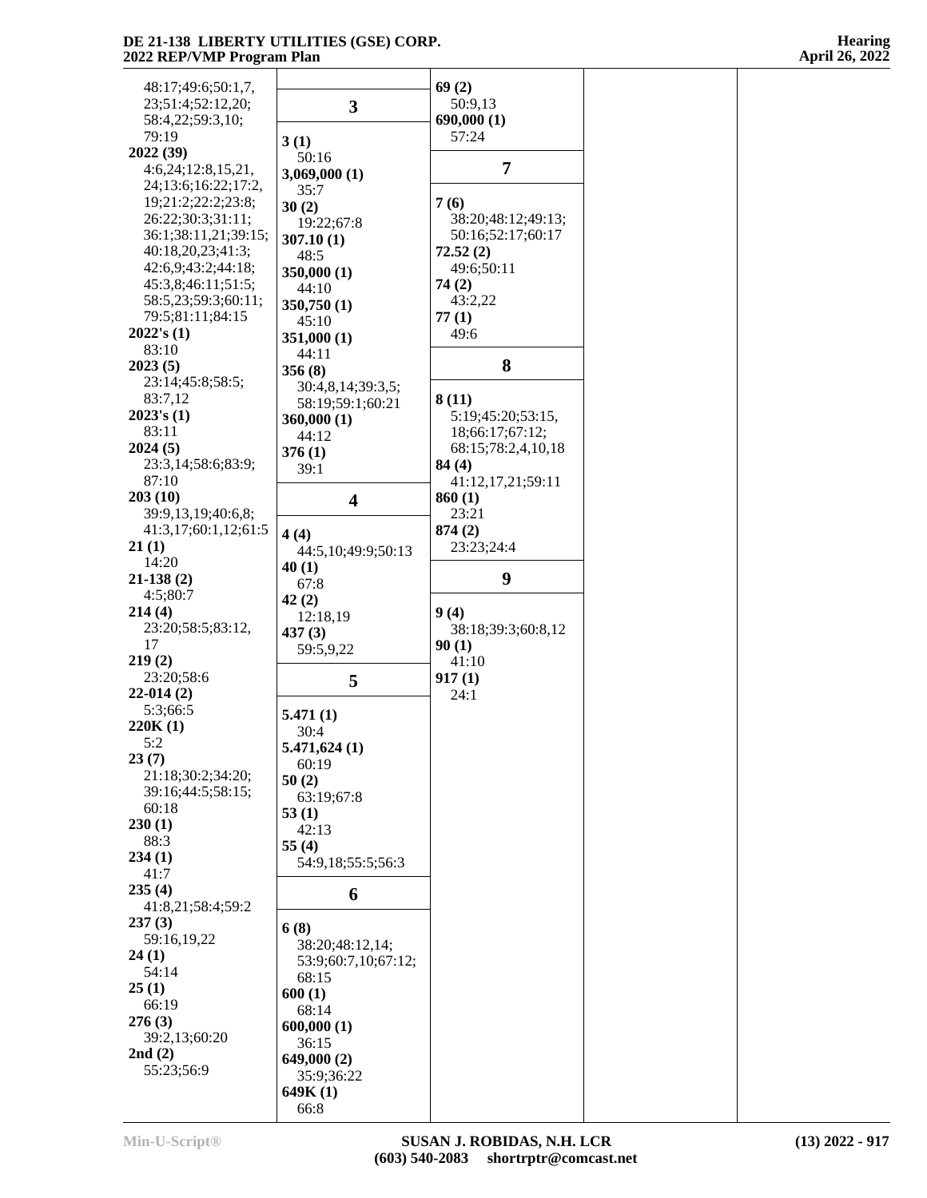48:17;49:6;50:1,7,
23;51:4;52:12,20;
58:4,22;59:3,10;
79:19
**2022 (39)**
4:6,24;12:8,15,21,
24;13:6;16:22;17:2,
19;21:2;22:2;23:8;
26:22;30:3;31:11;
36:1;38:11,21;39:15;
40:18,20,23;41:3;
42:6,9;43:2;44:18;
45:3,8;46:11;51:5;
58:5,23;59:3;60:11;
79:5;81:11;84:15
**2022's (1)**
83:10
**2023 (5)**
23:14;45:8;58:5;
83:7,12
**2023's (1)**
83:11
**2024 (5)**
23:3,14;58:6;83:9;
87:10
**203 (10)**
39:9,13,19;40:6,8;
41:3,17;60:1,12;61:5
**21 (1)**
14:20
**21-138 (2)**
4:5;80:7
**214 (4)**
23:20;58:5;83:12,
17
**219 (2)**
23:20;58:6
**22-014 (2)**
5:3;66:5
**220K (1)**
5:2
**23 (7)**
21:18;30:2;34:20;
39:16;44:5;58:15;
60:18
**230 (1)**
88:3
**234 (1)**
41:7
**235 (4)**
41:8,21;58:4;59:2
**237 (3)**
59:16,19,22
**24 (1)**
54:14
**25 (1)**
66:19
**276 (3)**
39:2,13;60:20
**2nd (2)**
55:23;56:9

### 3

**3 (1)**
50:16
**3,069,000 (1)**
35:7
**30 (2)**
19:22;67:8
**307.10 (1)**
48:5
**350,000 (1)**
44:10
**350,750 (1)**
45:10
**351,000 (1)**
44:11
**356 (8)**
30:4,8,14;39:3,5;
58:19;59:1;60:21
**360,000 (1)**
44:12
**376 (1)**
39:1

### 4

**4 (4)**
44:5,10;49:9;50:13
**40 (1)**
67:8
**42 (2)**
12:18,19
**437 (3)**
59:5,9,22

### 5

**5.471 (1)**
30:4
**5.471,624 (1)**
60:19
**50 (2)**
63:19;67:8
**53 (1)**
42:13
**55 (4)**
54:9,18;55:5;56:3

### 6

**6 (8)**
38:20;48:12,14;
53:9;60:7,10;67:12;
68:15
**600 (1)**
68:14
**600,000 (1)**
36:15
**649,000 (2)**
35:9;36:22
**649K (1)**
66:8

**69 (2)**
50:9,13
**690,000 (1)**
57:24

### 7

**7 (6)**
38:20;48:12;49:13;
50:16;52:17;60:17
**72.52 (2)**
49:6;50:11
**74 (2)**
43:2,22
**77 (1)**
49:6

### 8

**8 (11)**
5:19;45:20;53:15,
18;66:17;67:12;
68:15;78:2,4,10,18
**84 (4)**
41:12,17,21;59:11
**860 (1)**
23:21
**874 (2)**
23:23;24:4

### 9

**9 (4)**
38:18;39:3;60:8,12
**90 (1)**
41:10
**917 (1)**
24:1